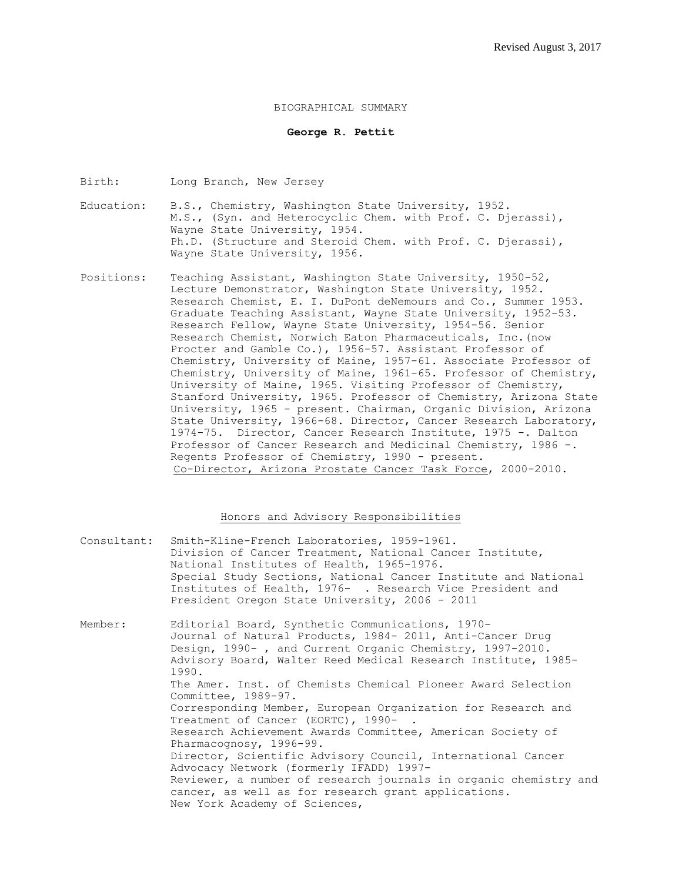Revised August 3, 2017

# BIOGRAPHICAL SUMMARY

## George R. Pettit

Birth: Long Branch, New Jersey

Education: B.S., Chemistry, Washington State University, 1952.
M.S., (Syn. and Heterocyclic Chem. with Prof. C. Djerassi), Wayne State University, 1954.
Ph.D. (Structure and Steroid Chem. with Prof. C. Djerassi), Wayne State University, 1956.

Positions: Teaching Assistant, Washington State University, 1950-52, Lecture Demonstrator, Washington State University, 1952. Research Chemist, E. I. DuPont deNemours and Co., Summer 1953. Graduate Teaching Assistant, Wayne State University, 1952-53. Research Fellow, Wayne State University, 1954-56. Senior Research Chemist, Norwich Eaton Pharmaceuticals, Inc.(now Procter and Gamble Co.), 1956-57. Assistant Professor of Chemistry, University of Maine, 1957-61. Associate Professor of Chemistry, University of Maine, 1961-65. Professor of Chemistry, University of Maine, 1965. Visiting Professor of Chemistry, Stanford University, 1965. Professor of Chemistry, Arizona State University, 1965 - present. Chairman, Organic Division, Arizona State University, 1966-68. Director, Cancer Research Laboratory, 1974-75. Director, Cancer Research Institute, 1975 -. Dalton Professor of Cancer Research and Medicinal Chemistry, 1986 -. Regents Professor of Chemistry, 1990 - present. Co-Director, Arizona Prostate Cancer Task Force, 2000-2010.

### Honors and Advisory Responsibilities

Consultant: Smith-Kline-French Laboratories, 1959-1961.
Division of Cancer Treatment, National Cancer Institute, National Institutes of Health, 1965-1976.
Special Study Sections, National Cancer Institute and National Institutes of Health, 1976- . Research Vice President and President Oregon State University, 2006 - 2011

Member: Editorial Board, Synthetic Communications, 1970-
Journal of Natural Products, 1984- 2011, Anti-Cancer Drug Design, 1990- , and Current Organic Chemistry, 1997-2010.
Advisory Board, Walter Reed Medical Research Institute, 1985-1990.
The Amer. Inst. of Chemists Chemical Pioneer Award Selection Committee, 1989-97.
Corresponding Member, European Organization for Research and Treatment of Cancer (EORTC), 1990- .
Research Achievement Awards Committee, American Society of Pharmacognosy, 1996-99.
Director, Scientific Advisory Council, International Cancer Advocacy Network (formerly IFADD) 1997-
Reviewer, a number of research journals in organic chemistry and cancer, as well as for research grant applications.
New York Academy of Sciences,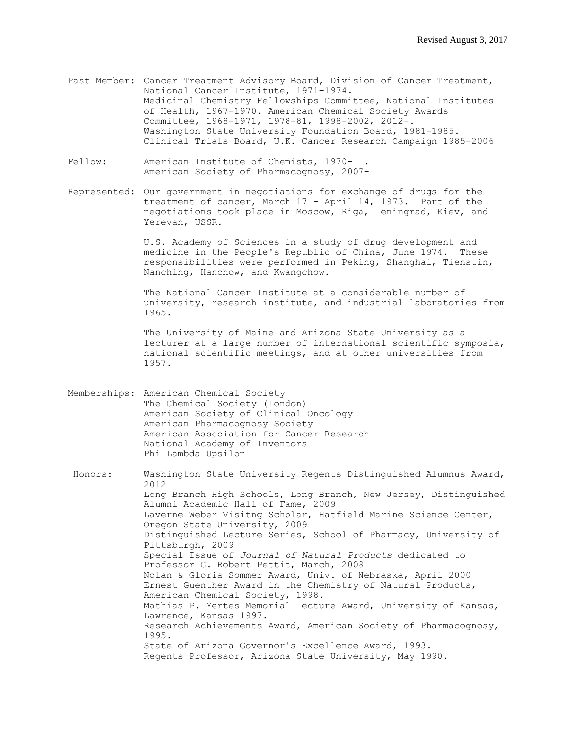Revised August 3, 2017

**Past Member:** Cancer Treatment Advisory Board, Division of Cancer Treatment, National Cancer Institute, 1971-1974.
Medicinal Chemistry Fellowships Committee, National Institutes of Health, 1967-1970. American Chemical Society Awards Committee, 1968-1971, 1978-81, 1998-2002, 2012-.
Washington State University Foundation Board, 1981-1985.
Clinical Trials Board, U.K. Cancer Research Campaign 1985-2006

**Fellow:** American Institute of Chemists, 1970- .
American Society of Pharmacognosy, 2007-

**Represented:** Our government in negotiations for exchange of drugs for the treatment of cancer, March 17 - April 14, 1973. Part of the negotiations took place in Moscow, Riga, Leningrad, Kiev, and Yerevan, USSR.

U.S. Academy of Sciences in a study of drug development and medicine in the People's Republic of China, June 1974. These responsibilities were performed in Peking, Shanghai, Tienstin, Nanching, Hanchow, and Kwangchow.

The National Cancer Institute at a considerable number of university, research institute, and industrial laboratories from 1965.

The University of Maine and Arizona State University as a lecturer at a large number of international scientific symposia, national scientific meetings, and at other universities from 1957.

**Memberships:** American Chemical Society
The Chemical Society (London)
American Society of Clinical Oncology
American Pharmacognosy Society
American Association for Cancer Research
National Academy of Inventors
Phi Lambda Upsilon

**Honors:** Washington State University Regents Distinguished Alumnus Award, 2012
Long Branch High Schools, Long Branch, New Jersey, Distinguished Alumni Academic Hall of Fame, 2009
Laverne Weber Visitng Scholar, Hatfield Marine Science Center, Oregon State University, 2009
Distinguished Lecture Series, School of Pharmacy, University of Pittsburgh, 2009
Special Issue of *Journal of Natural Products* dedicated to Professor G. Robert Pettit, March, 2008
Nolan & Gloria Sommer Award, Univ. of Nebraska, April 2000
Ernest Guenther Award in the Chemistry of Natural Products, American Chemical Society, 1998.
Mathias P. Mertes Memorial Lecture Award, University of Kansas, Lawrence, Kansas 1997.
Research Achievements Award, American Society of Pharmacognosy, 1995.
State of Arizona Governor's Excellence Award, 1993.
Regents Professor, Arizona State University, May 1990.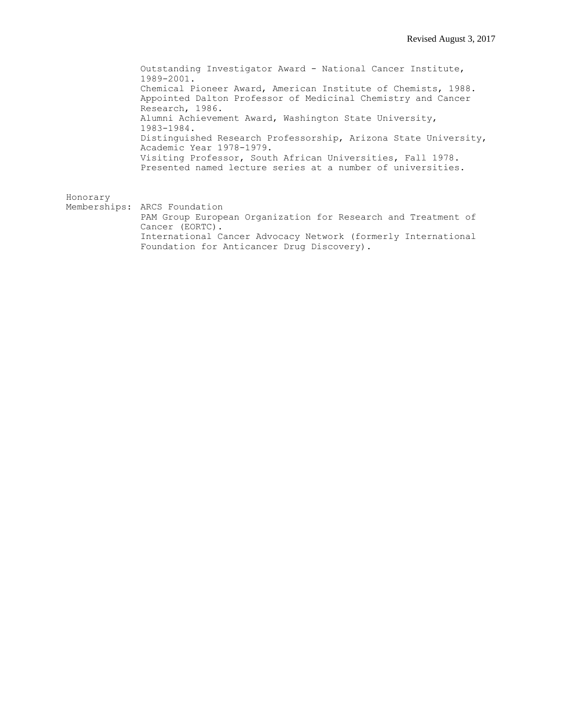Outstanding Investigator Award - National Cancer Institute, 1989-2001.
Chemical Pioneer Award, American Institute of Chemists, 1988.
Appointed Dalton Professor of Medicinal Chemistry and Cancer Research, 1986.
Alumni Achievement Award, Washington State University, 1983-1984.
Distinguished Research Professorship, Arizona State University, Academic Year 1978-1979.
Visiting Professor, South African Universities, Fall 1978.
Presented named lecture series at a number of universities.

Honorary Memberships: ARCS Foundation
PAM Group European Organization for Research and Treatment of Cancer (EORTC).
International Cancer Advocacy Network (formerly International Foundation for Anticancer Drug Discovery).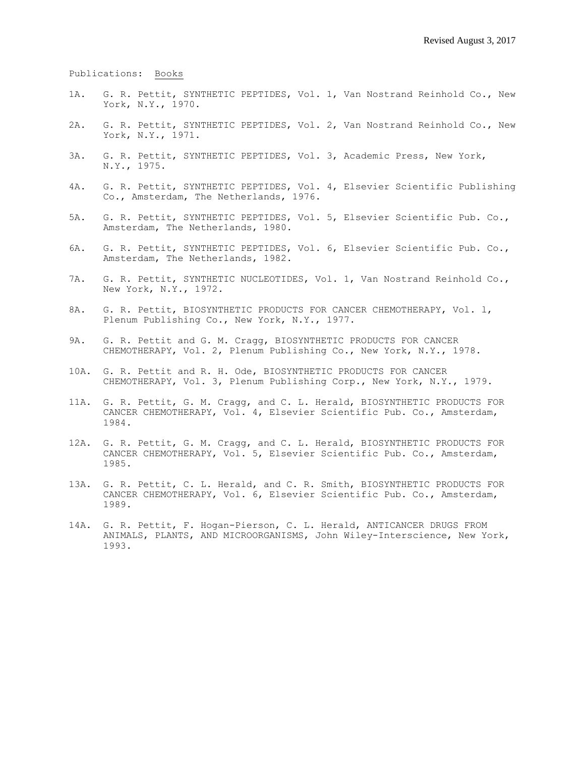Publications: Books

1A. G. R. Pettit, SYNTHETIC PEPTIDES, Vol. 1, Van Nostrand Reinhold Co., New York, N.Y., 1970.

2A. G. R. Pettit, SYNTHETIC PEPTIDES, Vol. 2, Van Nostrand Reinhold Co., New York, N.Y., 1971.

3A. G. R. Pettit, SYNTHETIC PEPTIDES, Vol. 3, Academic Press, New York, N.Y., 1975.

4A. G. R. Pettit, SYNTHETIC PEPTIDES, Vol. 4, Elsevier Scientific Publishing Co., Amsterdam, The Netherlands, 1976.

5A. G. R. Pettit, SYNTHETIC PEPTIDES, Vol. 5, Elsevier Scientific Pub. Co., Amsterdam, The Netherlands, 1980.

6A. G. R. Pettit, SYNTHETIC PEPTIDES, Vol. 6, Elsevier Scientific Pub. Co., Amsterdam, The Netherlands, 1982.

7A. G. R. Pettit, SYNTHETIC NUCLEOTIDES, Vol. 1, Van Nostrand Reinhold Co., New York, N.Y., 1972.

8A. G. R. Pettit, BIOSYNTHETIC PRODUCTS FOR CANCER CHEMOTHERAPY, Vol. l, Plenum Publishing Co., New York, N.Y., 1977.

9A. G. R. Pettit and G. M. Cragg, BIOSYNTHETIC PRODUCTS FOR CANCER CHEMOTHERAPY, Vol. 2, Plenum Publishing Co., New York, N.Y., 1978.

10A. G. R. Pettit and R. H. Ode, BIOSYNTHETIC PRODUCTS FOR CANCER CHEMOTHERAPY, Vol. 3, Plenum Publishing Corp., New York, N.Y., 1979.

11A. G. R. Pettit, G. M. Cragg, and C. L. Herald, BIOSYNTHETIC PRODUCTS FOR CANCER CHEMOTHERAPY, Vol. 4, Elsevier Scientific Pub. Co., Amsterdam, 1984.

12A. G. R. Pettit, G. M. Cragg, and C. L. Herald, BIOSYNTHETIC PRODUCTS FOR CANCER CHEMOTHERAPY, Vol. 5, Elsevier Scientific Pub. Co., Amsterdam, 1985.

13A. G. R. Pettit, C. L. Herald, and C. R. Smith, BIOSYNTHETIC PRODUCTS FOR CANCER CHEMOTHERAPY, Vol. 6, Elsevier Scientific Pub. Co., Amsterdam, 1989.

14A. G. R. Pettit, F. Hogan-Pierson, C. L. Herald, ANTICANCER DRUGS FROM ANIMALS, PLANTS, AND MICROORGANISMS, John Wiley-Interscience, New York, 1993.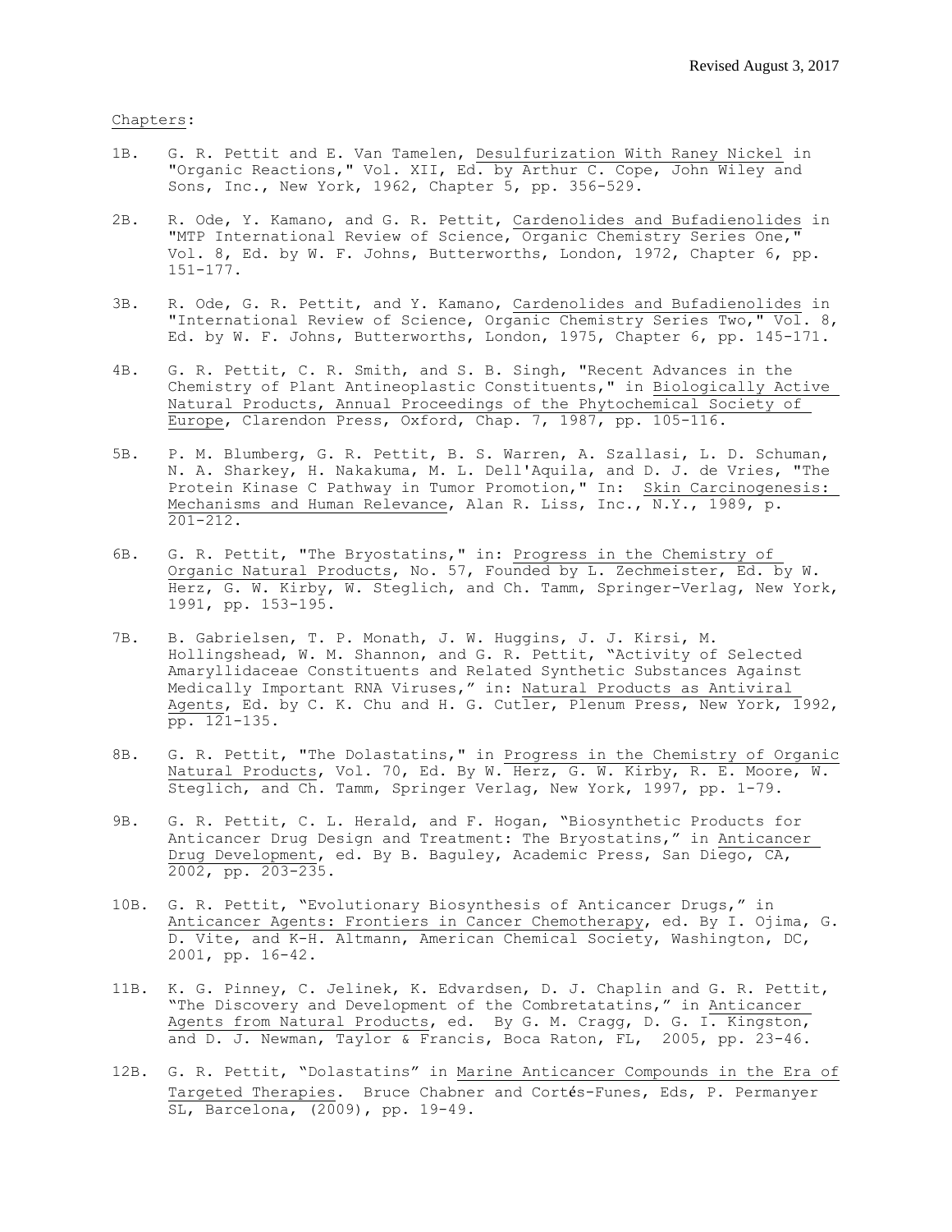Chapters:

1B. G. R. Pettit and E. Van Tamelen, Desulfurization With Raney Nickel in "Organic Reactions," Vol. XII, Ed. by Arthur C. Cope, John Wiley and Sons, Inc., New York, 1962, Chapter 5, pp. 356-529.

2B. R. Ode, Y. Kamano, and G. R. Pettit, Cardenolides and Bufadienolides in "MTP International Review of Science, Organic Chemistry Series One," Vol. 8, Ed. by W. F. Johns, Butterworths, London, 1972, Chapter 6, pp. 151-177.

3B. R. Ode, G. R. Pettit, and Y. Kamano, Cardenolides and Bufadienolides in "International Review of Science, Organic Chemistry Series Two," Vol. 8, Ed. by W. F. Johns, Butterworths, London, 1975, Chapter 6, pp. 145-171.

4B. G. R. Pettit, C. R. Smith, and S. B. Singh, "Recent Advances in the Chemistry of Plant Antineoplastic Constituents," in Biologically Active Natural Products, Annual Proceedings of the Phytochemical Society of Europe, Clarendon Press, Oxford, Chap. 7, 1987, pp. 105-116.

5B. P. M. Blumberg, G. R. Pettit, B. S. Warren, A. Szallasi, L. D. Schuman, N. A. Sharkey, H. Nakakuma, M. L. Dell'Aquila, and D. J. de Vries, "The Protein Kinase C Pathway in Tumor Promotion," In: Skin Carcinogenesis: Mechanisms and Human Relevance, Alan R. Liss, Inc., N.Y., 1989, p. 201-212.

6B. G. R. Pettit, "The Bryostatins," in: Progress in the Chemistry of Organic Natural Products, No. 57, Founded by L. Zechmeister, Ed. by W. Herz, G. W. Kirby, W. Steglich, and Ch. Tamm, Springer-Verlag, New York, 1991, pp. 153-195.

7B. B. Gabrielsen, T. P. Monath, J. W. Huggins, J. J. Kirsi, M. Hollingshead, W. M. Shannon, and G. R. Pettit, "Activity of Selected Amaryllidaceae Constituents and Related Synthetic Substances Against Medically Important RNA Viruses," in: Natural Products as Antiviral Agents, Ed. by C. K. Chu and H. G. Cutler, Plenum Press, New York, 1992, pp. 121-135.

8B. G. R. Pettit, "The Dolastatins," in Progress in the Chemistry of Organic Natural Products, Vol. 70, Ed. By W. Herz, G. W. Kirby, R. E. Moore, W. Steglich, and Ch. Tamm, Springer Verlag, New York, 1997, pp. 1-79.

9B. G. R. Pettit, C. L. Herald, and F. Hogan, "Biosynthetic Products for Anticancer Drug Design and Treatment: The Bryostatins," in Anticancer Drug Development, ed. By B. Baguley, Academic Press, San Diego, CA, 2002, pp. 203-235.

10B. G. R. Pettit, "Evolutionary Biosynthesis of Anticancer Drugs," in Anticancer Agents: Frontiers in Cancer Chemotherapy, ed. By I. Ojima, G. D. Vite, and K-H. Altmann, American Chemical Society, Washington, DC, 2001, pp. 16-42.

11B. K. G. Pinney, C. Jelinek, K. Edvardsen, D. J. Chaplin and G. R. Pettit, "The Discovery and Development of the Combretatatins," in Anticancer Agents from Natural Products, ed. By G. M. Cragg, D. G. I. Kingston, and D. J. Newman, Taylor & Francis, Boca Raton, FL, 2005, pp. 23-46.

12B. G. R. Pettit, "Dolastatins" in Marine Anticancer Compounds in the Era of Targeted Therapies. Bruce Chabner and Cortés-Funes, Eds, P. Permanyer SL, Barcelona, (2009), pp. 19-49.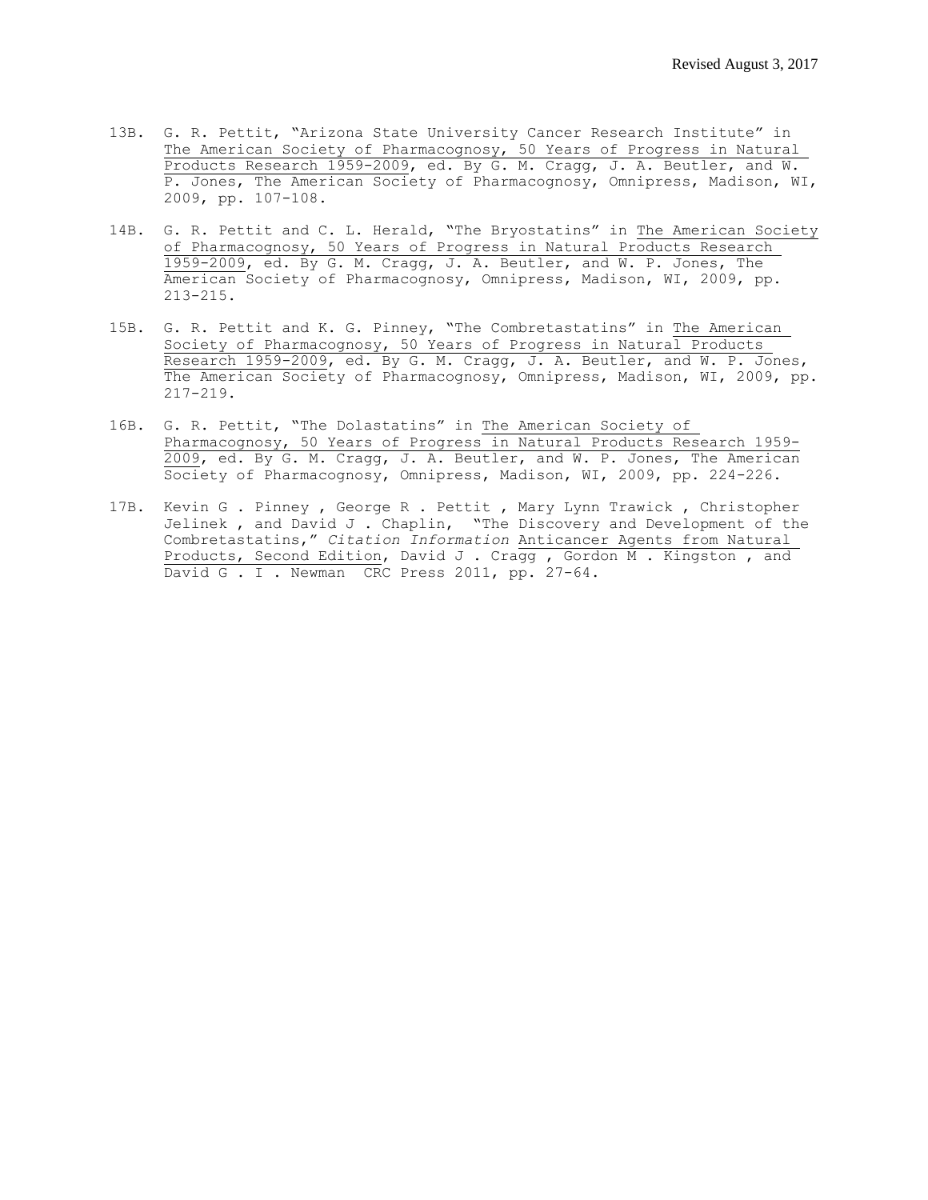13B. G. R. Pettit, "Arizona State University Cancer Research Institute" in The American Society of Pharmacognosy, 50 Years of Progress in Natural Products Research 1959-2009, ed. By G. M. Cragg, J. A. Beutler, and W. P. Jones, The American Society of Pharmacognosy, Omnipress, Madison, WI, 2009, pp. 107-108.

14B. G. R. Pettit and C. L. Herald, "The Bryostatins" in The American Society of Pharmacognosy, 50 Years of Progress in Natural Products Research 1959-2009, ed. By G. M. Cragg, J. A. Beutler, and W. P. Jones, The American Society of Pharmacognosy, Omnipress, Madison, WI, 2009, pp. 213-215.

15B. G. R. Pettit and K. G. Pinney, "The Combretastatins" in The American Society of Pharmacognosy, 50 Years of Progress in Natural Products Research 1959-2009, ed. By G. M. Cragg, J. A. Beutler, and W. P. Jones, The American Society of Pharmacognosy, Omnipress, Madison, WI, 2009, pp. 217-219.

16B. G. R. Pettit, "The Dolastatins" in The American Society of Pharmacognosy, 50 Years of Progress in Natural Products Research 1959-2009, ed. By G. M. Cragg, J. A. Beutler, and W. P. Jones, The American Society of Pharmacognosy, Omnipress, Madison, WI, 2009, pp. 224-226.

17B. Kevin G . Pinney , George R . Pettit , Mary Lynn Trawick , Christopher Jelinek , and David J . Chaplin, "The Discovery and Development of the Combretastatins," *Citation Information* Anticancer Agents from Natural Products, Second Edition, David J . Cragg , Gordon M . Kingston , and David G . I . Newman CRC Press 2011, pp. 27-64.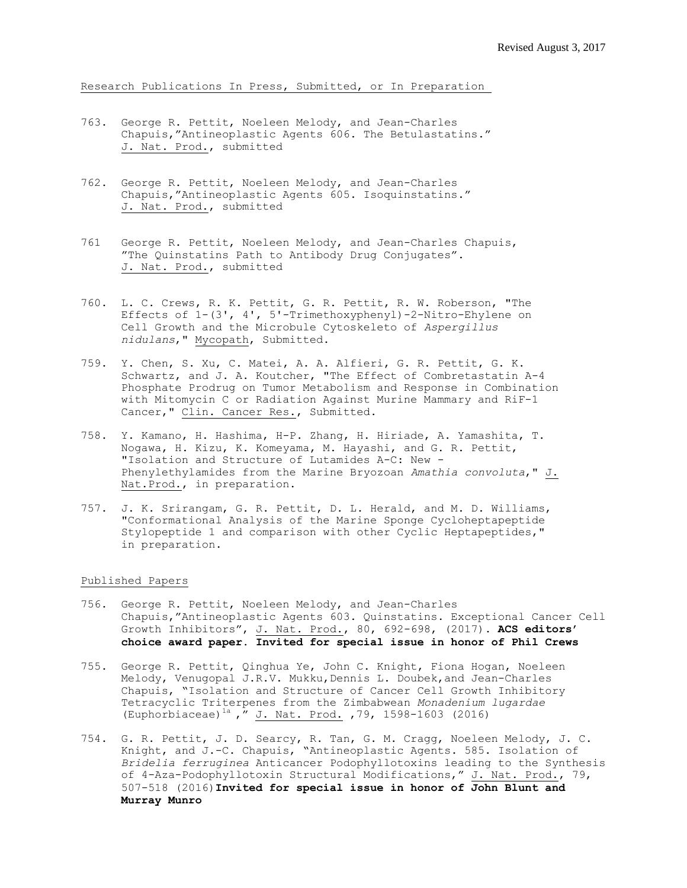Research Publications In Press, Submitted, or In Preparation

763. George R. Pettit, Noeleen Melody, and Jean-Charles Chapuis,"Antineoplastic Agents 606. The Betulastatins." J. Nat. Prod., submitted

762. George R. Pettit, Noeleen Melody, and Jean-Charles Chapuis,"Antineoplastic Agents 605. Isoquinstatins." J. Nat. Prod., submitted

761 George R. Pettit, Noeleen Melody, and Jean-Charles Chapuis, "The Quinstatins Path to Antibody Drug Conjugates". J. Nat. Prod., submitted

760. L. C. Crews, R. K. Pettit, G. R. Pettit, R. W. Roberson, "The Effects of 1-(3', 4', 5'-Trimethoxyphenyl)-2-Nitro-Ehylene on Cell Growth and the Microbule Cytoskeleto of *Aspergillus nidulans*," Mycopath, Submitted.

759. Y. Chen, S. Xu, C. Matei, A. A. Alfieri, G. R. Pettit, G. K. Schwartz, and J. A. Koutcher, "The Effect of Combretastatin A-4 Phosphate Prodrug on Tumor Metabolism and Response in Combination with Mitomycin C or Radiation Against Murine Mammary and RiF-1 Cancer," Clin. Cancer Res., Submitted.

758. Y. Kamano, H. Hashima, H-P. Zhang, H. Hiriade, A. Yamashita, T. Nogawa, H. Kizu, K. Komeyama, M. Hayashi, and G. R. Pettit, "Isolation and Structure of Lutamides A-C: New -Phenylethylamides from the Marine Bryozoan *Amathia convoluta*," J. Nat.Prod., in preparation.

757. J. K. Srirangam, G. R. Pettit, D. L. Herald, and M. D. Williams, "Conformational Analysis of the Marine Sponge Cycloheptapeptide Stylopeptide 1 and comparison with other Cyclic Heptapeptides," in preparation.

Published Papers

756. George R. Pettit, Noeleen Melody, and Jean-Charles Chapuis,"Antineoplastic Agents 603. Quinstatins. Exceptional Cancer Cell Growth Inhibitors", J. Nat. Prod., 80, 692-698, (2017). **ACS editors' choice award paper. Invited for special issue in honor of Phil Crews**

755. George R. Pettit, Qinghua Ye, John C. Knight, Fiona Hogan, Noeleen Melody, Venugopal J.R.V. Mukku,Dennis L. Doubek,and Jean-Charles Chapuis, "Isolation and Structure of Cancer Cell Growth Inhibitory Tetracyclic Triterpenes from the Zimbabwean *Monadenium lugardae* (Euphorbiaceae)[1a]," J. Nat. Prod. ,79, 1598-1603 (2016)

754. G. R. Pettit, J. D. Searcy, R. Tan, G. M. Cragg, Noeleen Melody, J. C. Knight, and J.-C. Chapuis, "Antineoplastic Agents. 585. Isolation of *Bridelia ferruginea* Anticancer Podophyllotoxins leading to the Synthesis of 4-Aza-Podophyllotoxin Structural Modifications," J. Nat. Prod., 79, 507-518 (2016)**Invited for special issue in honor of John Blunt and Murray Munro**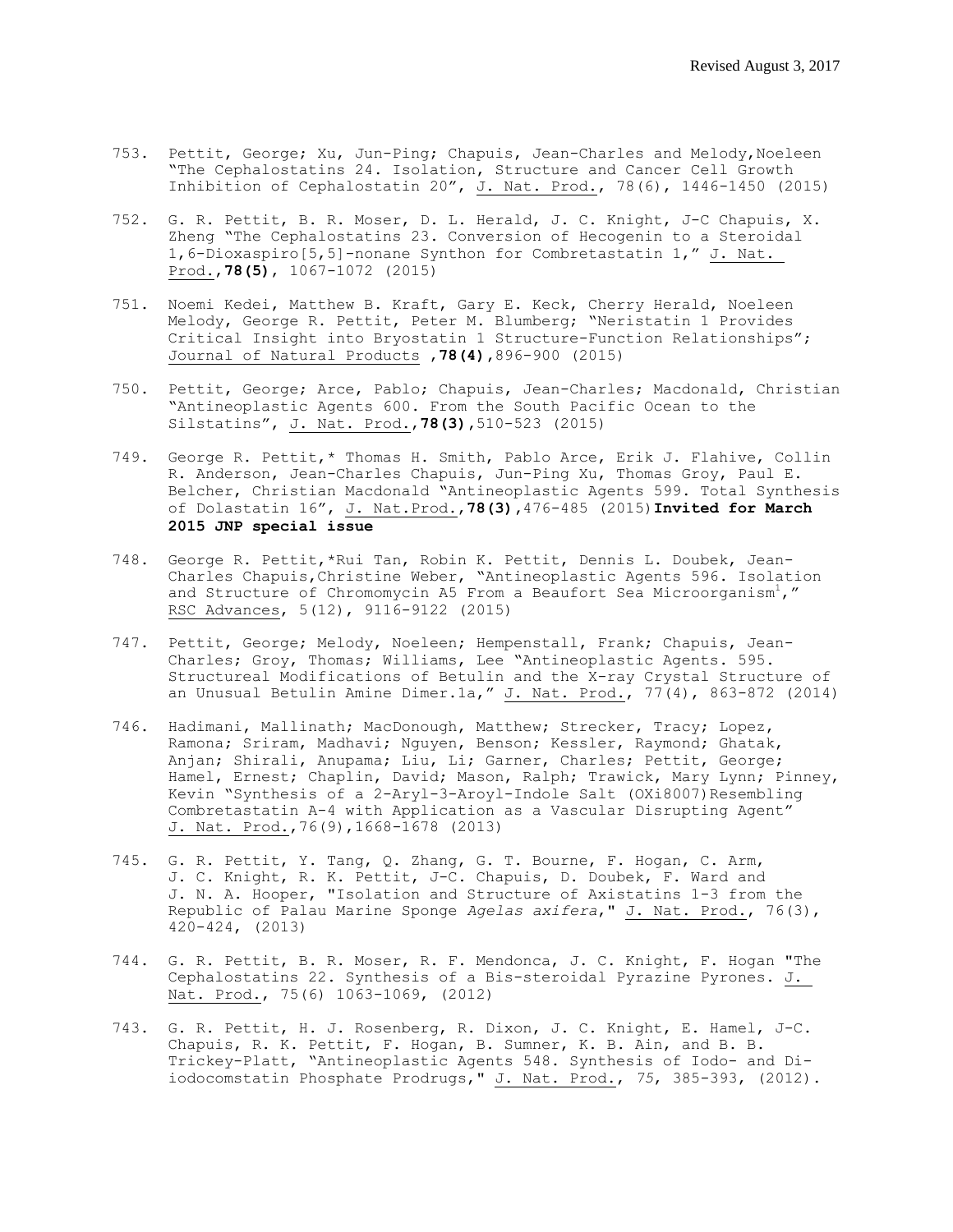753. Pettit, George; Xu, Jun-Ping; Chapuis, Jean-Charles and Melody,Noeleen "The Cephalostatins 24. Isolation, Structure and Cancer Cell Growth Inhibition of Cephalostatin 20", J. Nat. Prod., 78(6), 1446-1450 (2015)

752. G. R. Pettit, B. R. Moser, D. L. Herald, J. C. Knight, J-C Chapuis, X. Zheng "The Cephalostatins 23. Conversion of Hecogenin to a Steroidal 1,6-Dioxaspiro[5,5]-nonane Synthon for Combretastatin 1," J. Nat. Prod.,**78(5)**, 1067-1072 (2015)

751. Noemi Kedei, Matthew B. Kraft, Gary E. Keck, Cherry Herald, Noeleen Melody, George R. Pettit, Peter M. Blumberg; "Neristatin 1 Provides Critical Insight into Bryostatin 1 Structure-Function Relationships"; Journal of Natural Products ,**78(4)**,896-900 (2015)

750. Pettit, George; Arce, Pablo; Chapuis, Jean-Charles; Macdonald, Christian "Antineoplastic Agents 600. From the South Pacific Ocean to the Silstatins", J. Nat. Prod.,**78(3)**,510-523 (2015)

749. George R. Pettit,* Thomas H. Smith, Pablo Arce, Erik J. Flahive, Collin R. Anderson, Jean-Charles Chapuis, Jun-Ping Xu, Thomas Groy, Paul E. Belcher, Christian Macdonald "Antineoplastic Agents 599. Total Synthesis of Dolastatin 16", J. Nat.Prod.,**78(3)**,476-485 (2015)**Invited for March 2015 JNP special issue**

748. George R. Pettit,*Rui Tan, Robin K. Pettit, Dennis L. Doubek, Jean-Charles Chapuis,Christine Weber, "Antineoplastic Agents 596. Isolation and Structure of Chromomycin A5 From a Beaufort Sea Microorganism[1]," RSC Advances, 5(12), 9116-9122 (2015)

747. Pettit, George; Melody, Noeleen; Hempenstall, Frank; Chapuis, Jean-Charles; Groy, Thomas; Williams, Lee "Antineoplastic Agents. 595. Structureal Modifications of Betulin and the X-ray Crystal Structure of an Unusual Betulin Amine Dimer.1a," J. Nat. Prod., 77(4), 863-872 (2014)

746. Hadimani, Mallinath; MacDonough, Matthew; Strecker, Tracy; Lopez, Ramona; Sriram, Madhavi; Nguyen, Benson; Kessler, Raymond; Ghatak, Anjan; Shirali, Anupama; Liu, Li; Garner, Charles; Pettit, George; Hamel, Ernest; Chaplin, David; Mason, Ralph; Trawick, Mary Lynn; Pinney, Kevin "Synthesis of a 2-Aryl-3-Aroyl-Indole Salt (OXi8007)Resembling Combretastatin A-4 with Application as a Vascular Disrupting Agent" J. Nat. Prod.,76(9),1668-1678 (2013)

745. G. R. Pettit, Y. Tang, Q. Zhang, G. T. Bourne, F. Hogan, C. Arm, J. C. Knight, R. K. Pettit, J-C. Chapuis, D. Doubek, F. Ward and J. N. A. Hooper, "Isolation and Structure of Axistatins 1-3 from the Republic of Palau Marine Sponge *Agelas axifera*," J. Nat. Prod., 76(3), 420-424, (2013)

744. G. R. Pettit, B. R. Moser, R. F. Mendonca, J. C. Knight, F. Hogan "The Cephalostatins 22. Synthesis of a Bis-steroidal Pyrazine Pyrones. J. Nat. Prod., 75(6) 1063-1069, (2012)

743. G. R. Pettit, H. J. Rosenberg, R. Dixon, J. C. Knight, E. Hamel, J-C. Chapuis, R. K. Pettit, F. Hogan, B. Sumner, K. B. Ain, and B. B. Trickey-Platt, "Antineoplastic Agents 548. Synthesis of Iodo- and Di-iodocomstatin Phosphate Prodrugs," J. Nat. Prod., 75, 385-393, (2012).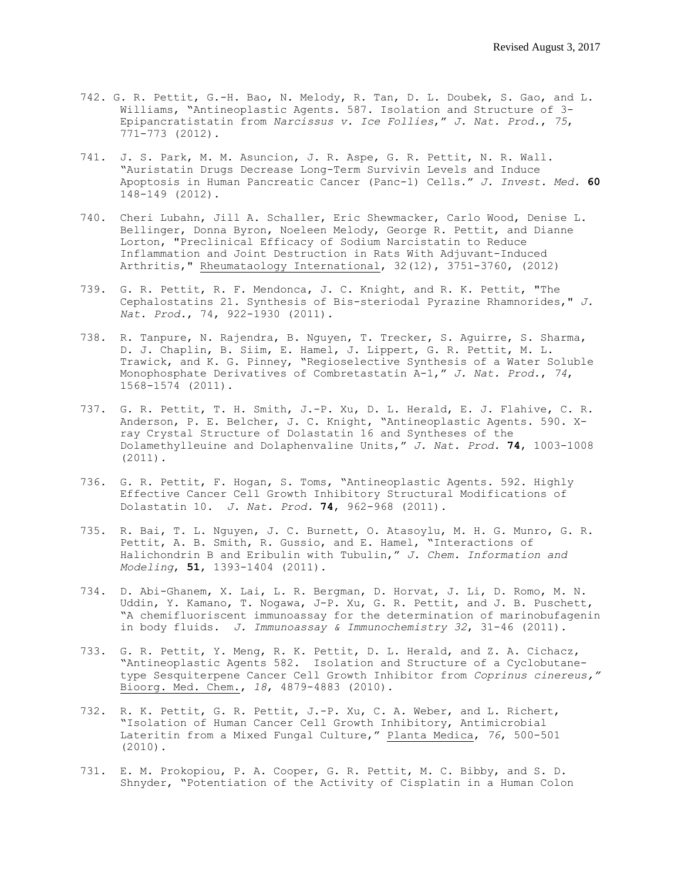742. G. R. Pettit, G.-H. Bao, N. Melody, R. Tan, D. L. Doubek, S. Gao, and L. Williams, "Antineoplastic Agents. 587. Isolation and Structure of 3-Epipancratistatin from *Narcissus v. Ice Follies*," *J. Nat. Prod.*, *75*, 771-773 (2012).

741. J. S. Park, M. M. Asuncion, J. R. Aspe, G. R. Pettit, N. R. Wall. "Auristatin Drugs Decrease Long-Term Survivin Levels and Induce Apoptosis in Human Pancreatic Cancer (Panc-1) Cells." *J. Invest. Med.* **60** 148-149 (2012).

740. Cheri Lubahn, Jill A. Schaller, Eric Shewmacker, Carlo Wood, Denise L. Bellinger, Donna Byron, Noeleen Melody, George R. Pettit, and Dianne Lorton, "Preclinical Efficacy of Sodium Narcistatin to Reduce Inflammation and Joint Destruction in Rats With Adjuvant-Induced Arthritis," Rheumataology International, 32(12), 3751-3760, (2012)

739. G. R. Pettit, R. F. Mendonca, J. C. Knight, and R. K. Pettit, "The Cephalostatins 21. Synthesis of Bis-steriodal Pyrazine Rhamnorides," *J. Nat. Prod.*, 74, 922-1930 (2011).

738. R. Tanpure, N. Rajendra, B. Nguyen, T. Trecker, S. Aguirre, S. Sharma, D. J. Chaplin, B. Siim, E. Hamel, J. Lippert, G. R. Pettit, M. L. Trawick, and K. G. Pinney, "Regioselective Synthesis of a Water Soluble Monophosphate Derivatives of Combretastatin A-1," *J. Nat. Prod.*, *74*, 1568-1574 (2011).

737. G. R. Pettit, T. H. Smith, J.-P. Xu, D. L. Herald, E. J. Flahive, C. R. Anderson, P. E. Belcher, J. C. Knight, "Antineoplastic Agents. 590. X-ray Crystal Structure of Dolastatin 16 and Syntheses of the Dolamethylleuine and Dolaphenvaline Units," *J. Nat. Prod.* **74**, 1003-1008 (2011).

736. G. R. Pettit, F. Hogan, S. Toms, "Antineoplastic Agents. 592. Highly Effective Cancer Cell Growth Inhibitory Structural Modifications of Dolastatin 10. *J. Nat. Prod.* **74**, 962-968 (2011).

735. R. Bai, T. L. Nguyen, J. C. Burnett, O. Atasoylu, M. H. G. Munro, G. R. Pettit, A. B. Smith, R. Gussio, and E. Hamel, "Interactions of Halichondrin B and Eribulin with Tubulin," *J. Chem. Information and Modeling*, **51**, 1393-1404 (2011).

734. D. Abi-Ghanem, X. Lai, L. R. Bergman, D. Horvat, J. Li, D. Romo, M. N. Uddin, Y. Kamano, T. Nogawa, J-P. Xu, G. R. Pettit, and J. B. Puschett, "A chemifluoriscent immunoassay for the determination of marinobufagenin in body fluids. *J. Immunoassay & Immunochemistry 32*, 31-46 (2011).

733. G. R. Pettit, Y. Meng, R. K. Pettit, D. L. Herald, and Z. A. Cichacz, "Antineoplastic Agents 582. Isolation and Structure of a Cyclobutane-type Sesquiterpene Cancer Cell Growth Inhibitor from *Coprinus cinereus,"* Bioorg. Med. Chem., *18*, 4879-4883 (2010).

732. R. K. Pettit, G. R. Pettit, J.-P. Xu, C. A. Weber, and L. Richert, "Isolation of Human Cancer Cell Growth Inhibitory, Antimicrobial Lateritin from a Mixed Fungal Culture," Planta Medica, *76*, 500-501 (2010).

731. E. M. Prokopiou, P. A. Cooper, G. R. Pettit, M. C. Bibby, and S. D. Shnyder, "Potentiation of the Activity of Cisplatin in a Human Colon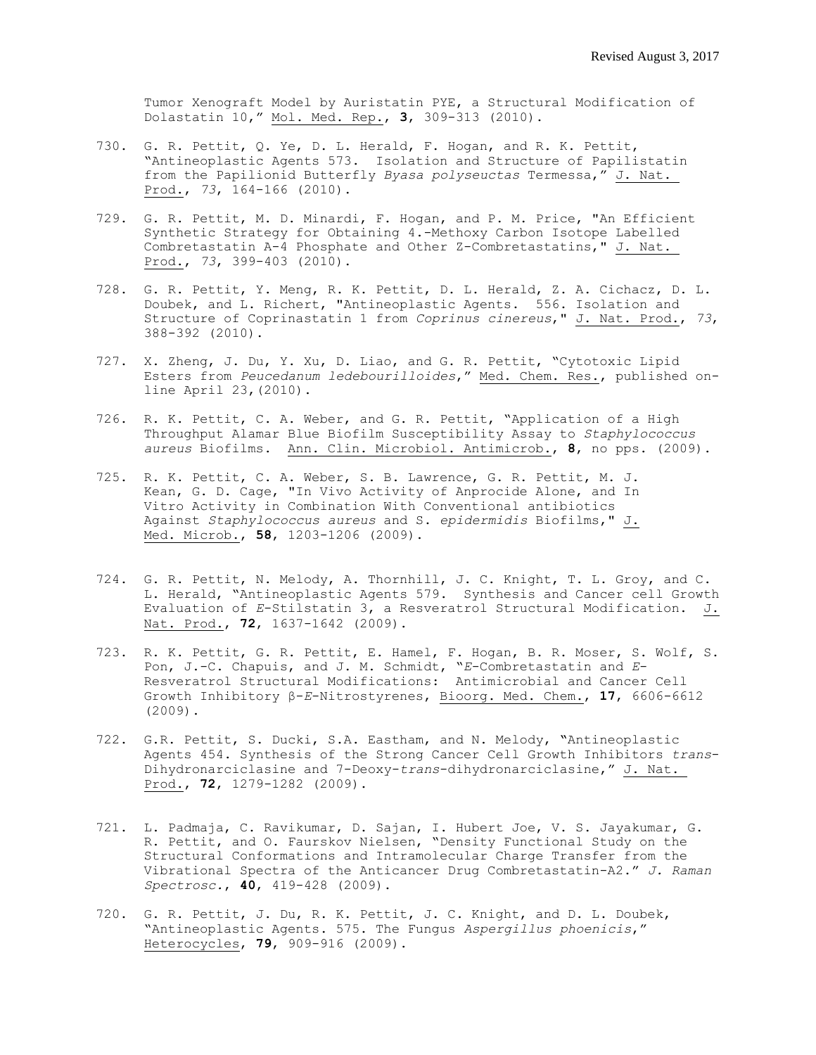Tumor Xenograft Model by Auristatin PYE, a Structural Modification of Dolastatin 10," Mol. Med. Rep., **3**, 309-313 (2010).

730. G. R. Pettit, Q. Ye, D. L. Herald, F. Hogan, and R. K. Pettit, "Antineoplastic Agents 573. Isolation and Structure of Papilistatin from the Papilionid Butterfly *Byasa polyseuctas* Termessa," J. Nat. Prod., *73*, 164-166 (2010).

729. G. R. Pettit, M. D. Minardi, F. Hogan, and P. M. Price, "An Efficient Synthetic Strategy for Obtaining 4.-Methoxy Carbon Isotope Labelled Combretastatin A-4 Phosphate and Other Z-Combretastatins," J. Nat. Prod., *73*, 399-403 (2010).

728. G. R. Pettit, Y. Meng, R. K. Pettit, D. L. Herald, Z. A. Cichacz, D. L. Doubek, and L. Richert, "Antineoplastic Agents. 556. Isolation and Structure of Coprinastatin 1 from *Coprinus cinereus*," J. Nat. Prod., *73*, 388-392 (2010).

727. X. Zheng, J. Du, Y. Xu, D. Liao, and G. R. Pettit, "Cytotoxic Lipid Esters from *Peucedanum ledebourilloides*," Med. Chem. Res., published on-line April 23,(2010).

726. R. K. Pettit, C. A. Weber, and G. R. Pettit, "Application of a High Throughput Alamar Blue Biofilm Susceptibility Assay to *Staphylococcus aureus* Biofilms. Ann. Clin. Microbiol. Antimicrob., **8**, no pps. (2009).

725. R. K. Pettit, C. A. Weber, S. B. Lawrence, G. R. Pettit, M. J. Kean, G. D. Cage, "In Vivo Activity of Anprocide Alone, and In Vitro Activity in Combination With Conventional antibiotics Against *Staphylococcus aureus* and S. *epidermidis* Biofilms," J. Med. Microb., **58**, 1203-1206 (2009).

724. G. R. Pettit, N. Melody, A. Thornhill, J. C. Knight, T. L. Groy, and C. L. Herald, "Antineoplastic Agents 579. Synthesis and Cancer cell Growth Evaluation of *E*-Stilstatin 3, a Resveratrol Structural Modification. J. Nat. Prod., **72**, 1637-1642 (2009).

723. R. K. Pettit, G. R. Pettit, E. Hamel, F. Hogan, B. R. Moser, S. Wolf, S. Pon, J.-C. Chapuis, and J. M. Schmidt, "*E*-Combretastatin and *E*-Resveratrol Structural Modifications: Antimicrobial and Cancer Cell Growth Inhibitory β-*E*-Nitrostyrenes, Bioorg. Med. Chem., **17**, 6606-6612 (2009).

722. G.R. Pettit, S. Ducki, S.A. Eastham, and N. Melody, "Antineoplastic Agents 454. Synthesis of the Strong Cancer Cell Growth Inhibitors *trans*-Dihydronarciclasine and 7-Deoxy-*trans*-dihydronarciclasine," J. Nat. Prod., **72**, 1279-1282 (2009).

721. L. Padmaja, C. Ravikumar, D. Sajan, I. Hubert Joe, V. S. Jayakumar, G. R. Pettit, and O. Faurskov Nielsen, "Density Functional Study on the Structural Conformations and Intramolecular Charge Transfer from the Vibrational Spectra of the Anticancer Drug Combretastatin-A2." *J. Raman Spectrosc.*, **40**, 419-428 (2009).

720. G. R. Pettit, J. Du, R. K. Pettit, J. C. Knight, and D. L. Doubek, "Antineoplastic Agents. 575. The Fungus *Aspergillus phoenicis*," Heterocycles, **79**, 909-916 (2009).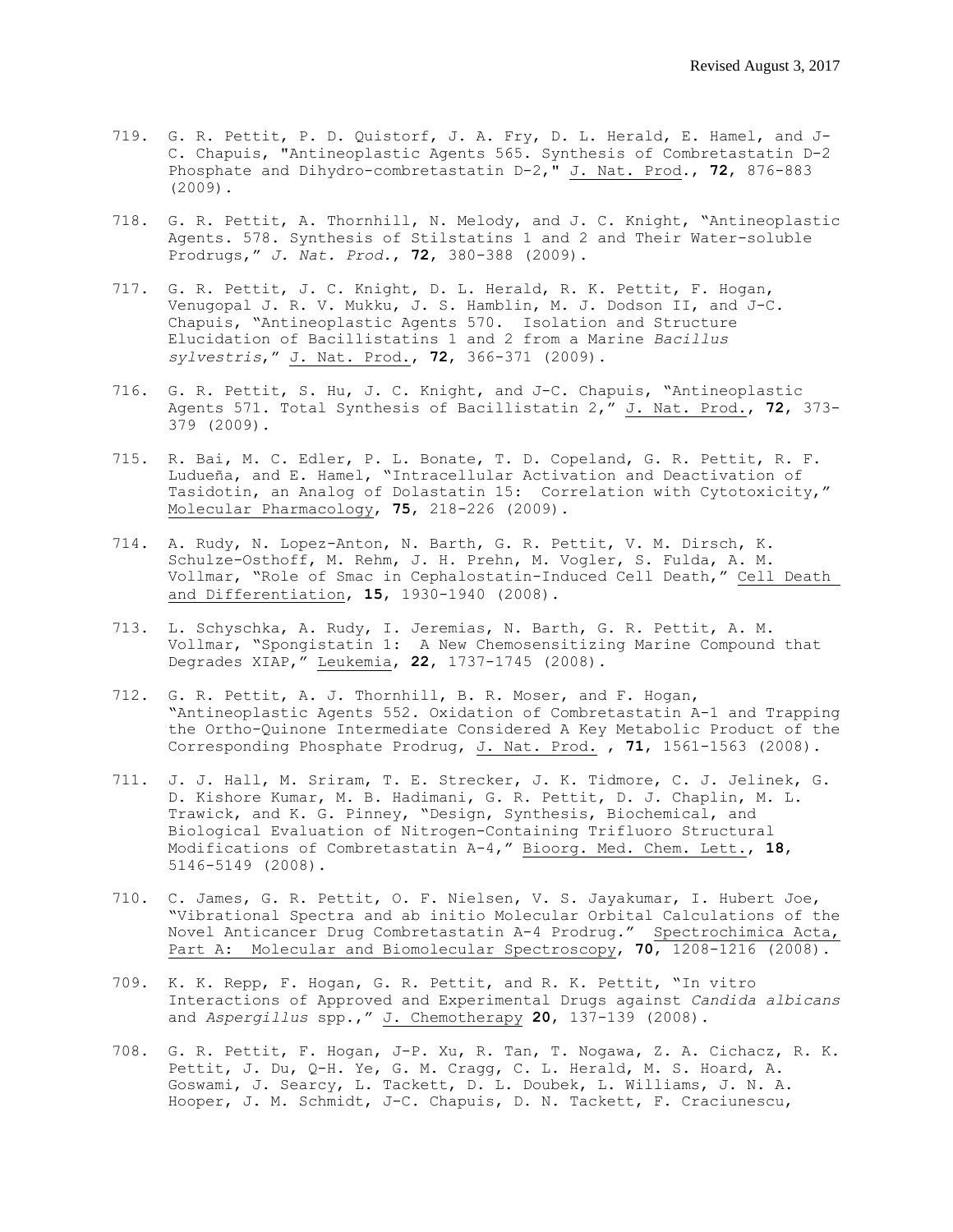719. G. R. Pettit, P. D. Quistorf, J. A. Fry, D. L. Herald, E. Hamel, and J-C. Chapuis, "Antineoplastic Agents 565. Synthesis of Combretastatin D-2 Phosphate and Dihydro-combretastatin D-2," J. Nat. Prod., **72**, 876-883 (2009).

718. G. R. Pettit, A. Thornhill, N. Melody, and J. C. Knight, "Antineoplastic Agents. 578. Synthesis of Stilstatins 1 and 2 and Their Water-soluble Prodrugs," *J. Nat. Prod.*, **72**, 380-388 (2009).

717. G. R. Pettit, J. C. Knight, D. L. Herald, R. K. Pettit, F. Hogan, Venugopal J. R. V. Mukku, J. S. Hamblin, M. J. Dodson II, and J-C. Chapuis, "Antineoplastic Agents 570. Isolation and Structure Elucidation of Bacillistatins 1 and 2 from a Marine *Bacillus sylvestris*," J. Nat. Prod., **72**, 366-371 (2009).

716. G. R. Pettit, S. Hu, J. C. Knight, and J-C. Chapuis, "Antineoplastic Agents 571. Total Synthesis of Bacillistatin 2," J. Nat. Prod., **72**, 373-379 (2009).

715. R. Bai, M. C. Edler, P. L. Bonate, T. D. Copeland, G. R. Pettit, R. F. Ludueña, and E. Hamel, "Intracellular Activation and Deactivation of Tasidotin, an Analog of Dolastatin 15: Correlation with Cytotoxicity," Molecular Pharmacology, **75**, 218-226 (2009).

714. A. Rudy, N. Lopez-Anton, N. Barth, G. R. Pettit, V. M. Dirsch, K. Schulze-Osthoff, M. Rehm, J. H. Prehn, M. Vogler, S. Fulda, A. M. Vollmar, "Role of Smac in Cephalostatin-Induced Cell Death," Cell Death and Differentiation, **15**, 1930-1940 (2008).

713. L. Schyschka, A. Rudy, I. Jeremias, N. Barth, G. R. Pettit, A. M. Vollmar, "Spongistatin 1: A New Chemosensitizing Marine Compound that Degrades XIAP," Leukemia, **22**, 1737-1745 (2008).

712. G. R. Pettit, A. J. Thornhill, B. R. Moser, and F. Hogan, "Antineoplastic Agents 552. Oxidation of Combretastatin A-1 and Trapping the Ortho-Quinone Intermediate Considered A Key Metabolic Product of the Corresponding Phosphate Prodrug, J. Nat. Prod. , **71**, 1561-1563 (2008).

711. J. J. Hall, M. Sriram, T. E. Strecker, J. K. Tidmore, C. J. Jelinek, G. D. Kishore Kumar, M. B. Hadimani, G. R. Pettit, D. J. Chaplin, M. L. Trawick, and K. G. Pinney, "Design, Synthesis, Biochemical, and Biological Evaluation of Nitrogen-Containing Trifluoro Structural Modifications of Combretastatin A-4," Bioorg. Med. Chem. Lett., **18**, 5146-5149 (2008).

710. C. James, G. R. Pettit, O. F. Nielsen, V. S. Jayakumar, I. Hubert Joe, "Vibrational Spectra and ab initio Molecular Orbital Calculations of the Novel Anticancer Drug Combretastatin A-4 Prodrug." Spectrochimica Acta, Part A: Molecular and Biomolecular Spectroscopy, **70**, 1208-1216 (2008).

709. K. K. Repp, F. Hogan, G. R. Pettit, and R. K. Pettit, "In vitro Interactions of Approved and Experimental Drugs against *Candida albicans* and *Aspergillus* spp.," J. Chemotherapy **20**, 137-139 (2008).

708. G. R. Pettit, F. Hogan, J-P. Xu, R. Tan, T. Nogawa, Z. A. Cichacz, R. K. Pettit, J. Du, Q-H. Ye, G. M. Cragg, C. L. Herald, M. S. Hoard, A. Goswami, J. Searcy, L. Tackett, D. L. Doubek, L. Williams, J. N. A. Hooper, J. M. Schmidt, J-C. Chapuis, D. N. Tackett, F. Craciunescu,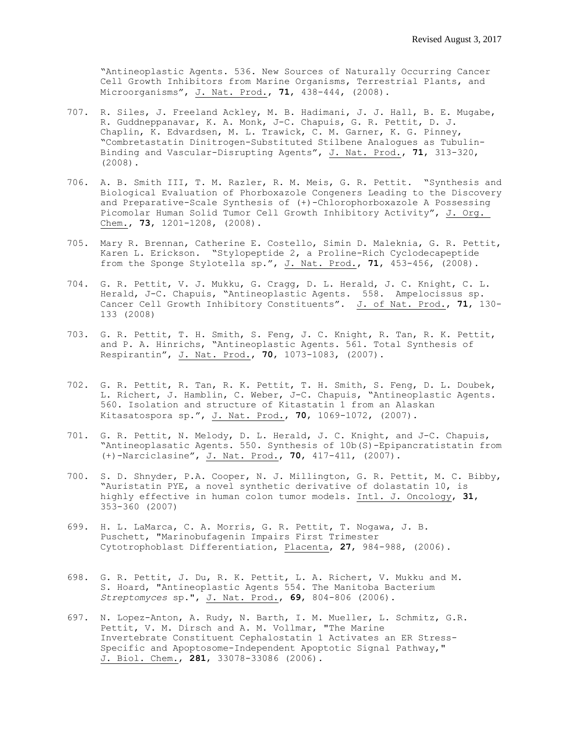"Antineoplastic Agents. 536. New Sources of Naturally Occurring Cancer Cell Growth Inhibitors from Marine Organisms, Terrestrial Plants, and Microorganisms", J. Nat. Prod., **71**, 438-444, (2008).

707. R. Siles, J. Freeland Ackley, M. B. Hadimani, J. J. Hall, B. E. Mugabe, R. Guddneppanavar, K. A. Monk, J-C. Chapuis, G. R. Pettit, D. J. Chaplin, K. Edvardsen, M. L. Trawick, C. M. Garner, K. G. Pinney, "Combretastatin Dinitrogen-Substituted Stilbene Analogues as Tubulin-Binding and Vascular-Disrupting Agents", J. Nat. Prod., **71**, 313-320, (2008).

706. A. B. Smith III, T. M. Razler, R. M. Meis, G. R. Pettit. "Synthesis and Biological Evaluation of Phorboxazole Congeners Leading to the Discovery and Preparative-Scale Synthesis of (+)-Chlorophorboxazole A Possessing Picomolar Human Solid Tumor Cell Growth Inhibitory Activity", J. Org. Chem., **73**, 1201-1208, (2008).

705. Mary R. Brennan, Catherine E. Costello, Simin D. Maleknia, G. R. Pettit, Karen L. Erickson. "Stylopeptide 2, a Proline-Rich Cyclodecapeptide from the Sponge Stylotella sp.", J. Nat. Prod., **71**, 453-456, (2008).

704. G. R. Pettit, V. J. Mukku, G. Cragg, D. L. Herald, J. C. Knight, C. L. Herald, J-C. Chapuis, "Antineoplastic Agents. 558. Ampelocissus sp. Cancer Cell Growth Inhibitory Constituents". J. of Nat. Prod., **71**, 130-133 (2008)

703. G. R. Pettit, T. H. Smith, S. Feng, J. C. Knight, R. Tan, R. K. Pettit, and P. A. Hinrichs, "Antineoplastic Agents. 561. Total Synthesis of Respirantin", J. Nat. Prod., **70**, 1073-1083, (2007).

702. G. R. Pettit, R. Tan, R. K. Pettit, T. H. Smith, S. Feng, D. L. Doubek, L. Richert, J. Hamblin, C. Weber, J-C. Chapuis, "Antineoplastic Agents. 560. Isolation and structure of Kitastatin 1 from an Alaskan Kitasatospora sp.", J. Nat. Prod., **70**, 1069-1072, (2007).

701. G. R. Pettit, N. Melody, D. L. Herald, J. C. Knight, and J-C. Chapuis, "Antineoplasatic Agents. 550. Synthesis of 10b(S)-Epipancratistatin from (+)-Narciclasine", J. Nat. Prod., **70**, 417-411, (2007).

700. S. D. Shnyder, P.A. Cooper, N. J. Millington, G. R. Pettit, M. C. Bibby, "Auristatin PYE, a novel synthetic derivative of dolastatin 10, is highly effective in human colon tumor models. Intl. J. Oncology, **31**, 353-360 (2007)

699. H. L. LaMarca, C. A. Morris, G. R. Pettit, T. Nogawa, J. B. Puschett, "Marinobufagenin Impairs First Trimester Cytotrophoblast Differentiation, Placenta, **27**, 984-988, (2006).

698. G. R. Pettit, J. Du, R. K. Pettit, L. A. Richert, V. Mukku and M. S. Hoard, "Antineoplastic Agents 554. The Manitoba Bacterium *Streptomyces* sp.", J. Nat. Prod., **69**, 804-806 (2006).

697. N. Lopez-Anton, A. Rudy, N. Barth, I. M. Mueller, L. Schmitz, G.R. Pettit, V. M. Dirsch and A. M. Vollmar, "The Marine Invertebrate Constituent Cephalostatin 1 Activates an ER Stress-Specific and Apoptosome-Independent Apoptotic Signal Pathway," J. Biol. Chem., **281**, 33078-33086 (2006).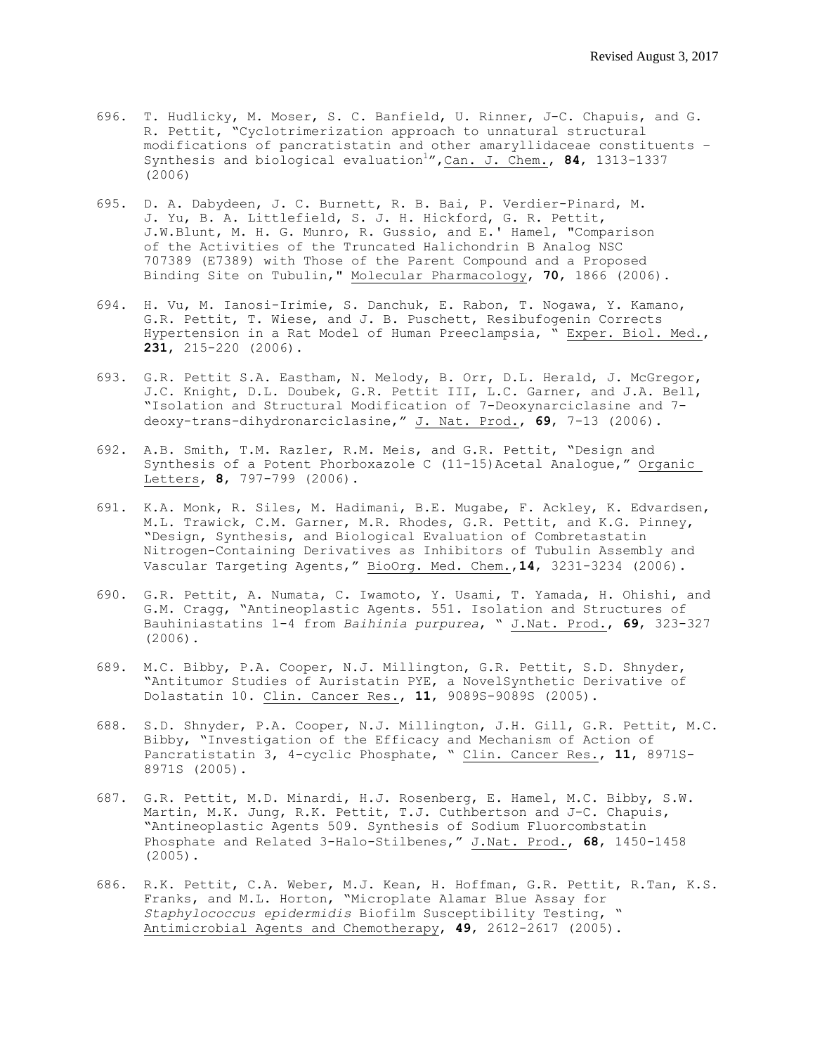Revised August 3, 2017

696. T. Hudlicky, M. Moser, S. C. Banfield, U. Rinner, J-C. Chapuis, and G. R. Pettit, "Cyclotrimerization approach to unnatural structural modifications of pancratistatin and other amaryllidaceae constituents – Synthesis and biological evaluation[1]", Can. J. Chem., **84**, 1313-1337 (2006)

695. D. A. Dabydeen, J. C. Burnett, R. B. Bai, P. Verdier-Pinard, M. J. Yu, B. A. Littlefield, S. J. H. Hickford, G. R. Pettit, J.W.Blunt, M. H. G. Munro, R. Gussio, and E.' Hamel, "Comparison of the Activities of the Truncated Halichondrin B Analog NSC 707389 (E7389) with Those of the Parent Compound and a Proposed Binding Site on Tubulin," Molecular Pharmacology, **70**, 1866 (2006).

694. H. Vu, M. Ianosi-Irimie, S. Danchuk, E. Rabon, T. Nogawa, Y. Kamano, G.R. Pettit, T. Wiese, and J. B. Puschett, Resibufogenin Corrects Hypertension in a Rat Model of Human Preeclampsia, " Exper. Biol. Med., **231**, 215-220 (2006).

693. G.R. Pettit S.A. Eastham, N. Melody, B. Orr, D.L. Herald, J. McGregor, J.C. Knight, D.L. Doubek, G.R. Pettit III, L.C. Garner, and J.A. Bell, "Isolation and Structural Modification of 7-Deoxynarciclasine and 7-deoxy-trans-dihydronarciclasine," J. Nat. Prod., **69**, 7-13 (2006).

692. A.B. Smith, T.M. Razler, R.M. Meis, and G.R. Pettit, "Design and Synthesis of a Potent Phorboxazole C (11-15)Acetal Analogue," Organic Letters, **8**, 797-799 (2006).

691. K.A. Monk, R. Siles, M. Hadimani, B.E. Mugabe, F. Ackley, K. Edvardsen, M.L. Trawick, C.M. Garner, M.R. Rhodes, G.R. Pettit, and K.G. Pinney, "Design, Synthesis, and Biological Evaluation of Combretastatin Nitrogen-Containing Derivatives as Inhibitors of Tubulin Assembly and Vascular Targeting Agents," BioOrg. Med. Chem.,**14**, 3231-3234 (2006).

690. G.R. Pettit, A. Numata, C. Iwamoto, Y. Usami, T. Yamada, H. Ohishi, and G.M. Cragg, "Antineoplastic Agents. 551. Isolation and Structures of Bauhiniastatins 1-4 from *Baihinia purpurea*, " J.Nat. Prod., **69**, 323-327 (2006).

689. M.C. Bibby, P.A. Cooper, N.J. Millington, G.R. Pettit, S.D. Shnyder, "Antitumor Studies of Auristatin PYE, a NovelSynthetic Derivative of Dolastatin 10. Clin. Cancer Res., **11**, 9089S-9089S (2005).

688. S.D. Shnyder, P.A. Cooper, N.J. Millington, J.H. Gill, G.R. Pettit, M.C. Bibby, "Investigation of the Efficacy and Mechanism of Action of Pancratistatin 3, 4-cyclic Phosphate, " Clin. Cancer Res., **11**, 8971S-8971S (2005).

687. G.R. Pettit, M.D. Minardi, H.J. Rosenberg, E. Hamel, M.C. Bibby, S.W. Martin, M.K. Jung, R.K. Pettit, T.J. Cuthbertson and J-C. Chapuis, "Antineoplastic Agents 509. Synthesis of Sodium Fluorcombstatin Phosphate and Related 3-Halo-Stilbenes," J.Nat. Prod., **68**, 1450-1458 (2005).

686. R.K. Pettit, C.A. Weber, M.J. Kean, H. Hoffman, G.R. Pettit, R.Tan, K.S. Franks, and M.L. Horton, "Microplate Alamar Blue Assay for *Staphylococcus epidermidis* Biofilm Susceptibility Testing, " Antimicrobial Agents and Chemotherapy, **49**, 2612-2617 (2005).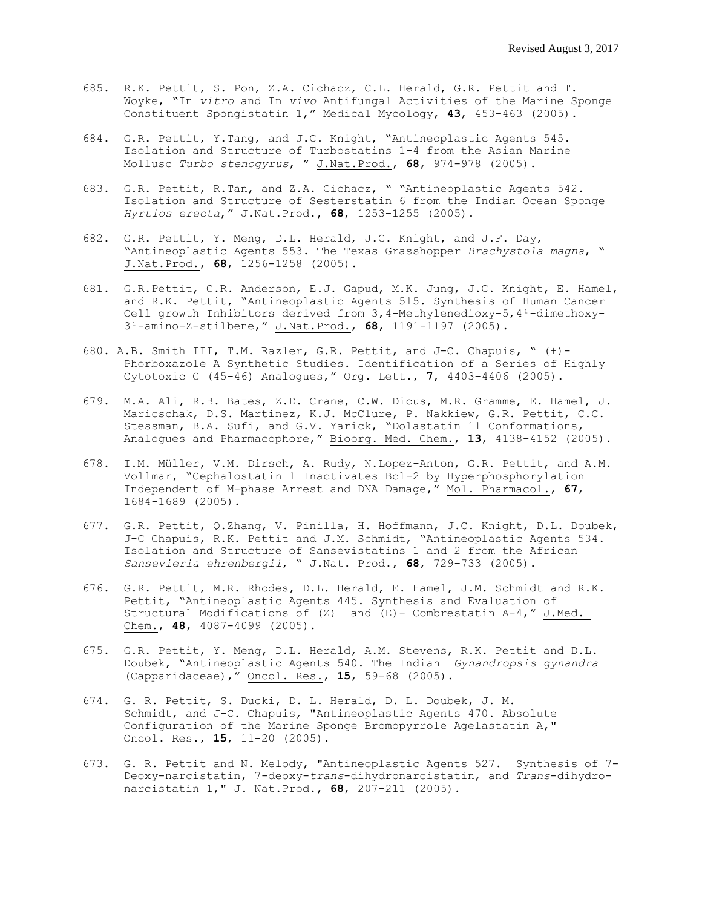685. R.K. Pettit, S. Pon, Z.A. Cichacz, C.L. Herald, G.R. Pettit and T. Woyke, "In *vitro* and In *vivo* Antifungal Activities of the Marine Sponge Constituent Spongistatin 1," Medical Mycology, **43**, 453-463 (2005).

684. G.R. Pettit, Y.Tang, and J.C. Knight, "Antineoplastic Agents 545. Isolation and Structure of Turbostatins 1-4 from the Asian Marine Mollusc *Turbo stenogyrus*, " J.Nat.Prod., **68**, 974-978 (2005).

683. G.R. Pettit, R.Tan, and Z.A. Cichacz, " "Antineoplastic Agents 542. Isolation and Structure of Sesterstatin 6 from the Indian Ocean Sponge *Hyrtios erecta*," J.Nat.Prod., **68**, 1253-1255 (2005).

682. G.R. Pettit, Y. Meng, D.L. Herald, J.C. Knight, and J.F. Day, "Antineoplastic Agents 553. The Texas Grasshopper *Brachystola magna*, " J.Nat.Prod., **68**, 1256-1258 (2005).

681. G.R.Pettit, C.R. Anderson, E.J. Gapud, M.K. Jung, J.C. Knight, E. Hamel, and R.K. Pettit, "Antineoplastic Agents 515. Synthesis of Human Cancer Cell growth Inhibitors derived from 3,4-Methylenedioxy-5,4$^1$-dimethoxy-3$^1$-amino-Z-stilbene," J.Nat.Prod., **68**, 1191-1197 (2005).

680. A.B. Smith III, T.M. Razler, G.R. Pettit, and J-C. Chapuis, " (+)-Phorboxazole A Synthetic Studies. Identification of a Series of Highly Cytotoxic C (45-46) Analogues," Org. Lett., **7**, 4403-4406 (2005).

679. M.A. Ali, R.B. Bates, Z.D. Crane, C.W. Dicus, M.R. Gramme, E. Hamel, J. Maricschak, D.S. Martinez, K.J. McClure, P. Nakkiew, G.R. Pettit, C.C. Stessman, B.A. Sufi, and G.V. Yarick, "Dolastatin 11 Conformations, Analogues and Pharmacophore," Bioorg. Med. Chem., **13**, 4138-4152 (2005).

678. I.M. Müller, V.M. Dirsch, A. Rudy, N.Lopez-Anton, G.R. Pettit, and A.M. Vollmar, "Cephalostatin 1 Inactivates Bcl-2 by Hyperphosphorylation Independent of M-phase Arrest and DNA Damage," Mol. Pharmacol., **67**, 1684-1689 (2005).

677. G.R. Pettit, Q.Zhang, V. Pinilla, H. Hoffmann, J.C. Knight, D.L. Doubek, J-C Chapuis, R.K. Pettit and J.M. Schmidt, "Antineoplastic Agents 534. Isolation and Structure of Sansevistatins 1 and 2 from the African *Sansevieria ehrenbergii*, " J.Nat. Prod., **68**, 729-733 (2005).

676. G.R. Pettit, M.R. Rhodes, D.L. Herald, E. Hamel, J.M. Schmidt and R.K. Pettit, "Antineoplastic Agents 445. Synthesis and Evaluation of Structural Modifications of (Z)- and (E)- Combrestatin A-4," J.Med. Chem., **48**, 4087-4099 (2005).

675. G.R. Pettit, Y. Meng, D.L. Herald, A.M. Stevens, R.K. Pettit and D.L. Doubek, "Antineoplastic Agents 540. The Indian *Gynandropsis gynandra* (Capparidaceae)," Oncol. Res., **15**, 59-68 (2005).

674. G. R. Pettit, S. Ducki, D. L. Herald, D. L. Doubek, J. M. Schmidt, and J-C. Chapuis, "Antineoplastic Agents 470. Absolute Configuration of the Marine Sponge Bromopyrrole Agelastatin A," Oncol. Res., **15**, 11-20 (2005).

673. G. R. Pettit and N. Melody, "Antineoplastic Agents 527. Synthesis of 7-Deoxy-narcistatin, 7-deoxy-*trans*-dihydronarcistatin, and *Trans*-dihydro-narcistatin 1," J. Nat.Prod., **68**, 207-211 (2005).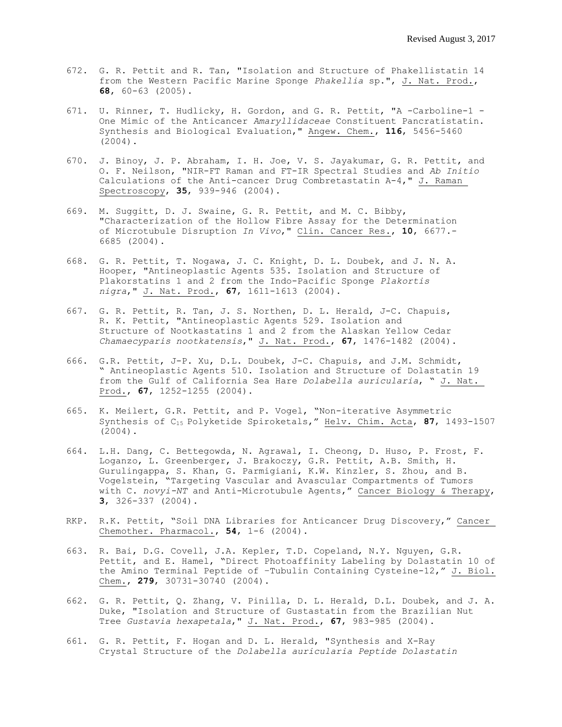672. G. R. Pettit and R. Tan, "Isolation and Structure of Phakellistatin 14 from the Western Pacific Marine Sponge *Phakellia* sp.", J. Nat. Prod., **68**, 60-63 (2005).

671. U. Rinner, T. Hudlicky, H. Gordon, and G. R. Pettit, "A -Carboline-1 -One Mimic of the Anticancer *Amaryllidaceae* Constituent Pancratistatin. Synthesis and Biological Evaluation," Angew. Chem., **116**, 5456-5460 (2004).

670. J. Binoy, J. P. Abraham, I. H. Joe, V. S. Jayakumar, G. R. Pettit, and O. F. Neilson, "NIR-FT Raman and FT-IR Spectral Studies and *Ab Initio* Calculations of the Anti-cancer Drug Combretastatin A-4," J. Raman Spectroscopy, **35**, 939-946 (2004).

669. M. Suggitt, D. J. Swaine, G. R. Pettit, and M. C. Bibby, "Characterization of the Hollow Fibre Assay for the Determination of Microtubule Disruption *In Vivo*," Clin. Cancer Res., **10**, 6677.-6685 (2004).

668. G. R. Pettit, T. Nogawa, J. C. Knight, D. L. Doubek, and J. N. A. Hooper, "Antineoplastic Agents 535. Isolation and Structure of Plakorstatins 1 and 2 from the Indo-Pacific Sponge *Plakortis nigra*," J. Nat. Prod., **67**, 1611-1613 (2004).

667. G. R. Pettit, R. Tan, J. S. Northen, D. L. Herald, J-C. Chapuis, R. K. Pettit, "Antineoplastic Agents 529. Isolation and Structure of Nootkastatins 1 and 2 from the Alaskan Yellow Cedar *Chamaecyparis nootkatensis*," J. Nat. Prod., **67**, 1476-1482 (2004).

666. G.R. Pettit, J-P. Xu, D.L. Doubek, J-C. Chapuis, and J.M. Schmidt, " Antineoplastic Agents 510. Isolation and Structure of Dolastatin 19 from the Gulf of California Sea Hare *Dolabella auricularia*, " J. Nat. Prod., **67**, 1252-1255 (2004).

665. K. Meilert, G.R. Pettit, and P. Vogel, "Non-iterative Asymmetric Synthesis of $C_{15}$ Polyketide Spiroketals," Helv. Chim. Acta, **87**, 1493-1507 (2004).

664. L.H. Dang, C. Bettegowda, N. Agrawal, I. Cheong, D. Huso, P. Frost, F. Loganzo, L. Greenberger, J. Brakoczy, G.R. Pettit, A.B. Smith, H. Gurulingappa, S. Khan, G. Parmigiani, K.W. Kinzler, S. Zhou, and B. Vogelstein, "Targeting Vascular and Avascular Compartments of Tumors with C. *novyi-NT* and Anti-Microtubule Agents," Cancer Biology & Therapy, **3**, 326-337 (2004).

RKP. R.K. Pettit, "Soil DNA Libraries for Anticancer Drug Discovery," Cancer Chemother. Pharmacol., **54**, 1-6 (2004).

663. R. Bai, D.G. Covell, J.A. Kepler, T.D. Copeland, N.Y. Nguyen, G.R. Pettit, and E. Hamel, "Direct Photoaffinity Labeling by Dolastatin 10 of the Amino Terminal Peptide of -Tubulin Containing Cysteine-12," J. Biol. Chem., **279**, 30731-30740 (2004).

662. G. R. Pettit, Q. Zhang, V. Pinilla, D. L. Herald, D.L. Doubek, and J. A. Duke, "Isolation and Structure of Gustastatin from the Brazilian Nut Tree *Gustavia hexapetala*," J. Nat. Prod., **67**, 983-985 (2004).

661. G. R. Pettit, F. Hogan and D. L. Herald, "Synthesis and X-Ray Crystal Structure of the *Dolabella auricularia Peptide Dolastatin*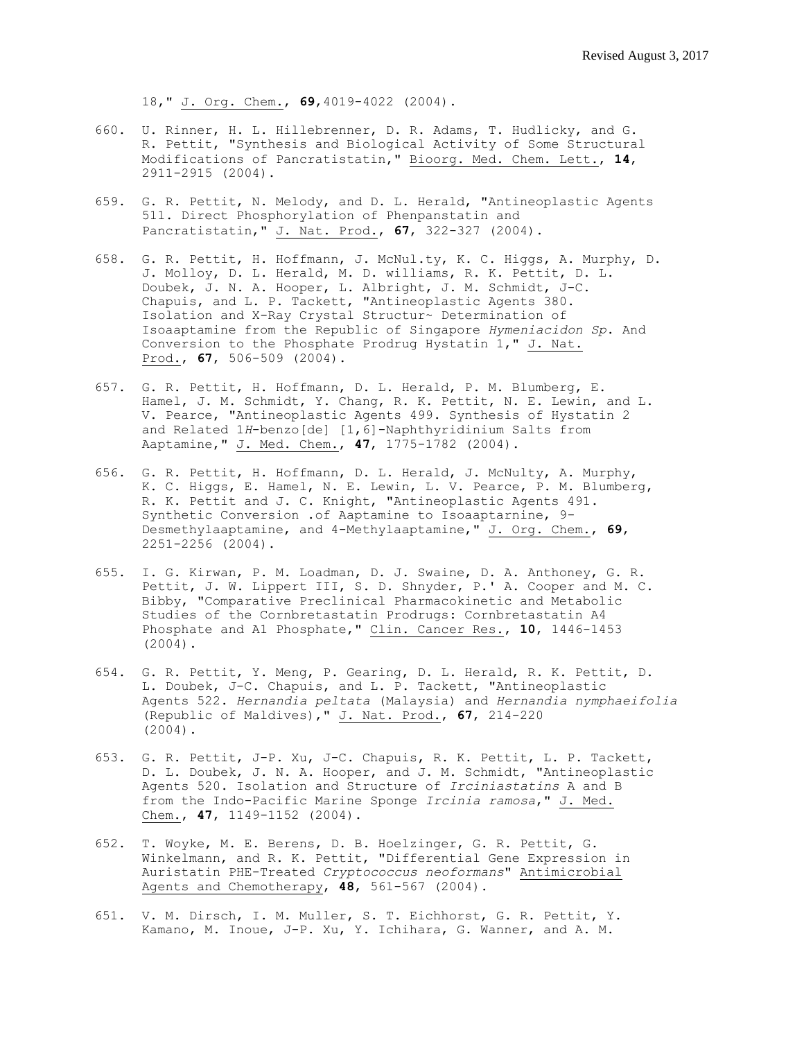18," J. Org. Chem., **69**,4019-4022 (2004).

660. U. Rinner, H. L. Hillebrenner, D. R. Adams, T. Hudlicky, and G. R. Pettit, "Synthesis and Biological Activity of Some Structural Modifications of Pancratistatin," Bioorg. Med. Chem. Lett., **14**, 2911-2915 (2004).

659. G. R. Pettit, N. Melody, and D. L. Herald, "Antineoplastic Agents 511. Direct Phosphorylation of Phenpanstatin and Pancratistatin," J. Nat. Prod., **67**, 322-327 (2004).

658. G. R. Pettit, H. Hoffmann, J. McNul.ty, K. C. Higgs, A. Murphy, D. J. Molloy, D. L. Herald, M. D. williams, R. K. Pettit, D. L. Doubek, J. N. A. Hooper, L. Albright, J. M. Schmidt, J-C. Chapuis, and L. P. Tackett, "Antineoplastic Agents 380. Isolation and X-Ray Crystal Structur~ Determination of Isoaaptamine from the Republic of Singapore *Hymeniacidon Sp*. And Conversion to the Phosphate Prodrug Hystatin 1," J. Nat. Prod., **67**, 506-509 (2004).

657. G. R. Pettit, H. Hoffmann, D. L. Herald, P. M. Blumberg, E. Hamel, J. M. Schmidt, Y. Chang, R. K. Pettit, N. E. Lewin, and L. V. Pearce, "Antineoplastic Agents 499. Synthesis of Hystatin 2 and Related 1*H*-benzo[de] [1,6]-Naphthyridinium Salts from Aaptamine," J. Med. Chem., **47**, 1775-1782 (2004).

656. G. R. Pettit, H. Hoffmann, D. L. Herald, J. McNulty, A. Murphy, K. C. Higgs, E. Hamel, N. E. Lewin, L. V. Pearce, P. M. Blumberg, R. K. Pettit and J. C. Knight, "Antineoplastic Agents 491. Synthetic Conversion .of Aaptamine to Isoaaptarnine, 9-Desmethylaaptamine, and 4-Methylaaptamine," J. Org. Chem., **69**, 2251-2256 (2004).

655. I. G. Kirwan, P. M. Loadman, D. J. Swaine, D. A. Anthoney, G. R. Pettit, J. W. Lippert III, S. D. Shnyder, P.' A. Cooper and M. C. Bibby, "Comparative Preclinical Pharmacokinetic and Metabolic Studies of the Cornbretastatin Prodrugs: Cornbretastatin A4 Phosphate and A1 Phosphate," Clin. Cancer Res., **10**, 1446-1453 (2004).

654. G. R. Pettit, Y. Meng, P. Gearing, D. L. Herald, R. K. Pettit, D. L. Doubek, J-C. Chapuis, and L. P. Tackett, "Antineoplastic Agents 522. *Hernandia peltata* (Malaysia) and *Hernandia nymphaeifolia* (Republic of Maldives)," J. Nat. Prod., **67**, 214-220 (2004).

653. G. R. Pettit, J-P. Xu, J-C. Chapuis, R. K. Pettit, L. P. Tackett, D. L. Doubek, J. N. A. Hooper, and J. M. Schmidt, "Antineoplastic Agents 520. Isolation and Structure of *Irciniastatins* A and B from the Indo-Pacific Marine Sponge *Ircinia ramosa*," J. Med. Chem., **47**, 1149-1152 (2004).

652. T. Woyke, M. E. Berens, D. B. Hoelzinger, G. R. Pettit, G. Winkelmann, and R. K. Pettit, "Differential Gene Expression in Auristatin PHE-Treated *Cryptococcus neoformans*" Antimicrobial Agents and Chemotherapy, **48**, 561-567 (2004).

651. V. M. Dirsch, I. M. Muller, S. T. Eichhorst, G. R. Pettit, Y. Kamano, M. Inoue, J-P. Xu, Y. Ichihara, G. Wanner, and A. M.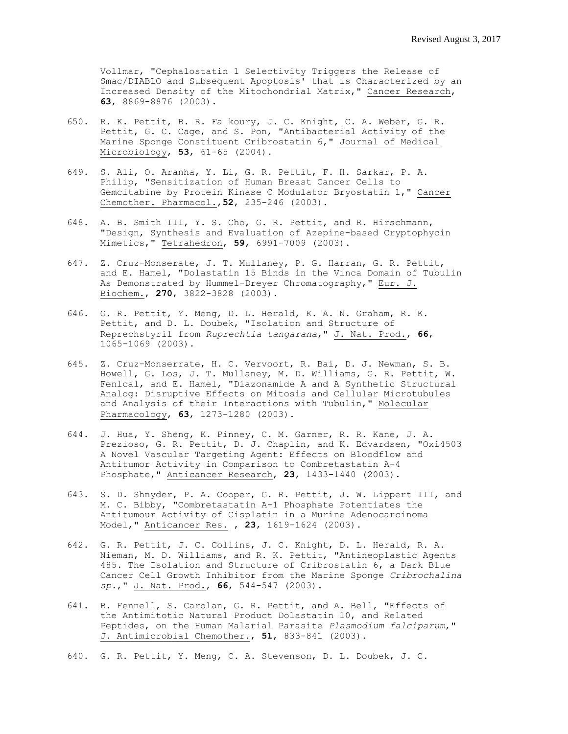Vollmar, "Cephalostatin 1 Selectivity Triggers the Release of Smac/DIABLO and Subsequent Apoptosis' that is Characterized by an Increased Density of the Mitochondrial Matrix," Cancer Research, **63**, 8869-8876 (2003).

650. R. K. Pettit, B. R. Fa koury, J. C. Knight, C. A. Weber, G. R. Pettit, G. C. Cage, and S. Pon, "Antibacterial Activity of the Marine Sponge Constituent Cribrostatin 6," Journal of Medical Microbiology, **53**, 61-65 (2004).

649. S. Ali, O. Aranha, Y. Li, G. R. Pettit, F. H. Sarkar, P. A. Philip, "Sensitization of Human Breast Cancer Cells to Gemcitabine by Protein Kinase C Modulator Bryostatin 1," Cancer Chemother. Pharmacol.,**52**, 235-246 (2003).

648. A. B. Smith III, Y. S. Cho, G. R. Pettit, and R. Hirschmann, "Design, Synthesis and Evaluation of Azepine-based Cryptophycin Mimetics," Tetrahedron, **59**, 6991-7009 (2003).

647. Z. Cruz-Monserate, J. T. Mullaney, P. G. Harran, G. R. Pettit, and E. Hamel, "Dolastatin 15 Binds in the Vinca Domain of Tubulin As Demonstrated by Hummel-Dreyer Chromatography," Eur. J. Biochem., **270**, 3822-3828 (2003).

646. G. R. Pettit, Y. Meng, D. L. Herald, K. A. N. Graham, R. K. Pettit, and D. L. Doubek, "Isolation and Structure of Reprechstyril from *Ruprechtia tangarana*," J. Nat. Prod., **66**, 1065-1069 (2003).

645. Z. Cruz-Monserrate, H. C. Vervoort, R. Bai, D. J. Newman, S. B. Howell, G. Los, J. T. Mullaney, M. D. Williams, G. R. Pettit, W. Fenlcal, and E. Hamel, "Diazonamide A and A Synthetic Structural Analog: Disruptive Effects on Mitosis and Cellular Microtubules and Analysis of their Interactions with Tubulin," Molecular Pharmacology, **63**, 1273-1280 (2003).

644. J. Hua, Y. Sheng, K. Pinney, C. M. Garner, R. R. Kane, J. A. Prezioso, G. R. Pettit, D. J. Chaplin, and K. Edvardsen, "Oxi4503 A Novel Vascular Targeting Agent: Effects on Bloodflow and Antitumor Activity in Comparison to Combretastatin A-4 Phosphate," Anticancer Research, **23**, 1433-1440 (2003).

643. S. D. Shnyder, P. A. Cooper, G. R. Pettit, J. W. Lippert III, and M. C. Bibby, "Combretastatin A-1 Phosphate Potentiates the Antitumour Activity of Cisplatin in a Murine Adenocarcinoma Model," Anticancer Res. , **23**, 1619-1624 (2003).

642. G. R. Pettit, J. C. Collins, J. C. Knight, D. L. Herald, R. A. Nieman, M. D. Williams, and R. K. Pettit, "Antineoplastic Agents 485. The Isolation and Structure of Cribrostatin 6, a Dark Blue Cancer Cell Growth Inhibitor from the Marine Sponge *Cribrochalina sp.*," J. Nat. Prod., **66**, 544-547 (2003).

641. B. Fennell, S. Carolan, G. R. Pettit, and A. Bell, "Effects of the Antimitotic Natural Product Dolastatin 10, and Related Peptides, on the Human Malarial Parasite *Plasmodium falciparum*," J. Antimicrobial Chemother., **51**, 833-841 (2003).

640. G. R. Pettit, Y. Meng, C. A. Stevenson, D. L. Doubek, J. C.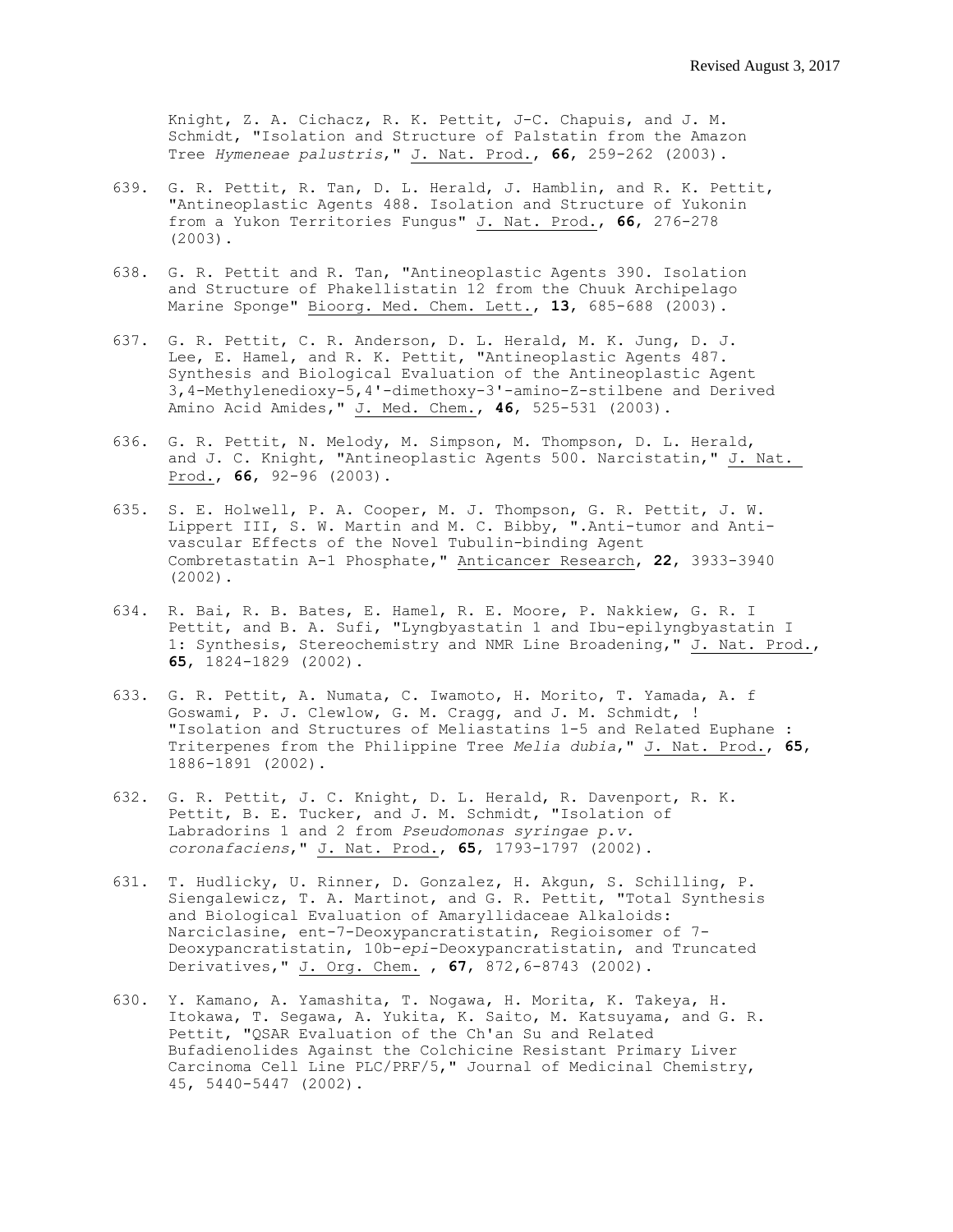Knight, Z. A. Cichacz, R. K. Pettit, J-C. Chapuis, and J. M. Schmidt, "Isolation and Structure of Palstatin from the Amazon Tree *Hymeneae palustris*," J. Nat. Prod., **66**, 259-262 (2003).

639. G. R. Pettit, R. Tan, D. L. Herald, J. Hamblin, and R. K. Pettit, "Antineoplastic Agents 488. Isolation and Structure of Yukonin from a Yukon Territories Fungus" J. Nat. Prod., **66**, 276-278 (2003).

638. G. R. Pettit and R. Tan, "Antineoplastic Agents 390. Isolation and Structure of Phakellistatin 12 from the Chuuk Archipelago Marine Sponge" Bioorg. Med. Chem. Lett., **13**, 685-688 (2003).

637. G. R. Pettit, C. R. Anderson, D. L. Herald, M. K. Jung, D. J. Lee, E. Hamel, and R. K. Pettit, "Antineoplastic Agents 487. Synthesis and Biological Evaluation of the Antineoplastic Agent 3,4-Methylenedioxy-5,4'-dimethoxy-3'-amino-Z-stilbene and Derived Amino Acid Amides," J. Med. Chem., **46**, 525-531 (2003).

636. G. R. Pettit, N. Melody, M. Simpson, M. Thompson, D. L. Herald, and J. C. Knight, "Antineoplastic Agents 500. Narcistatin," J. Nat. Prod., **66**, 92-96 (2003).

635. S. E. Holwell, P. A. Cooper, M. J. Thompson, G. R. Pettit, J. W. Lippert III, S. W. Martin and M. C. Bibby, ".Anti-tumor and Anti-vascular Effects of the Novel Tubulin-binding Agent Combretastatin A-1 Phosphate," Anticancer Research, **22**, 3933-3940 (2002).

634. R. Bai, R. B. Bates, E. Hamel, R. E. Moore, P. Nakkiew, G. R. I Pettit, and B. A. Sufi, "Lyngbyastatin 1 and Ibu-epilyngbyastatin I 1: Synthesis, Stereochemistry and NMR Line Broadening," J. Nat. Prod., **65**, 1824-1829 (2002).

633. G. R. Pettit, A. Numata, C. Iwamoto, H. Morito, T. Yamada, A. f Goswami, P. J. Clewlow, G. M. Cragg, and J. M. Schmidt, ! "Isolation and Structures of Meliastatins 1-5 and Related Euphane : Triterpenes from the Philippine Tree *Melia dubia*," J. Nat. Prod., **65**, 1886-1891 (2002).

632. G. R. Pettit, J. C. Knight, D. L. Herald, R. Davenport, R. K. Pettit, B. E. Tucker, and J. M. Schmidt, "Isolation of Labradorins 1 and 2 from *Pseudomonas syringae p.v. coronafaciens*," J. Nat. Prod., **65**, 1793-1797 (2002).

631. T. Hudlicky, U. Rinner, D. Gonzalez, H. Akgun, S. Schilling, P. Siengalewicz, T. A. Martinot, and G. R. Pettit, "Total Synthesis and Biological Evaluation of Amaryllidaceae Alkaloids: Narciclasine, ent-7-Deoxypancratistatin, Regioisomer of 7-Deoxypancratistatin, 10b-*epi*-Deoxypancratistatin, and Truncated Derivatives," J. Org. Chem. , **67**, 872,6-8743 (2002).

630. Y. Kamano, A. Yamashita, T. Nogawa, H. Morita, K. Takeya, H. Itokawa, T. Segawa, A. Yukita, K. Saito, M. Katsuyama, and G. R. Pettit, "QSAR Evaluation of the Ch'an Su and Related Bufadienolides Against the Colchicine Resistant Primary Liver Carcinoma Cell Line PLC/PRF/5," Journal of Medicinal Chemistry, 45, 5440-5447 (2002).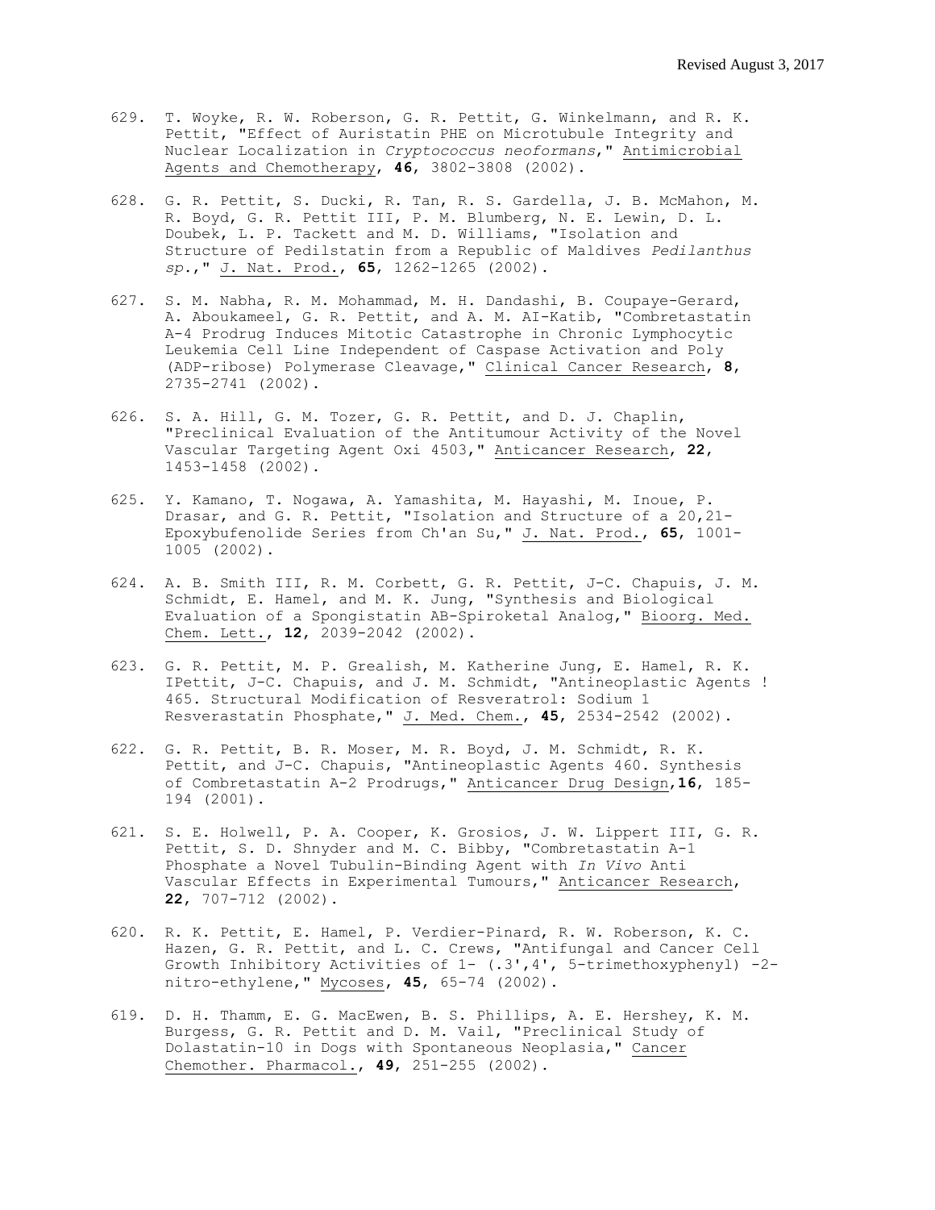629. T. Woyke, R. W. Roberson, G. R. Pettit, G. Winkelmann, and R. K. Pettit, "Effect of Auristatin PHE on Microtubule Integrity and Nuclear Localization in *Cryptococcus neoformans*," Antimicrobial Agents and Chemotherapy, **46**, 3802-3808 (2002).

628. G. R. Pettit, S. Ducki, R. Tan, R. S. Gardella, J. B. McMahon, M. R. Boyd, G. R. Pettit III, P. M. Blumberg, N. E. Lewin, D. L. Doubek, L. P. Tackett and M. D. Williams, "Isolation and Structure of Pedilstatin from a Republic of Maldives *Pedilanthus sp.*," J. Nat. Prod., **65**, 1262-1265 (2002).

627. S. M. Nabha, R. M. Mohammad, M. H. Dandashi, B. Coupaye-Gerard, A. Aboukameel, G. R. Pettit, and A. M. AI-Katib, "Combretastatin A-4 Prodrug Induces Mitotic Catastrophe in Chronic Lymphocytic Leukemia Cell Line Independent of Caspase Activation and Poly (ADP-ribose) Polymerase Cleavage," Clinical Cancer Research, **8**, 2735-2741 (2002).

626. S. A. Hill, G. M. Tozer, G. R. Pettit, and D. J. Chaplin, "Preclinical Evaluation of the Antitumour Activity of the Novel Vascular Targeting Agent Oxi 4503," Anticancer Research, **22**, 1453-1458 (2002).

625. Y. Kamano, T. Nogawa, A. Yamashita, M. Hayashi, M. Inoue, P. Drasar, and G. R. Pettit, "Isolation and Structure of a 20,21-Epoxybufenolide Series from Ch'an Su," J. Nat. Prod., **65**, 1001-1005 (2002).

624. A. B. Smith III, R. M. Corbett, G. R. Pettit, J-C. Chapuis, J. M. Schmidt, E. Hamel, and M. K. Jung, "Synthesis and Biological Evaluation of a Spongistatin AB-Spiroketal Analog," Bioorg. Med. Chem. Lett., **12**, 2039-2042 (2002).

623. G. R. Pettit, M. P. Grealish, M. Katherine Jung, E. Hamel, R. K. IPettit, J-C. Chapuis, and J. M. Schmidt, "Antineoplastic Agents ! 465. Structural Modification of Resveratrol: Sodium 1 Resverastatin Phosphate," J. Med. Chem., **45**, 2534-2542 (2002).

622. G. R. Pettit, B. R. Moser, M. R. Boyd, J. M. Schmidt, R. K. Pettit, and J-C. Chapuis, "Antineoplastic Agents 460. Synthesis of Combretastatin A-2 Prodrugs," Anticancer Drug Design,**16**, 185-194 (2001).

621. S. E. Holwell, P. A. Cooper, K. Grosios, J. W. Lippert III, G. R. Pettit, S. D. Shnyder and M. C. Bibby, "Combretastatin A-1 Phosphate a Novel Tubulin-Binding Agent with *In Vivo* Anti Vascular Effects in Experimental Tumours," Anticancer Research, **22**, 707-712 (2002).

620. R. K. Pettit, E. Hamel, P. Verdier-Pinard, R. W. Roberson, K. C. Hazen, G. R. Pettit, and L. C. Crews, "Antifungal and Cancer Cell Growth Inhibitory Activities of 1- (.3',4', 5-trimethoxyphenyl) -2-nitro-ethylene," Mycoses, **45**, 65-74 (2002).

619. D. H. Thamm, E. G. MacEwen, B. S. Phillips, A. E. Hershey, K. M. Burgess, G. R. Pettit and D. M. Vail, "Preclinical Study of Dolastatin-10 in Dogs with Spontaneous Neoplasia," Cancer Chemother. Pharmacol., **49**, 251-255 (2002).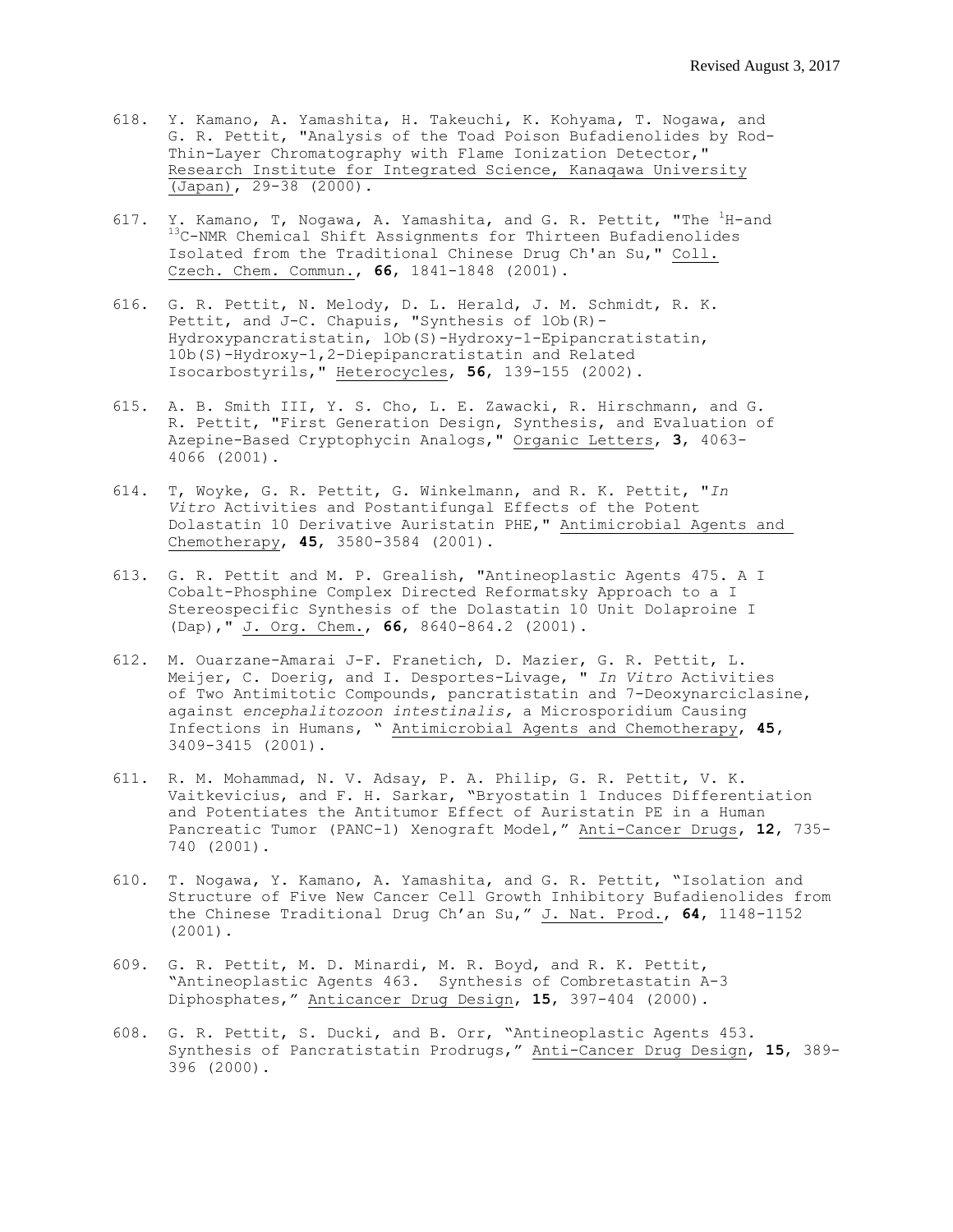618. Y. Kamano, A. Yamashita, H. Takeuchi, K. Kohyama, T. Nogawa, and G. R. Pettit, "Analysis of the Toad Poison Bufadienolides by Rod-Thin-Layer Chromatography with Flame Ionization Detector," Research Institute for Integrated Science, Kanagawa University (Japan), 29-38 (2000).

617. Y. Kamano, T, Nogawa, A. Yamashita, and G. R. Pettit, "The $^{1}$H-and $^{13}$C-NMR Chemical Shift Assignments for Thirteen Bufadienolides Isolated from the Traditional Chinese Drug Ch'an Su," Coll. Czech. Chem. Commun., **66**, 1841-1848 (2001).

616. G. R. Pettit, N. Melody, D. L. Herald, J. M. Schmidt, R. K. Pettit, and J-C. Chapuis, "Synthesis of lOb(R)-Hydroxypancratistatin, lOb(S)-Hydroxy-1-Epipancratistatin, 10b(S)-Hydroxy-1,2-Diepipancratistatin and Related Isocarbostyrils," Heterocycles, **56**, 139-155 (2002).

615. A. B. Smith III, Y. S. Cho, L. E. Zawacki, R. Hirschmann, and G. R. Pettit, "First Generation Design, Synthesis, and Evaluation of Azepine-Based Cryptophycin Analogs," Organic Letters, **3**, 4063-4066 (2001).

614. T, Woyke, G. R. Pettit, G. Winkelmann, and R. K. Pettit, "*In Vitro* Activities and Postantifungal Effects of the Potent Dolastatin 10 Derivative Auristatin PHE," Antimicrobial Agents and Chemotherapy, **45**, 3580-3584 (2001).

613. G. R. Pettit and M. P. Grealish, "Antineoplastic Agents 475. A I Cobalt-Phosphine Complex Directed Reformatsky Approach to a I Stereospecific Synthesis of the Dolastatin 10 Unit Dolaproine I (Dap)," J. Org. Chem., **66**, 8640-864.2 (2001).

612. M. Ouarzane-Amarai J-F. Franetich, D. Mazier, G. R. Pettit, L. Meijer, C. Doerig, and I. Desportes-Livage, " *In Vitro* Activities of Two Antimitotic Compounds, pancratistatin and 7-Deoxynarciclasine, against *encephalitozoon intestinalis,* a Microsporidium Causing Infections in Humans, " Antimicrobial Agents and Chemotherapy, **45**, 3409-3415 (2001).

611. R. M. Mohammad, N. V. Adsay, P. A. Philip, G. R. Pettit, V. K. Vaitkevicius, and F. H. Sarkar, "Bryostatin 1 Induces Differentiation and Potentiates the Antitumor Effect of Auristatin PE in a Human Pancreatic Tumor (PANC-1) Xenograft Model," Anti-Cancer Drugs, **12**, 735-740 (2001).

610. T. Nogawa, Y. Kamano, A. Yamashita, and G. R. Pettit, "Isolation and Structure of Five New Cancer Cell Growth Inhibitory Bufadienolides from the Chinese Traditional Drug Ch'an Su," J. Nat. Prod., **64**, 1148-1152 (2001).

609. G. R. Pettit, M. D. Minardi, M. R. Boyd, and R. K. Pettit, "Antineoplastic Agents 463. Synthesis of Combretastatin A-3 Diphosphates," Anticancer Drug Design, **15**, 397-404 (2000).

608. G. R. Pettit, S. Ducki, and B. Orr, "Antineoplastic Agents 453. Synthesis of Pancratistatin Prodrugs," Anti-Cancer Drug Design, **15**, 389-396 (2000).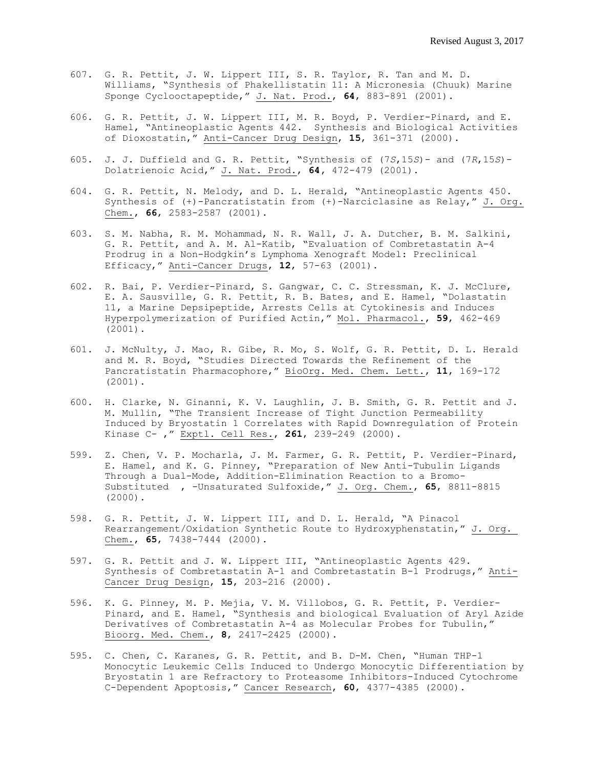607. G. R. Pettit, J. W. Lippert III, S. R. Taylor, R. Tan and M. D. Williams, "Synthesis of Phakellistatin 11: A Micronesia (Chuuk) Marine Sponge Cyclooctapeptide," J. Nat. Prod., **64**, 883-891 (2001).

606. G. R. Pettit, J. W. Lippert III, M. R. Boyd, P. Verdier-Pinard, and E. Hamel, "Antineoplastic Agents 442. Synthesis and Biological Activities of Dioxostatin," Anti-Cancer Drug Design, **15**, 361-371 (2000).

605. J. J. Duffield and G. R. Pettit, "Synthesis of (7*S*,15*S*)- and (7*R*,15*S*)-Dolatrienoic Acid," J. Nat. Prod., **64**, 472-479 (2001).

604. G. R. Pettit, N. Melody, and D. L. Herald, "Antineoplastic Agents 450. Synthesis of (+)-Pancratistatin from (+)-Narciclasine as Relay," J. Org. Chem., **66**, 2583-2587 (2001).

603. S. M. Nabha, R. M. Mohammad, N. R. Wall, J. A. Dutcher, B. M. Salkini, G. R. Pettit, and A. M. Al-Katib, "Evaluation of Combretastatin A-4 Prodrug in a Non-Hodgkin's Lymphoma Xenograft Model: Preclinical Efficacy," Anti-Cancer Drugs, **12**, 57-63 (2001).

602. R. Bai, P. Verdier-Pinard, S. Gangwar, C. C. Stressman, K. J. McClure, E. A. Sausville, G. R. Pettit, R. B. Bates, and E. Hamel, "Dolastatin 11, a Marine Depsipeptide, Arrests Cells at Cytokinesis and Induces Hyperpolymerization of Purified Actin," Mol. Pharmacol., **59**, 462-469 (2001).

601. J. McNulty, J. Mao, R. Gibe, R. Mo, S. Wolf, G. R. Pettit, D. L. Herald and M. R. Boyd, "Studies Directed Towards the Refinement of the Pancratistatin Pharmacophore," BioOrg. Med. Chem. Lett., **11**, 169-172 (2001).

600. H. Clarke, N. Ginanni, K. V. Laughlin, J. B. Smith, G. R. Pettit and J. M. Mullin, "The Transient Increase of Tight Junction Permeability Induced by Bryostatin 1 Correlates with Rapid Downregulation of Protein Kinase C- ," Exptl. Cell Res., **261**, 239-249 (2000).

599. Z. Chen, V. P. Mocharla, J. M. Farmer, G. R. Pettit, P. Verdier-Pinard, E. Hamel, and K. G. Pinney, "Preparation of New Anti-Tubulin Ligands Through a Dual-Mode, Addition-Elimination Reaction to a Bromo-Substituted , -Unsaturated Sulfoxide," J. Org. Chem., **65**, 8811-8815 (2000).

598. G. R. Pettit, J. W. Lippert III, and D. L. Herald, "A Pinacol Rearrangement/Oxidation Synthetic Route to Hydroxyphenstatin," J. Org. Chem., **65**, 7438-7444 (2000).

597. G. R. Pettit and J. W. Lippert III, "Antineoplastic Agents 429. Synthesis of Combretastatin A-1 and Combretastatin B-1 Prodrugs," Anti-Cancer Drug Design, **15**, 203-216 (2000).

596. K. G. Pinney, M. P. Mejia, V. M. Villobos, G. R. Pettit, P. Verdier-Pinard, and E. Hamel, "Synthesis and biological Evaluation of Aryl Azide Derivatives of Combretastatin A-4 as Molecular Probes for Tubulin," Bioorg. Med. Chem., **8**, 2417-2425 (2000).

595. C. Chen, C. Karanes, G. R. Pettit, and B. D-M. Chen, "Human THP-1 Monocytic Leukemic Cells Induced to Undergo Monocytic Differentiation by Bryostatin 1 are Refractory to Proteasome Inhibitors-Induced Cytochrome C-Dependent Apoptosis," Cancer Research, **60**, 4377-4385 (2000).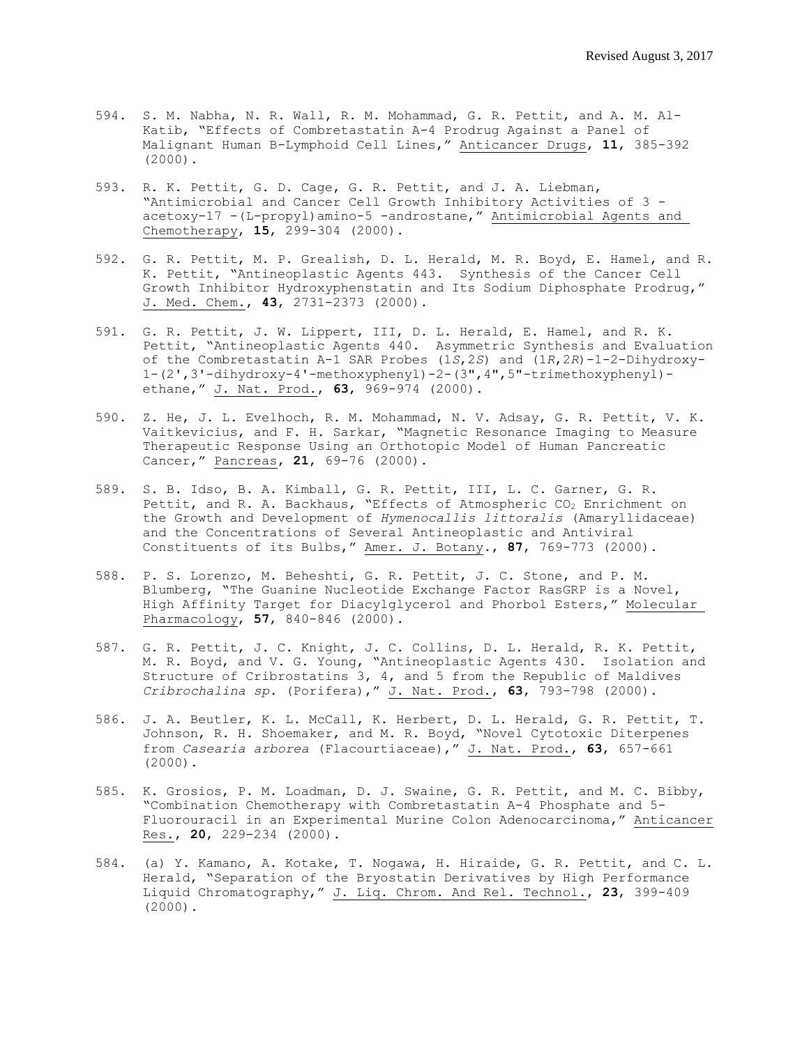594. S. M. Nabha, N. R. Wall, R. M. Mohammad, G. R. Pettit, and A. M. Al-Katib, "Effects of Combretastatin A-4 Prodrug Against a Panel of Malignant Human B-Lymphoid Cell Lines," Anticancer Drugs, **11**, 385-392 (2000).

593. R. K. Pettit, G. D. Cage, G. R. Pettit, and J. A. Liebman, "Antimicrobial and Cancer Cell Growth Inhibitory Activities of 3 -acetoxy-17 -(L-propyl)amino-5 -androstane," Antimicrobial Agents and Chemotherapy, **15**, 299-304 (2000).

592. G. R. Pettit, M. P. Grealish, D. L. Herald, M. R. Boyd, E. Hamel, and R. K. Pettit, "Antineoplastic Agents 443. Synthesis of the Cancer Cell Growth Inhibitor Hydroxyphenstatin and Its Sodium Diphosphate Prodrug," J. Med. Chem., **43**, 2731-2373 (2000).

591. G. R. Pettit, J. W. Lippert, III, D. L. Herald, E. Hamel, and R. K. Pettit, "Antineoplastic Agents 440. Asymmetric Synthesis and Evaluation of the Combretastatin A-1 SAR Probes (1*S*,2*S*) and (1*R*,2*R*)-1-2-Dihydroxy-1-(2',3'-dihydroxy-4'-methoxyphenyl)-2-(3",4",5"-trimethoxyphenyl)-ethane," J. Nat. Prod., **63**, 969-974 (2000).

590. Z. He, J. L. Evelhoch, R. M. Mohammad, N. V. Adsay, G. R. Pettit, V. K. Vaitkevicius, and F. H. Sarkar, "Magnetic Resonance Imaging to Measure Therapeutic Response Using an Orthotopic Model of Human Pancreatic Cancer," Pancreas, **21**, 69-76 (2000).

589. S. B. Idso, B. A. Kimball, G. R. Pettit, III, L. C. Garner, G. R. Pettit, and R. A. Backhaus, "Effects of Atmospheric $CO_2$ Enrichment on the Growth and Development of *Hymenocallis littoralis* (Amaryllidaceae) and the Concentrations of Several Antineoplastic and Antiviral Constituents of its Bulbs," Amer. J. Botany., **87**, 769-773 (2000).

588. P. S. Lorenzo, M. Beheshti, G. R. Pettit, J. C. Stone, and P. M. Blumberg, "The Guanine Nucleotide Exchange Factor RasGRP is a Novel, High Affinity Target for Diacylglycerol and Phorbol Esters," Molecular Pharmacology, **57**, 840-846 (2000).

587. G. R. Pettit, J. C. Knight, J. C. Collins, D. L. Herald, R. K. Pettit, M. R. Boyd, and V. G. Young, "Antineoplastic Agents 430. Isolation and Structure of Cribrostatins 3, 4, and 5 from the Republic of Maldives *Cribrochalina sp.* (Porifera)," J. Nat. Prod., **63**, 793-798 (2000).

586. J. A. Beutler, K. L. McCall, K. Herbert, D. L. Herald, G. R. Pettit, T. Johnson, R. H. Shoemaker, and M. R. Boyd, "Novel Cytotoxic Diterpenes from *Casearia arborea* (Flacourtiaceae)," J. Nat. Prod., **63**, 657-661 (2000).

585. K. Grosios, P. M. Loadman, D. J. Swaine, G. R. Pettit, and M. C. Bibby, "Combination Chemotherapy with Combretastatin A-4 Phosphate and 5-Fluorouracil in an Experimental Murine Colon Adenocarcinoma," Anticancer Res., **20**, 229-234 (2000).

584. (a) Y. Kamano, A. Kotake, T. Nogawa, H. Hiraide, G. R. Pettit, and C. L. Herald, "Separation of the Bryostatin Derivatives by High Performance Liquid Chromatography," J. Liq. Chrom. And Rel. Technol., **23**, 399-409 (2000).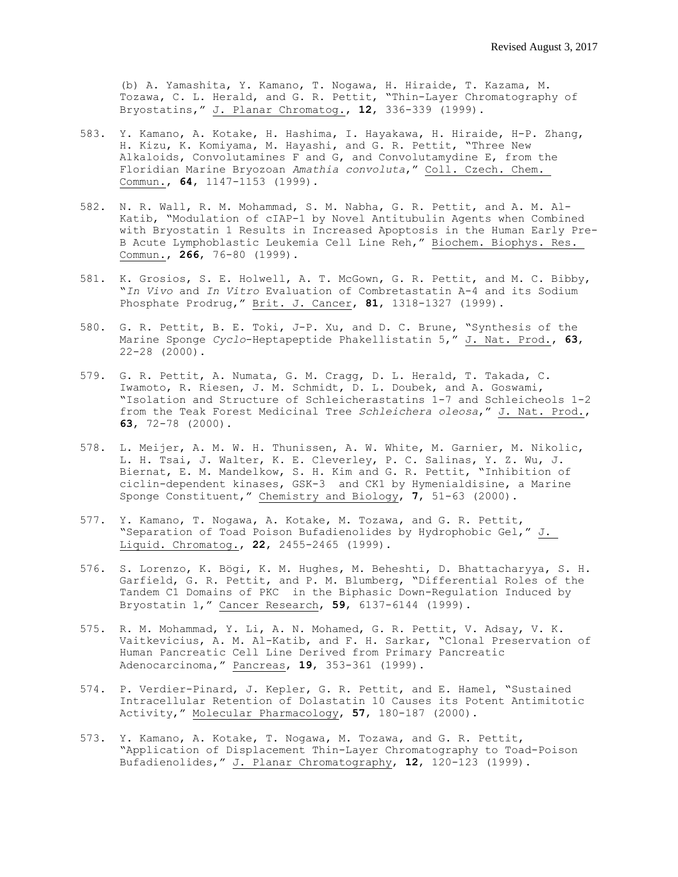(b) A. Yamashita, Y. Kamano, T. Nogawa, H. Hiraide, T. Kazama, M. Tozawa, C. L. Herald, and G. R. Pettit, "Thin-Layer Chromatography of Bryostatins," J. Planar Chromatog., **12**, 336-339 (1999).

583. Y. Kamano, A. Kotake, H. Hashima, I. Hayakawa, H. Hiraide, H-P. Zhang, H. Kizu, K. Komiyama, M. Hayashi, and G. R. Pettit, "Three New Alkaloids, Convolutamines F and G, and Convolutamydine E, from the Floridian Marine Bryozoan *Amathia convoluta*," Coll. Czech. Chem. Commun., **64**, 1147-1153 (1999).

582. N. R. Wall, R. M. Mohammad, S. M. Nabha, G. R. Pettit, and A. M. Al-Katib, "Modulation of cIAP-1 by Novel Antitubulin Agents when Combined with Bryostatin 1 Results in Increased Apoptosis in the Human Early Pre-B Acute Lymphoblastic Leukemia Cell Line Reh," Biochem. Biophys. Res. Commun., **266**, 76-80 (1999).

581. K. Grosios, S. E. Holwell, A. T. McGown, G. R. Pettit, and M. C. Bibby, "*In Vivo* and *In Vitro* Evaluation of Combretastatin A-4 and its Sodium Phosphate Prodrug," Brit. J. Cancer, **81**, 1318-1327 (1999).

580. G. R. Pettit, B. E. Toki, J-P. Xu, and D. C. Brune, "Synthesis of the Marine Sponge *Cyclo*-Heptapeptide Phakellistatin 5," J. Nat. Prod., **63**, 22-28 (2000).

579. G. R. Pettit, A. Numata, G. M. Cragg, D. L. Herald, T. Takada, C. Iwamoto, R. Riesen, J. M. Schmidt, D. L. Doubek, and A. Goswami, "Isolation and Structure of Schleicherastatins 1-7 and Schleicheols 1-2 from the Teak Forest Medicinal Tree *Schleichera oleosa*," J. Nat. Prod., **63**, 72-78 (2000).

578. L. Meijer, A. M. W. H. Thunissen, A. W. White, M. Garnier, M. Nikolic, L. H. Tsai, J. Walter, K. E. Cleverley, P. C. Salinas, Y. Z. Wu, J. Biernat, E. M. Mandelkow, S. H. Kim and G. R. Pettit, "Inhibition of ciclin-dependent kinases, GSK-3 and CK1 by Hymenialdisine, a Marine Sponge Constituent," Chemistry and Biology, **7**, 51-63 (2000).

577. Y. Kamano, T. Nogawa, A. Kotake, M. Tozawa, and G. R. Pettit, "Separation of Toad Poison Bufadienolides by Hydrophobic Gel," J. Liquid. Chromatog., **22**, 2455-2465 (1999).

576. S. Lorenzo, K. Bögi, K. M. Hughes, M. Beheshti, D. Bhattacharyya, S. H. Garfield, G. R. Pettit, and P. M. Blumberg, "Differential Roles of the Tandem C1 Domains of PKC in the Biphasic Down-Regulation Induced by Bryostatin 1," Cancer Research, **59**, 6137-6144 (1999).

575. R. M. Mohammad, Y. Li, A. N. Mohamed, G. R. Pettit, V. Adsay, V. K. Vaitkevicius, A. M. Al-Katib, and F. H. Sarkar, "Clonal Preservation of Human Pancreatic Cell Line Derived from Primary Pancreatic Adenocarcinoma," Pancreas, **19**, 353-361 (1999).

574. P. Verdier-Pinard, J. Kepler, G. R. Pettit, and E. Hamel, "Sustained Intracellular Retention of Dolastatin 10 Causes its Potent Antimitotic Activity," Molecular Pharmacology, **57**, 180-187 (2000).

573. Y. Kamano, A. Kotake, T. Nogawa, M. Tozawa, and G. R. Pettit, "Application of Displacement Thin-Layer Chromatography to Toad-Poison Bufadienolides," J. Planar Chromatography, **12**, 120-123 (1999).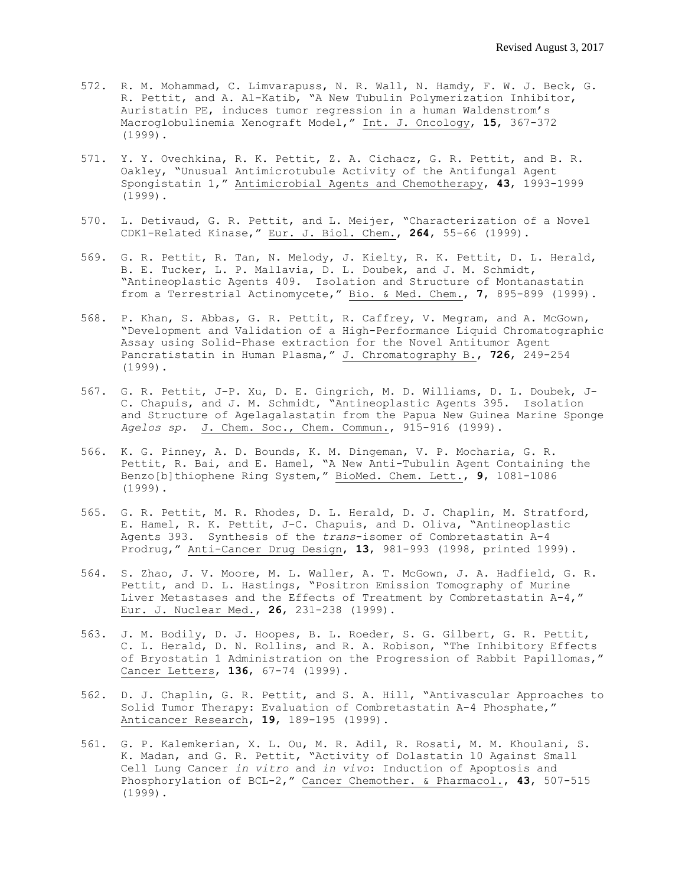572. R. M. Mohammad, C. Limvarapuss, N. R. Wall, N. Hamdy, F. W. J. Beck, G. R. Pettit, and A. Al-Katib, "A New Tubulin Polymerization Inhibitor, Auristatin PE, induces tumor regression in a human Waldenstrom's Macroglobulinemia Xenograft Model," Int. J. Oncology, **15**, 367-372 (1999).

571. Y. Y. Ovechkina, R. K. Pettit, Z. A. Cichacz, G. R. Pettit, and B. R. Oakley, "Unusual Antimicrotubule Activity of the Antifungal Agent Spongistatin 1," Antimicrobial Agents and Chemotherapy, **43**, 1993-1999 (1999).

570. L. Detivaud, G. R. Pettit, and L. Meijer, "Characterization of a Novel CDK1-Related Kinase," Eur. J. Biol. Chem., **264**, 55-66 (1999).

569. G. R. Pettit, R. Tan, N. Melody, J. Kielty, R. K. Pettit, D. L. Herald, B. E. Tucker, L. P. Mallavia, D. L. Doubek, and J. M. Schmidt, "Antineoplastic Agents 409. Isolation and Structure of Montanastatin from a Terrestrial Actinomycete," Bio. & Med. Chem., **7**, 895-899 (1999).

568. P. Khan, S. Abbas, G. R. Pettit, R. Caffrey, V. Megram, and A. McGown, "Development and Validation of a High-Performance Liquid Chromatographic Assay using Solid-Phase extraction for the Novel Antitumor Agent Pancratistatin in Human Plasma," J. Chromatography B., **726**, 249-254 (1999).

567. G. R. Pettit, J-P. Xu, D. E. Gingrich, M. D. Williams, D. L. Doubek, J-C. Chapuis, and J. M. Schmidt, "Antineoplastic Agents 395. Isolation and Structure of Agelagalastatin from the Papua New Guinea Marine Sponge *Agelos sp.* J. Chem. Soc., Chem. Commun., 915-916 (1999).

566. K. G. Pinney, A. D. Bounds, K. M. Dingeman, V. P. Mocharia, G. R. Pettit, R. Bai, and E. Hamel, "A New Anti-Tubulin Agent Containing the Benzo[b]thiophene Ring System," BioMed. Chem. Lett., **9**, 1081-1086 (1999).

565. G. R. Pettit, M. R. Rhodes, D. L. Herald, D. J. Chaplin, M. Stratford, E. Hamel, R. K. Pettit, J-C. Chapuis, and D. Oliva, "Antineoplastic Agents 393. Synthesis of the *trans*-isomer of Combretastatin A-4 Prodrug," Anti-Cancer Drug Design, **13**, 981-993 (1998, printed 1999).

564. S. Zhao, J. V. Moore, M. L. Waller, A. T. McGown, J. A. Hadfield, G. R. Pettit, and D. L. Hastings, "Positron Emission Tomography of Murine Liver Metastases and the Effects of Treatment by Combretastatin A-4," Eur. J. Nuclear Med., **26**, 231-238 (1999).

563. J. M. Bodily, D. J. Hoopes, B. L. Roeder, S. G. Gilbert, G. R. Pettit, C. L. Herald, D. N. Rollins, and R. A. Robison, "The Inhibitory Effects of Bryostatin 1 Administration on the Progression of Rabbit Papillomas," Cancer Letters, **136**, 67-74 (1999).

562. D. J. Chaplin, G. R. Pettit, and S. A. Hill, "Antivascular Approaches to Solid Tumor Therapy: Evaluation of Combretastatin A-4 Phosphate," Anticancer Research, **19**, 189-195 (1999).

561. G. P. Kalemkerian, X. L. Ou, M. R. Adil, R. Rosati, M. M. Khoulani, S. K. Madan, and G. R. Pettit, "Activity of Dolastatin 10 Against Small Cell Lung Cancer *in vitro* and *in vivo*: Induction of Apoptosis and Phosphorylation of BCL-2," Cancer Chemother. & Pharmacol., **43**, 507-515 (1999).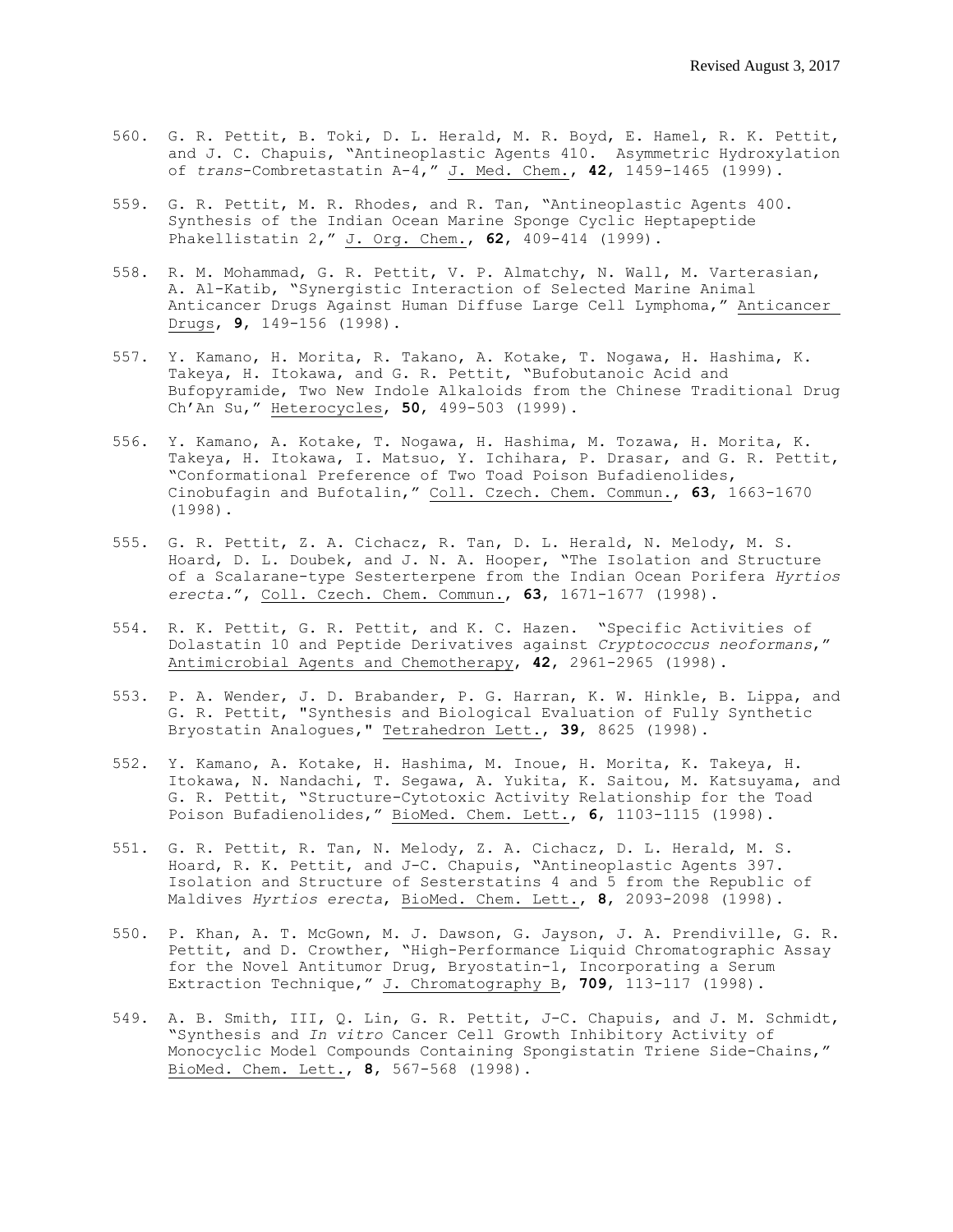560. G. R. Pettit, B. Toki, D. L. Herald, M. R. Boyd, E. Hamel, R. K. Pettit, and J. C. Chapuis, "Antineoplastic Agents 410. Asymmetric Hydroxylation of *trans*-Combretastatin A-4," J. Med. Chem., **42**, 1459-1465 (1999).

559. G. R. Pettit, M. R. Rhodes, and R. Tan, "Antineoplastic Agents 400. Synthesis of the Indian Ocean Marine Sponge Cyclic Heptapeptide Phakellistatin 2," J. Org. Chem., **62**, 409-414 (1999).

558. R. M. Mohammad, G. R. Pettit, V. P. Almatchy, N. Wall, M. Varterasian, A. Al-Katib, "Synergistic Interaction of Selected Marine Animal Anticancer Drugs Against Human Diffuse Large Cell Lymphoma," Anticancer Drugs, **9**, 149-156 (1998).

557. Y. Kamano, H. Morita, R. Takano, A. Kotake, T. Nogawa, H. Hashima, K. Takeya, H. Itokawa, and G. R. Pettit, "Bufobutanoic Acid and Bufopyramide, Two New Indole Alkaloids from the Chinese Traditional Drug Ch'An Su," Heterocycles, **50**, 499-503 (1999).

556. Y. Kamano, A. Kotake, T. Nogawa, H. Hashima, M. Tozawa, H. Morita, K. Takeya, H. Itokawa, I. Matsuo, Y. Ichihara, P. Drasar, and G. R. Pettit, "Conformational Preference of Two Toad Poison Bufadienolides, Cinobufagin and Bufotalin," Coll. Czech. Chem. Commun., **63**, 1663-1670 (1998).

555. G. R. Pettit, Z. A. Cichacz, R. Tan, D. L. Herald, N. Melody, M. S. Hoard, D. L. Doubek, and J. N. A. Hooper, "The Isolation and Structure of a Scalarane-type Sesterterpene from the Indian Ocean Porifera *Hyrtios erecta*.", Coll. Czech. Chem. Commun., **63**, 1671-1677 (1998).

554. R. K. Pettit, G. R. Pettit, and K. C. Hazen. "Specific Activities of Dolastatin 10 and Peptide Derivatives against *Cryptococcus neoformans*," Antimicrobial Agents and Chemotherapy, **42**, 2961-2965 (1998).

553. P. A. Wender, J. D. Brabander, P. G. Harran, K. W. Hinkle, B. Lippa, and G. R. Pettit, "Synthesis and Biological Evaluation of Fully Synthetic Bryostatin Analogues," Tetrahedron Lett., **39**, 8625 (1998).

552. Y. Kamano, A. Kotake, H. Hashima, M. Inoue, H. Morita, K. Takeya, H. Itokawa, N. Nandachi, T. Segawa, A. Yukita, K. Saitou, M. Katsuyama, and G. R. Pettit, "Structure-Cytotoxic Activity Relationship for the Toad Poison Bufadienolides," BioMed. Chem. Lett., **6**, 1103-1115 (1998).

551. G. R. Pettit, R. Tan, N. Melody, Z. A. Cichacz, D. L. Herald, M. S. Hoard, R. K. Pettit, and J-C. Chapuis, "Antineoplastic Agents 397. Isolation and Structure of Sesterstatins 4 and 5 from the Republic of Maldives *Hyrtios erecta*, BioMed. Chem. Lett., **8**, 2093-2098 (1998).

550. P. Khan, A. T. McGown, M. J. Dawson, G. Jayson, J. A. Prendiville, G. R. Pettit, and D. Crowther, "High-Performance Liquid Chromatographic Assay for the Novel Antitumor Drug, Bryostatin-1, Incorporating a Serum Extraction Technique," J. Chromatography B, **709**, 113-117 (1998).

549. A. B. Smith, III, Q. Lin, G. R. Pettit, J-C. Chapuis, and J. M. Schmidt, "Synthesis and *In vitro* Cancer Cell Growth Inhibitory Activity of Monocyclic Model Compounds Containing Spongistatin Triene Side-Chains," BioMed. Chem. Lett., **8**, 567-568 (1998).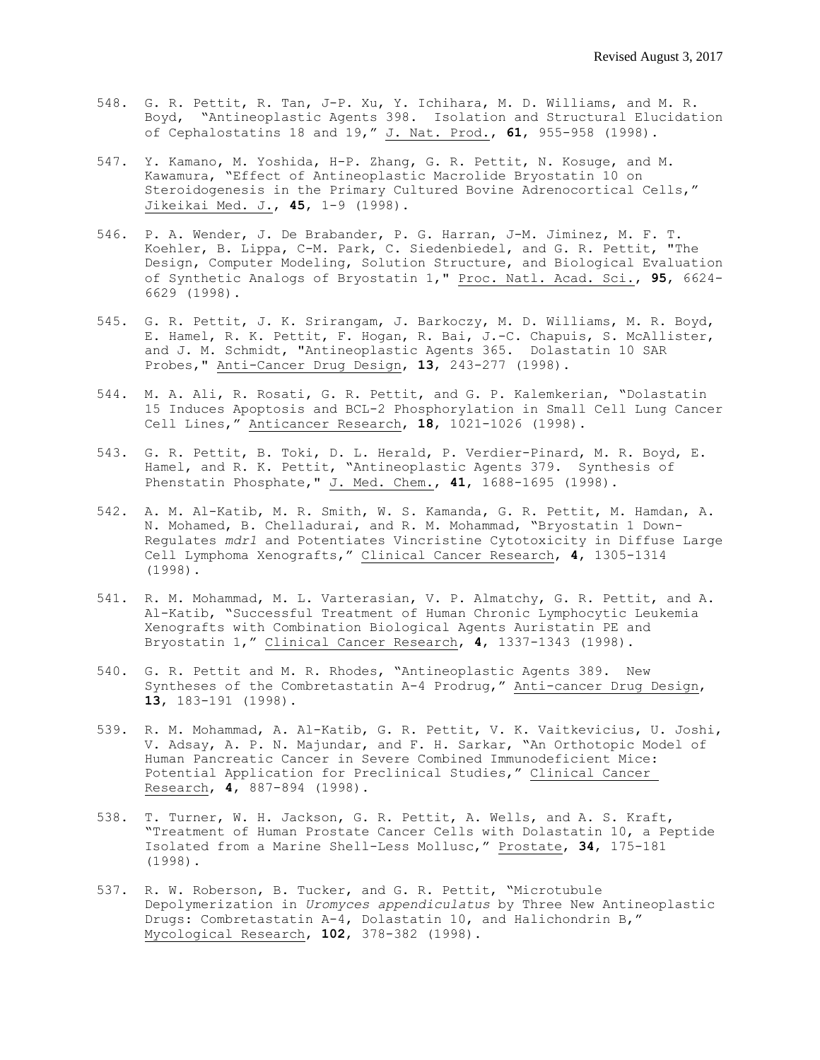548. G. R. Pettit, R. Tan, J-P. Xu, Y. Ichihara, M. D. Williams, and M. R. Boyd, "Antineoplastic Agents 398. Isolation and Structural Elucidation of Cephalostatins 18 and 19," J. Nat. Prod., **61**, 955-958 (1998).

547. Y. Kamano, M. Yoshida, H-P. Zhang, G. R. Pettit, N. Kosuge, and M. Kawamura, "Effect of Antineoplastic Macrolide Bryostatin 10 on Steroidogenesis in the Primary Cultured Bovine Adrenocortical Cells," Jikeikai Med. J., **45**, 1-9 (1998).

546. P. A. Wender, J. De Brabander, P. G. Harran, J-M. Jiminez, M. F. T. Koehler, B. Lippa, C-M. Park, C. Siedenbiedel, and G. R. Pettit, "The Design, Computer Modeling, Solution Structure, and Biological Evaluation of Synthetic Analogs of Bryostatin 1," Proc. Natl. Acad. Sci., **95**, 6624-6629 (1998).

545. G. R. Pettit, J. K. Srirangam, J. Barkoczy, M. D. Williams, M. R. Boyd, E. Hamel, R. K. Pettit, F. Hogan, R. Bai, J.-C. Chapuis, S. McAllister, and J. M. Schmidt, "Antineoplastic Agents 365. Dolastatin 10 SAR Probes," Anti-Cancer Drug Design, **13**, 243-277 (1998).

544. M. A. Ali, R. Rosati, G. R. Pettit, and G. P. Kalemkerian, "Dolastatin 15 Induces Apoptosis and BCL-2 Phosphorylation in Small Cell Lung Cancer Cell Lines," Anticancer Research, **18**, 1021-1026 (1998).

543. G. R. Pettit, B. Toki, D. L. Herald, P. Verdier-Pinard, M. R. Boyd, E. Hamel, and R. K. Pettit, "Antineoplastic Agents 379. Synthesis of Phenstatin Phosphate," J. Med. Chem., **41**, 1688-1695 (1998).

542. A. M. Al-Katib, M. R. Smith, W. S. Kamanda, G. R. Pettit, M. Hamdan, A. N. Mohamed, B. Chelladurai, and R. M. Mohammad, "Bryostatin 1 Down-Regulates *mdr1* and Potentiates Vincristine Cytotoxicity in Diffuse Large Cell Lymphoma Xenografts," Clinical Cancer Research, **4**, 1305-1314 (1998).

541. R. M. Mohammad, M. L. Varterasian, V. P. Almatchy, G. R. Pettit, and A. Al-Katib, "Successful Treatment of Human Chronic Lymphocytic Leukemia Xenografts with Combination Biological Agents Auristatin PE and Bryostatin 1," Clinical Cancer Research, **4**, 1337-1343 (1998).

540. G. R. Pettit and M. R. Rhodes, "Antineoplastic Agents 389. New Syntheses of the Combretastatin A-4 Prodrug," Anti-cancer Drug Design, **13**, 183-191 (1998).

539. R. M. Mohammad, A. Al-Katib, G. R. Pettit, V. K. Vaitkevicius, U. Joshi, V. Adsay, A. P. N. Majundar, and F. H. Sarkar, "An Orthotopic Model of Human Pancreatic Cancer in Severe Combined Immunodeficient Mice: Potential Application for Preclinical Studies," Clinical Cancer Research, **4**, 887-894 (1998).

538. T. Turner, W. H. Jackson, G. R. Pettit, A. Wells, and A. S. Kraft, "Treatment of Human Prostate Cancer Cells with Dolastatin 10, a Peptide Isolated from a Marine Shell-Less Mollusc," Prostate, **34**, 175-181 (1998).

537. R. W. Roberson, B. Tucker, and G. R. Pettit, "Microtubule Depolymerization in *Uromyces appendiculatus* by Three New Antineoplastic Drugs: Combretastatin A-4, Dolastatin 10, and Halichondrin B," Mycological Research, **102**, 378-382 (1998).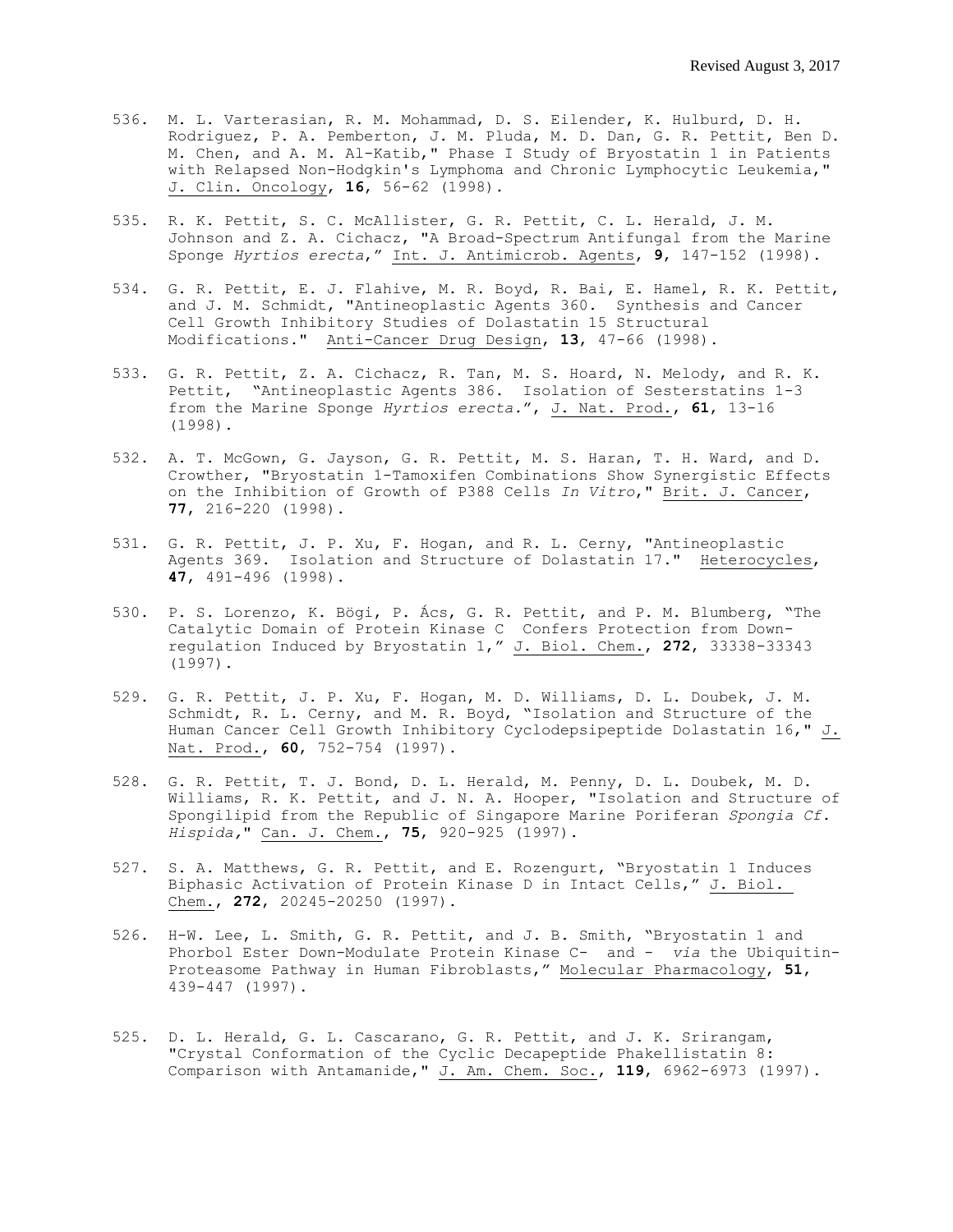536. M. L. Varterasian, R. M. Mohammad, D. S. Eilender, K. Hulburd, D. H. Rodriguez, P. A. Pemberton, J. M. Pluda, M. D. Dan, G. R. Pettit, Ben D. M. Chen, and A. M. Al-Katib," Phase I Study of Bryostatin 1 in Patients with Relapsed Non-Hodgkin's Lymphoma and Chronic Lymphocytic Leukemia," J. Clin. Oncology, **16**, 56-62 (1998).

535. R. K. Pettit, S. C. McAllister, G. R. Pettit, C. L. Herald, J. M. Johnson and Z. A. Cichacz, "A Broad-Spectrum Antifungal from the Marine Sponge *Hyrtios erecta*," Int. J. Antimicrob. Agents, **9**, 147-152 (1998).

534. G. R. Pettit, E. J. Flahive, M. R. Boyd, R. Bai, E. Hamel, R. K. Pettit, and J. M. Schmidt, "Antineoplastic Agents 360. Synthesis and Cancer Cell Growth Inhibitory Studies of Dolastatin 15 Structural Modifications." Anti-Cancer Drug Design, **13**, 47-66 (1998).

533. G. R. Pettit, Z. A. Cichacz, R. Tan, M. S. Hoard, N. Melody, and R. K. Pettit, "Antineoplastic Agents 386. Isolation of Sesterstatins 1-3 from the Marine Sponge *Hyrtios erecta*.", J. Nat. Prod., **61**, 13-16 (1998).

532. A. T. McGown, G. Jayson, G. R. Pettit, M. S. Haran, T. H. Ward, and D. Crowther, "Bryostatin 1-Tamoxifen Combinations Show Synergistic Effects on the Inhibition of Growth of P388 Cells *In Vitro*," Brit. J. Cancer, **77**, 216-220 (1998).

531. G. R. Pettit, J. P. Xu, F. Hogan, and R. L. Cerny, "Antineoplastic Agents 369. Isolation and Structure of Dolastatin 17." Heterocycles, **47**, 491-496 (1998).

530. P. S. Lorenzo, K. Bögi, P. Ács, G. R. Pettit, and P. M. Blumberg, "The Catalytic Domain of Protein Kinase C Confers Protection from Down-regulation Induced by Bryostatin 1," J. Biol. Chem., **272**, 33338-33343 (1997).

529. G. R. Pettit, J. P. Xu, F. Hogan, M. D. Williams, D. L. Doubek, J. M. Schmidt, R. L. Cerny, and M. R. Boyd, "Isolation and Structure of the Human Cancer Cell Growth Inhibitory Cyclodepsipeptide Dolastatin 16," J. Nat. Prod., **60**, 752-754 (1997).

528. G. R. Pettit, T. J. Bond, D. L. Herald, M. Penny, D. L. Doubek, M. D. Williams, R. K. Pettit, and J. N. A. Hooper, "Isolation and Structure of Spongilipid from the Republic of Singapore Marine Poriferan *Spongia Cf. Hispida*," Can. J. Chem., **75**, 920-925 (1997).

527. S. A. Matthews, G. R. Pettit, and E. Rozengurt, "Bryostatin 1 Induces Biphasic Activation of Protein Kinase D in Intact Cells," J. Biol. Chem., **272**, 20245-20250 (1997).

526. H-W. Lee, L. Smith, G. R. Pettit, and J. B. Smith, "Bryostatin 1 and Phorbol Ester Down-Modulate Protein Kinase C- and - *via* the Ubiquitin-Proteasome Pathway in Human Fibroblasts," Molecular Pharmacology, **51**, 439-447 (1997).

525. D. L. Herald, G. L. Cascarano, G. R. Pettit, and J. K. Srirangam, "Crystal Conformation of the Cyclic Decapeptide Phakellistatin 8: Comparison with Antamanide," J. Am. Chem. Soc., **119**, 6962-6973 (1997).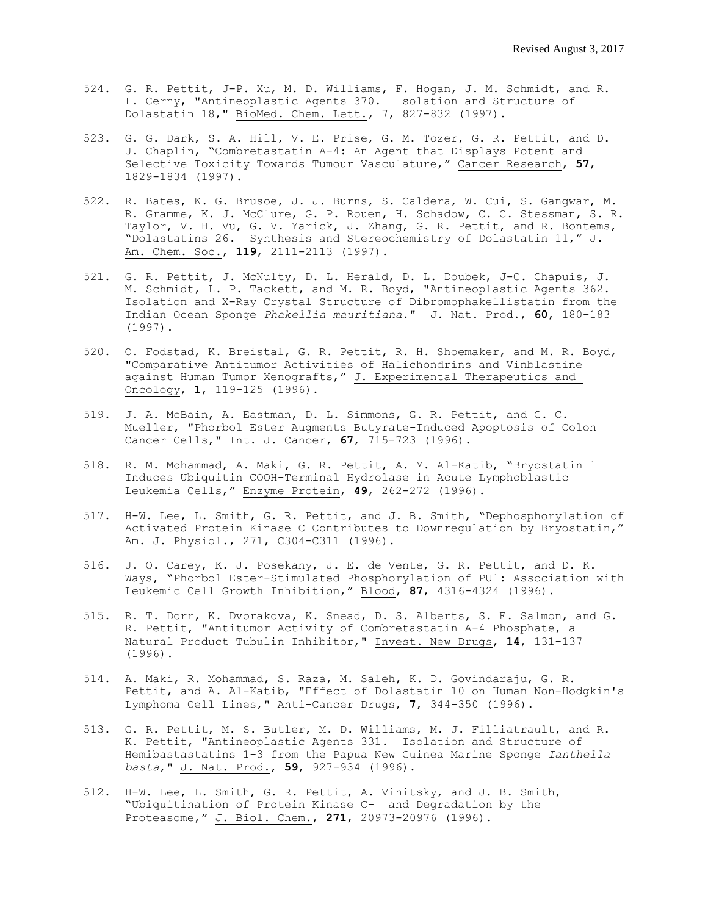524. G. R. Pettit, J-P. Xu, M. D. Williams, F. Hogan, J. M. Schmidt, and R. L. Cerny, "Antineoplastic Agents 370. Isolation and Structure of Dolastatin 18," BioMed. Chem. Lett., 7, 827-832 (1997).

523. G. G. Dark, S. A. Hill, V. E. Prise, G. M. Tozer, G. R. Pettit, and D. J. Chaplin, "Combretastatin A-4: An Agent that Displays Potent and Selective Toxicity Towards Tumour Vasculature," Cancer Research, **57**, 1829-1834 (1997).

522. R. Bates, K. G. Brusoe, J. J. Burns, S. Caldera, W. Cui, S. Gangwar, M. R. Gramme, K. J. McClure, G. P. Rouen, H. Schadow, C. C. Stessman, S. R. Taylor, V. H. Vu, G. V. Yarick, J. Zhang, G. R. Pettit, and R. Bontems, "Dolastatins 26. Synthesis and Stereochemistry of Dolastatin 11," J. Am. Chem. Soc., **119**, 2111-2113 (1997).

521. G. R. Pettit, J. McNulty, D. L. Herald, D. L. Doubek, J-C. Chapuis, J. M. Schmidt, L. P. Tackett, and M. R. Boyd, "Antineoplastic Agents 362. Isolation and X-Ray Crystal Structure of Dibromophakellistatin from the Indian Ocean Sponge *Phakellia mauritiana*." J. Nat. Prod., **60**, 180-183 (1997).

520. O. Fodstad, K. Breistal, G. R. Pettit, R. H. Shoemaker, and M. R. Boyd, "Comparative Antitumor Activities of Halichondrins and Vinblastine against Human Tumor Xenografts," J. Experimental Therapeutics and Oncology, **1**, 119-125 (1996).

519. J. A. McBain, A. Eastman, D. L. Simmons, G. R. Pettit, and G. C. Mueller, "Phorbol Ester Augments Butyrate-Induced Apoptosis of Colon Cancer Cells," Int. J. Cancer, **67**, 715-723 (1996).

518. R. M. Mohammad, A. Maki, G. R. Pettit, A. M. Al-Katib, "Bryostatin 1 Induces Ubiquitin COOH-Terminal Hydrolase in Acute Lymphoblastic Leukemia Cells," Enzyme Protein, **49**, 262-272 (1996).

517. H-W. Lee, L. Smith, G. R. Pettit, and J. B. Smith, "Dephosphorylation of Activated Protein Kinase C Contributes to Downregulation by Bryostatin," Am. J. Physiol., 271, C304-C311 (1996).

516. J. O. Carey, K. J. Posekany, J. E. de Vente, G. R. Pettit, and D. K. Ways, "Phorbol Ester-Stimulated Phosphorylation of PU1: Association with Leukemic Cell Growth Inhibition," Blood, **87**, 4316-4324 (1996).

515. R. T. Dorr, K. Dvorakova, K. Snead, D. S. Alberts, S. E. Salmon, and G. R. Pettit, "Antitumor Activity of Combretastatin A-4 Phosphate, a Natural Product Tubulin Inhibitor," Invest. New Drugs, **14**, 131-137 (1996).

514. A. Maki, R. Mohammad, S. Raza, M. Saleh, K. D. Govindaraju, G. R. Pettit, and A. Al-Katib, "Effect of Dolastatin 10 on Human Non-Hodgkin's Lymphoma Cell Lines," Anti-Cancer Drugs, **7**, 344-350 (1996).

513. G. R. Pettit, M. S. Butler, M. D. Williams, M. J. Filliatrault, and R. K. Pettit, "Antineoplastic Agents 331. Isolation and Structure of Hemibastastatins 1-3 from the Papua New Guinea Marine Sponge *Ianthella basta*," J. Nat. Prod., **59**, 927-934 (1996).

512. H-W. Lee, L. Smith, G. R. Pettit, A. Vinitsky, and J. B. Smith, "Ubiquitination of Protein Kinase C- and Degradation by the Proteasome," J. Biol. Chem., **271**, 20973-20976 (1996).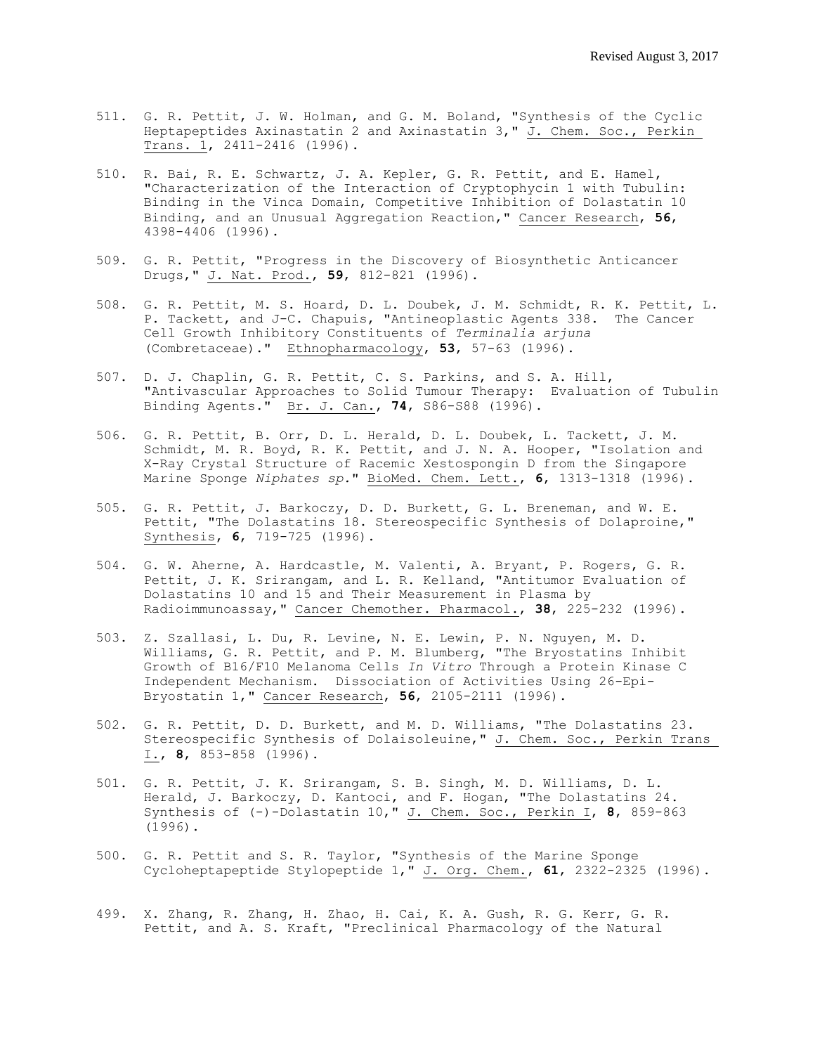511. G. R. Pettit, J. W. Holman, and G. M. Boland, "Synthesis of the Cyclic Heptapeptides Axinastatin 2 and Axinastatin 3," J. Chem. Soc., Perkin Trans. 1, 2411-2416 (1996).

510. R. Bai, R. E. Schwartz, J. A. Kepler, G. R. Pettit, and E. Hamel, "Characterization of the Interaction of Cryptophycin 1 with Tubulin: Binding in the Vinca Domain, Competitive Inhibition of Dolastatin 10 Binding, and an Unusual Aggregation Reaction," Cancer Research, **56**, 4398-4406 (1996).

509. G. R. Pettit, "Progress in the Discovery of Biosynthetic Anticancer Drugs," J. Nat. Prod., **59**, 812-821 (1996).

508. G. R. Pettit, M. S. Hoard, D. L. Doubek, J. M. Schmidt, R. K. Pettit, L. P. Tackett, and J-C. Chapuis, "Antineoplastic Agents 338. The Cancer Cell Growth Inhibitory Constituents of *Terminalia arjuna* (Combretaceae)." Ethnopharmacology, **53**, 57-63 (1996).

507. D. J. Chaplin, G. R. Pettit, C. S. Parkins, and S. A. Hill, "Antivascular Approaches to Solid Tumour Therapy: Evaluation of Tubulin Binding Agents." Br. J. Can., **74**, S86-S88 (1996).

506. G. R. Pettit, B. Orr, D. L. Herald, D. L. Doubek, L. Tackett, J. M. Schmidt, M. R. Boyd, R. K. Pettit, and J. N. A. Hooper, "Isolation and X-Ray Crystal Structure of Racemic Xestospongin D from the Singapore Marine Sponge *Niphates sp.*" BioMed. Chem. Lett., **6**, 1313-1318 (1996).

505. G. R. Pettit, J. Barkoczy, D. D. Burkett, G. L. Breneman, and W. E. Pettit, "The Dolastatins 18. Stereospecific Synthesis of Dolaproine," Synthesis, **6**, 719-725 (1996).

504. G. W. Aherne, A. Hardcastle, M. Valenti, A. Bryant, P. Rogers, G. R. Pettit, J. K. Srirangam, and L. R. Kelland, "Antitumor Evaluation of Dolastatins 10 and 15 and Their Measurement in Plasma by Radioimmunoassay," Cancer Chemother. Pharmacol., **38**, 225-232 (1996).

503. Z. Szallasi, L. Du, R. Levine, N. E. Lewin, P. N. Nguyen, M. D. Williams, G. R. Pettit, and P. M. Blumberg, "The Bryostatins Inhibit Growth of B16/F10 Melanoma Cells *In Vitro* Through a Protein Kinase C Independent Mechanism. Dissociation of Activities Using 26-Epi-Bryostatin 1," Cancer Research, **56**, 2105-2111 (1996).

502. G. R. Pettit, D. D. Burkett, and M. D. Williams, "The Dolastatins 23. Stereospecific Synthesis of Dolaisoleuine," J. Chem. Soc., Perkin Trans I., **8**, 853-858 (1996).

501. G. R. Pettit, J. K. Srirangam, S. B. Singh, M. D. Williams, D. L. Herald, J. Barkoczy, D. Kantoci, and F. Hogan, "The Dolastatins 24. Synthesis of (-)-Dolastatin 10," J. Chem. Soc., Perkin I, **8**, 859-863 (1996).

500. G. R. Pettit and S. R. Taylor, "Synthesis of the Marine Sponge Cycloheptapeptide Stylopeptide 1," J. Org. Chem., **61**, 2322-2325 (1996).

499. X. Zhang, R. Zhang, H. Zhao, H. Cai, K. A. Gush, R. G. Kerr, G. R. Pettit, and A. S. Kraft, "Preclinical Pharmacology of the Natural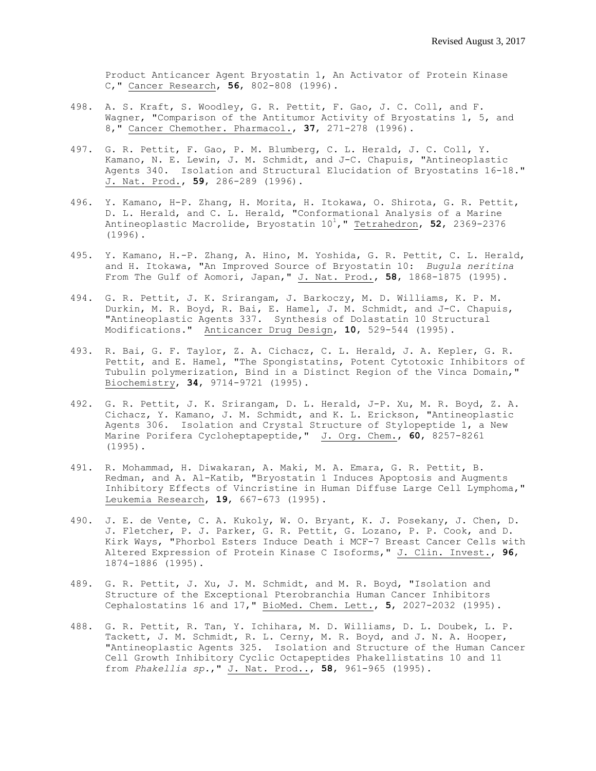Product Anticancer Agent Bryostatin 1, An Activator of Protein Kinase C," Cancer Research, **56**, 802-808 (1996).

498. A. S. Kraft, S. Woodley, G. R. Pettit, F. Gao, J. C. Coll, and F. Wagner, "Comparison of the Antitumor Activity of Bryostatins 1, 5, and 8," Cancer Chemother. Pharmacol., **37**, 271-278 (1996).

497. G. R. Pettit, F. Gao, P. M. Blumberg, C. L. Herald, J. C. Coll, Y. Kamano, N. E. Lewin, J. M. Schmidt, and J-C. Chapuis, "Antineoplastic Agents 340. Isolation and Structural Elucidation of Bryostatins 16-18." J. Nat. Prod., **59**, 286-289 (1996).

496. Y. Kamano, H-P. Zhang, H. Morita, H. Itokawa, O. Shirota, G. R. Pettit, D. L. Herald, and C. L. Herald, "Conformational Analysis of a Marine Antineoplastic Macrolide, Bryostatin 10[1]," Tetrahedron, **52**, 2369-2376 (1996).

495. Y. Kamano, H.-P. Zhang, A. Hino, M. Yoshida, G. R. Pettit, C. L. Herald, and H. Itokawa, "An Improved Source of Bryostatin 10: *Bugula neritina* From The Gulf of Aomori, Japan," J. Nat. Prod., **58**, 1868-1875 (1995).

494. G. R. Pettit, J. K. Srirangam, J. Barkoczy, M. D. Williams, K. P. M. Durkin, M. R. Boyd, R. Bai, E. Hamel, J. M. Schmidt, and J-C. Chapuis, "Antineoplastic Agents 337. Synthesis of Dolastatin 10 Structural Modifications." Anticancer Drug Design, **10**, 529-544 (1995).

493. R. Bai, G. F. Taylor, Z. A. Cichacz, C. L. Herald, J. A. Kepler, G. R. Pettit, and E. Hamel, "The Spongistatins, Potent Cytotoxic Inhibitors of Tubulin polymerization, Bind in a Distinct Region of the Vinca Domain," Biochemistry, **34**, 9714-9721 (1995).

492. G. R. Pettit, J. K. Srirangam, D. L. Herald, J-P. Xu, M. R. Boyd, Z. A. Cichacz, Y. Kamano, J. M. Schmidt, and K. L. Erickson, "Antineoplastic Agents 306. Isolation and Crystal Structure of Stylopeptide 1, a New Marine Porifera Cycloheptapeptide," J. Org. Chem., **60**, 8257-8261 (1995).

491. R. Mohammad, H. Diwakaran, A. Maki, M. A. Emara, G. R. Pettit, B. Redman, and A. Al-Katib, "Bryostatin 1 Induces Apoptosis and Augments Inhibitory Effects of Vincristine in Human Diffuse Large Cell Lymphoma," Leukemia Research, **19**, 667-673 (1995).

490. J. E. de Vente, C. A. Kukoly, W. O. Bryant, K. J. Posekany, J. Chen, D. J. Fletcher, P. J. Parker, G. R. Pettit, G. Lozano, P. P. Cook, and D. Kirk Ways, "Phorbol Esters Induce Death i MCF-7 Breast Cancer Cells with Altered Expression of Protein Kinase C Isoforms," J. Clin. Invest., **96**, 1874-1886 (1995).

489. G. R. Pettit, J. Xu, J. M. Schmidt, and M. R. Boyd, "Isolation and Structure of the Exceptional Pterobranchia Human Cancer Inhibitors Cephalostatins 16 and 17," BioMed. Chem. Lett., **5**, 2027-2032 (1995).

488. G. R. Pettit, R. Tan, Y. Ichihara, M. D. Williams, D. L. Doubek, L. P. Tackett, J. M. Schmidt, R. L. Cerny, M. R. Boyd, and J. N. A. Hooper, "Antineoplastic Agents 325. Isolation and Structure of the Human Cancer Cell Growth Inhibitory Cyclic Octapeptides Phakellistatins 10 and 11 from *Phakellia sp.*," J. Nat. Prod.., **58**, 961-965 (1995).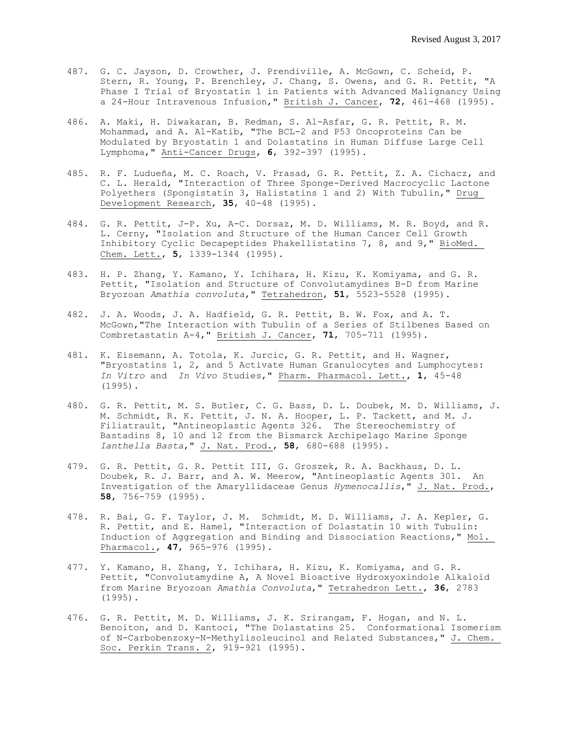487. G. C. Jayson, D. Crowther, J. Prendiville, A. McGown, C. Scheid, P. Stern, R. Young, P. Brenchley, J. Chang, S. Owens, and G. R. Pettit, "A Phase I Trial of Bryostatin 1 in Patients with Advanced Malignancy Using a 24-Hour Intravenous Infusion," British J. Cancer, **72**, 461-468 (1995).

486. A. Maki, H. Diwakaran, B. Redman, S. Al-Asfar, G. R. Pettit, R. M. Mohammad, and A. Al-Katib, "The BCL-2 and P53 Oncoproteins Can be Modulated by Bryostatin 1 and Dolastatins in Human Diffuse Large Cell Lymphoma," Anti-Cancer Drugs, **6**, 392-397 (1995).

485. R. F. Ludueña, M. C. Roach, V. Prasad, G. R. Pettit, Z. A. Cichacz, and C. L. Herald, "Interaction of Three Sponge-Derived Macrocyclic Lactone Polyethers (Spongistatin 3, Halistatins 1 and 2) With Tubulin," Drug Development Research, **35**, 40-48 (1995).

484. G. R. Pettit, J-P. Xu, A-C. Dorsaz, M. D. Williams, M. R. Boyd, and R. L. Cerny, "Isolation and Structure of the Human Cancer Cell Growth Inhibitory Cyclic Decapeptides Phakellistatins 7, 8, and 9," BioMed. Chem. Lett., **5**, 1339-1344 (1995).

483. H. P. Zhang, Y. Kamano, Y. Ichihara, H. Kizu, K. Komiyama, and G. R. Pettit, "Isolation and Structure of Convolutamydines B-D from Marine Bryozoan *Amathia convoluta*," Tetrahedron, **51**, 5523-5528 (1995).

482. J. A. Woods, J. A. Hadfield, G. R. Pettit, B. W. Fox, and A. T. McGown,"The Interaction with Tubulin of a Series of Stilbenes Based on Combretastatin A-4," British J. Cancer, **71**, 705-711 (1995).

481. K. Eisemann, A. Totola, K. Jurcic, G. R. Pettit, and H. Wagner, "Bryostatins 1, 2, and 5 Activate Human Granulocytes and Lumphocytes: *In Vitro* and *In Vivo* Studies," Pharm. Pharmacol. Lett., **1**, 45-48 (1995).

480. G. R. Pettit, M. S. Butler, C. G. Bass, D. L. Doubek, M. D. Williams, J. M. Schmidt, R. K. Pettit, J. N. A. Hooper, L. P. Tackett, and M. J. Filiatrault, "Antineoplastic Agents 326. The Stereochemistry of Bastadins 8, 10 and 12 from the Bismarck Archipelago Marine Sponge *Ianthella Basta*," J. Nat. Prod., **58**, 680-688 (1995).

479. G. R. Pettit, G. R. Pettit III, G. Groszek, R. A. Backhaus, D. L. Doubek, R. J. Barr, and A. W. Meerow, "Antineoplastic Agents 301. An Investigation of the Amaryllidaceae Genus *Hymenocallis*," J. Nat. Prod., **58**, 756-759 (1995).

478. R. Bai, G. F. Taylor, J. M. Schmidt, M. D. Williams, J. A. Kepler, G. R. Pettit, and E. Hamel, "Interaction of Dolastatin 10 with Tubulin: Induction of Aggregation and Binding and Dissociation Reactions," Mol. Pharmacol., **47**, 965-976 (1995).

477. Y. Kamano, H. Zhang, Y. Ichihara, H. Kizu, K. Komiyama, and G. R. Pettit, "Convolutamydine A, A Novel Bioactive Hydroxyoxindole Alkaloid from Marine Bryozoan *Amathia Convoluta*," Tetrahedron Lett., **36**, 2783 (1995).

476. G. R. Pettit, M. D. Williams, J. K. Srirangam, F. Hogan, and N. L. Benoiton, and D. Kantoci, "The Dolastatins 25. Conformational Isomerism of N-Carbobenzoxy-N-Methylisoleucinol and Related Substances," J. Chem. Soc. Perkin Trans. 2, 919-921 (1995).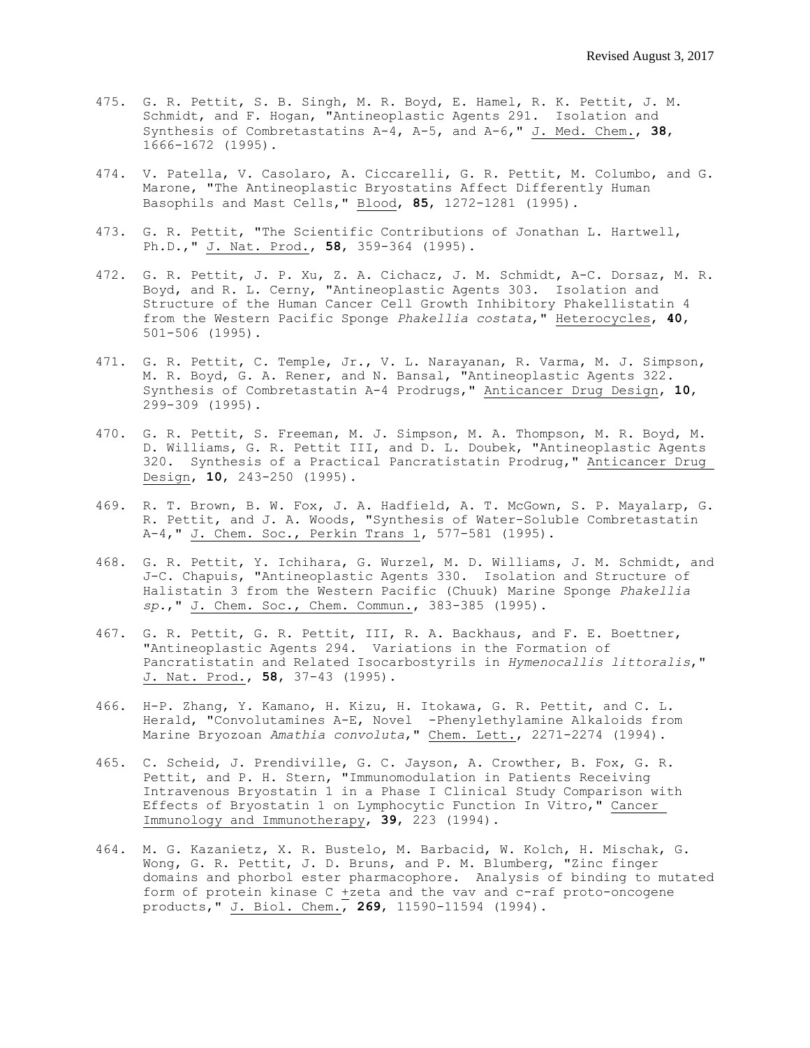475. G. R. Pettit, S. B. Singh, M. R. Boyd, E. Hamel, R. K. Pettit, J. M. Schmidt, and F. Hogan, "Antineoplastic Agents 291. Isolation and Synthesis of Combretastatins A-4, A-5, and A-6," J. Med. Chem., **38**, 1666-1672 (1995).

474. V. Patella, V. Casolaro, A. Ciccarelli, G. R. Pettit, M. Columbo, and G. Marone, "The Antineoplastic Bryostatins Affect Differently Human Basophils and Mast Cells," Blood, **85**, 1272-1281 (1995).

473. G. R. Pettit, "The Scientific Contributions of Jonathan L. Hartwell, Ph.D.," J. Nat. Prod., **58**, 359-364 (1995).

472. G. R. Pettit, J. P. Xu, Z. A. Cichacz, J. M. Schmidt, A-C. Dorsaz, M. R. Boyd, and R. L. Cerny, "Antineoplastic Agents 303. Isolation and Structure of the Human Cancer Cell Growth Inhibitory Phakellistatin 4 from the Western Pacific Sponge *Phakellia costata*," Heterocycles, **40**, 501-506 (1995).

471. G. R. Pettit, C. Temple, Jr., V. L. Narayanan, R. Varma, M. J. Simpson, M. R. Boyd, G. A. Rener, and N. Bansal, "Antineoplastic Agents 322. Synthesis of Combretastatin A-4 Prodrugs," Anticancer Drug Design, **10**, 299-309 (1995).

470. G. R. Pettit, S. Freeman, M. J. Simpson, M. A. Thompson, M. R. Boyd, M. D. Williams, G. R. Pettit III, and D. L. Doubek, "Antineoplastic Agents 320. Synthesis of a Practical Pancratistatin Prodrug," Anticancer Drug Design, **10**, 243-250 (1995).

469. R. T. Brown, B. W. Fox, J. A. Hadfield, A. T. McGown, S. P. Mayalarp, G. R. Pettit, and J. A. Woods, "Synthesis of Water-Soluble Combretastatin A-4," J. Chem. Soc., Perkin Trans 1, 577-581 (1995).

468. G. R. Pettit, Y. Ichihara, G. Wurzel, M. D. Williams, J. M. Schmidt, and J-C. Chapuis, "Antineoplastic Agents 330. Isolation and Structure of Halistatin 3 from the Western Pacific (Chuuk) Marine Sponge *Phakellia sp.*," J. Chem. Soc., Chem. Commun., 383-385 (1995).

467. G. R. Pettit, G. R. Pettit, III, R. A. Backhaus, and F. E. Boettner, "Antineoplastic Agents 294. Variations in the Formation of Pancratistatin and Related Isocarbostyrils in *Hymenocallis littoralis*," J. Nat. Prod., **58**, 37-43 (1995).

466. H-P. Zhang, Y. Kamano, H. Kizu, H. Itokawa, G. R. Pettit, and C. L. Herald, "Convolutamines A-E, Novel -Phenylethylamine Alkaloids from Marine Bryozoan *Amathia convoluta*," Chem. Lett., 2271-2274 (1994).

465. C. Scheid, J. Prendiville, G. C. Jayson, A. Crowther, B. Fox, G. R. Pettit, and P. H. Stern, "Immunomodulation in Patients Receiving Intravenous Bryostatin 1 in a Phase I Clinical Study Comparison with Effects of Bryostatin 1 on Lymphocytic Function In Vitro," Cancer Immunology and Immunotherapy, **39**, 223 (1994).

464. M. G. Kazanietz, X. R. Bustelo, M. Barbacid, W. Kolch, H. Mischak, G. Wong, G. R. Pettit, J. D. Bruns, and P. M. Blumberg, "Zinc finger domains and phorbol ester pharmacophore. Analysis of binding to mutated form of protein kinase C ±zeta and the vav and c-raf proto-oncogene products," J. Biol. Chem., **269**, 11590-11594 (1994).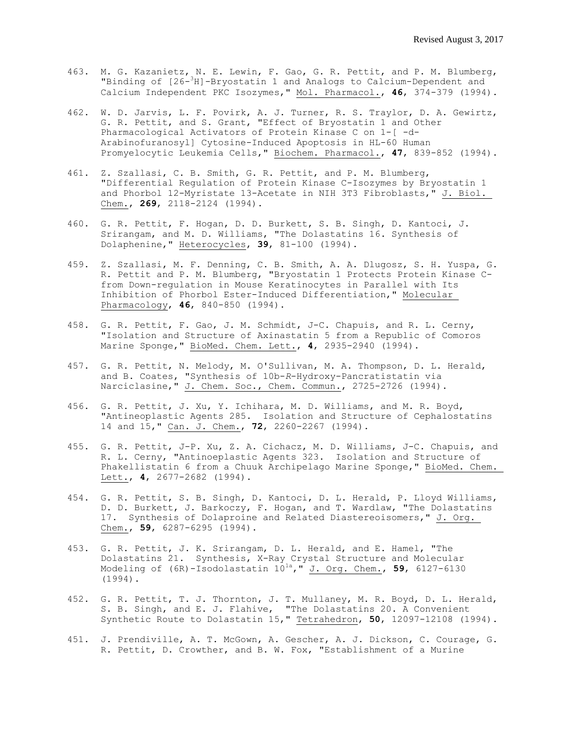463. M. G. Kazanietz, N. E. Lewin, F. Gao, G. R. Pettit, and P. M. Blumberg, "Binding of [26-$^3$H]-Bryostatin 1 and Analogs to Calcium-Dependent and Calcium Independent PKC Isozymes," Mol. Pharmacol., **46**, 374-379 (1994).

462. W. D. Jarvis, L. F. Povirk, A. J. Turner, R. S. Traylor, D. A. Gewirtz, G. R. Pettit, and S. Grant, "Effect of Bryostatin 1 and Other Pharmacological Activators of Protein Kinase C on 1-[ -d-Arabinofuranosyl] Cytosine-Induced Apoptosis in HL-60 Human Promyelocytic Leukemia Cells," Biochem. Pharmacol., **47**, 839-852 (1994).

461. Z. Szallasi, C. B. Smith, G. R. Pettit, and P. M. Blumberg, "Differential Regulation of Protein Kinase C-Isozymes by Bryostatin 1 and Phorbol 12-Myristate 13-Acetate in NIH 3T3 Fibroblasts," J. Biol. Chem., **269**, 2118-2124 (1994).

460. G. R. Pettit, F. Hogan, D. D. Burkett, S. B. Singh, D. Kantoci, J. Srirangam, and M. D. Williams, "The Dolastatins 16. Synthesis of Dolaphenine," Heterocycles, **39**, 81-100 (1994).

459. Z. Szallasi, M. F. Denning, C. B. Smith, A. A. Dlugosz, S. H. Yuspa, G. R. Pettit and P. M. Blumberg, "Bryostatin 1 Protects Protein Kinase C- from Down-regulation in Mouse Keratinocytes in Parallel with Its Inhibition of Phorbol Ester-Induced Differentiation," Molecular Pharmacology, **46**, 840-850 (1994).

458. G. R. Pettit, F. Gao, J. M. Schmidt, J-C. Chapuis, and R. L. Cerny, "Isolation and Structure of Axinastatin 5 from a Republic of Comoros Marine Sponge," BioMed. Chem. Lett., **4**, 2935-2940 (1994).

457. G. R. Pettit, N. Melody, M. O'Sullivan, M. A. Thompson, D. L. Herald, and B. Coates, "Synthesis of 10b-*R*-Hydroxy-Pancratistatin via Narciclasine," J. Chem. Soc., Chem. Commun., 2725-2726 (1994).

456. G. R. Pettit, J. Xu, Y. Ichihara, M. D. Williams, and M. R. Boyd, "Antineoplastic Agents 285. Isolation and Structure of Cephalostatins 14 and 15," Can. J. Chem., **72**, 2260-2267 (1994).

455. G. R. Pettit, J-P. Xu, Z. A. Cichacz, M. D. Williams, J-C. Chapuis, and R. L. Cerny, "Antinoeplastic Agents 323. Isolation and Structure of Phakellistatin 6 from a Chuuk Archipelago Marine Sponge," BioMed. Chem. Lett., **4**, 2677-2682 (1994).

454. G. R. Pettit, S. B. Singh, D. Kantoci, D. L. Herald, P. Lloyd Williams, D. D. Burkett, J. Barkoczy, F. Hogan, and T. Wardlaw, "The Dolastatins 17. Synthesis of Dolaproine and Related Diastereoisomers," J. Org. Chem., **59**, 6287-6295 (1994).

453. G. R. Pettit, J. K. Srirangam, D. L. Herald, and E. Hamel, "The Dolastatins 21. Synthesis, X-Ray Crystal Structure and Molecular Modeling of (6R)-Isodolastatin 10[1a]," J. Org. Chem., **59**, 6127-6130 (1994).

452. G. R. Pettit, T. J. Thornton, J. T. Mullaney, M. R. Boyd, D. L. Herald, S. B. Singh, and E. J. Flahive, "The Dolastatins 20. A Convenient Synthetic Route to Dolastatin 15," Tetrahedron, **50**, 12097-12108 (1994).

451. J. Prendiville, A. T. McGown, A. Gescher, A. J. Dickson, C. Courage, G. R. Pettit, D. Crowther, and B. W. Fox, "Establishment of a Murine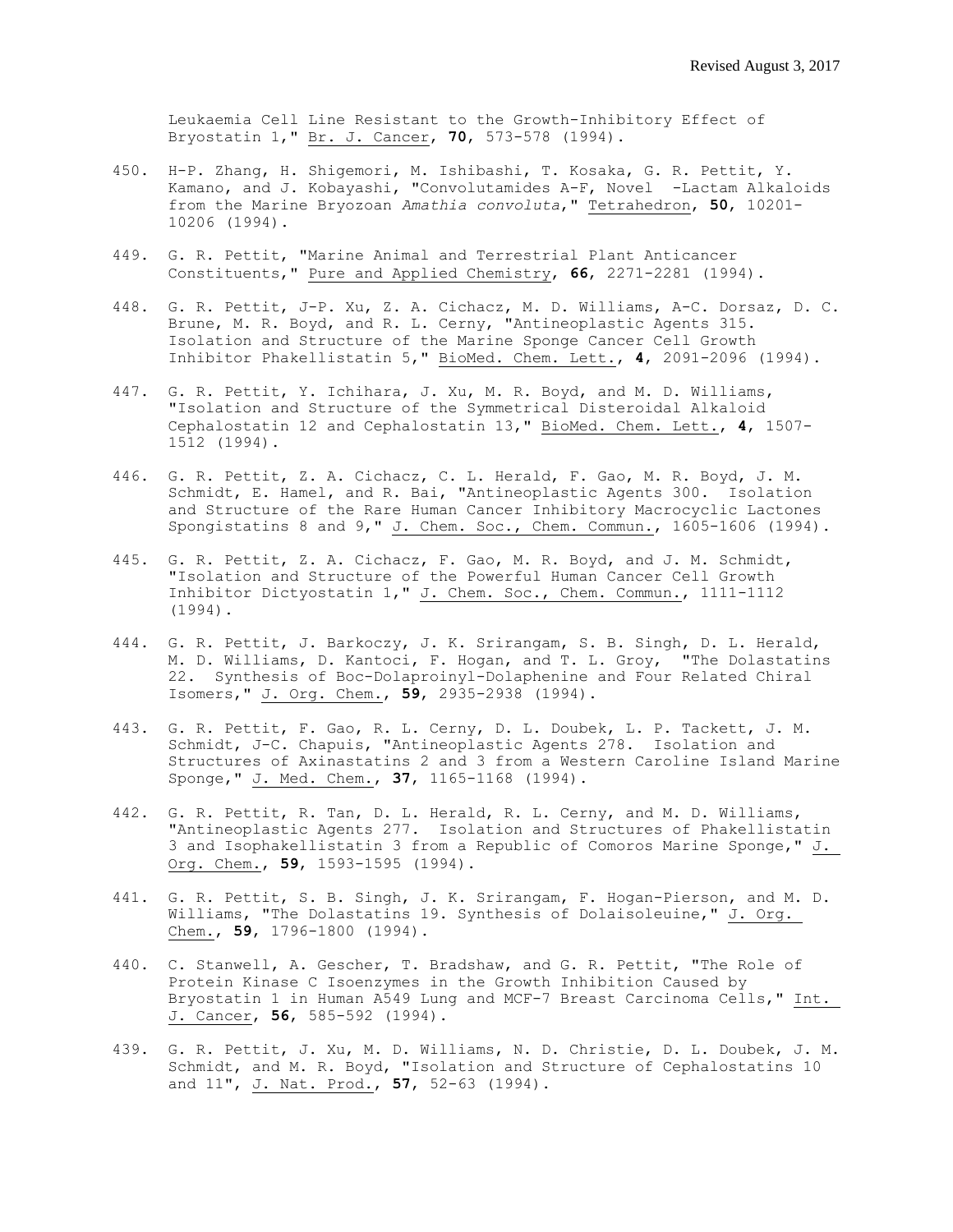Leukaemia Cell Line Resistant to the Growth-Inhibitory Effect of Bryostatin 1," Br. J. Cancer, **70**, 573-578 (1994).

450. H-P. Zhang, H. Shigemori, M. Ishibashi, T. Kosaka, G. R. Pettit, Y. Kamano, and J. Kobayashi, "Convolutamides A-F, Novel -Lactam Alkaloids from the Marine Bryozoan *Amathia convoluta*," Tetrahedron, **50**, 10201-10206 (1994).

449. G. R. Pettit, "Marine Animal and Terrestrial Plant Anticancer Constituents," Pure and Applied Chemistry, **66**, 2271-2281 (1994).

448. G. R. Pettit, J-P. Xu, Z. A. Cichacz, M. D. Williams, A-C. Dorsaz, D. C. Brune, M. R. Boyd, and R. L. Cerny, "Antineoplastic Agents 315. Isolation and Structure of the Marine Sponge Cancer Cell Growth Inhibitor Phakellistatin 5," BioMed. Chem. Lett., **4**, 2091-2096 (1994).

447. G. R. Pettit, Y. Ichihara, J. Xu, M. R. Boyd, and M. D. Williams, "Isolation and Structure of the Symmetrical Disteroidal Alkaloid Cephalostatin 12 and Cephalostatin 13," BioMed. Chem. Lett., **4**, 1507-1512 (1994).

446. G. R. Pettit, Z. A. Cichacz, C. L. Herald, F. Gao, M. R. Boyd, J. M. Schmidt, E. Hamel, and R. Bai, "Antineoplastic Agents 300. Isolation and Structure of the Rare Human Cancer Inhibitory Macrocyclic Lactones Spongistatins 8 and 9," J. Chem. Soc., Chem. Commun., 1605-1606 (1994).

445. G. R. Pettit, Z. A. Cichacz, F. Gao, M. R. Boyd, and J. M. Schmidt, "Isolation and Structure of the Powerful Human Cancer Cell Growth Inhibitor Dictyostatin 1," J. Chem. Soc., Chem. Commun., 1111-1112 (1994).

444. G. R. Pettit, J. Barkoczy, J. K. Srirangam, S. B. Singh, D. L. Herald, M. D. Williams, D. Kantoci, F. Hogan, and T. L. Groy, "The Dolastatins 22. Synthesis of Boc-Dolaproinyl-Dolaphenine and Four Related Chiral Isomers," J. Org. Chem., **59**, 2935-2938 (1994).

443. G. R. Pettit, F. Gao, R. L. Cerny, D. L. Doubek, L. P. Tackett, J. M. Schmidt, J-C. Chapuis, "Antineoplastic Agents 278. Isolation and Structures of Axinastatins 2 and 3 from a Western Caroline Island Marine Sponge," J. Med. Chem., **37**, 1165-1168 (1994).

442. G. R. Pettit, R. Tan, D. L. Herald, R. L. Cerny, and M. D. Williams, "Antineoplastic Agents 277. Isolation and Structures of Phakellistatin 3 and Isophakellistatin 3 from a Republic of Comoros Marine Sponge," J. Org. Chem., **59**, 1593-1595 (1994).

441. G. R. Pettit, S. B. Singh, J. K. Srirangam, F. Hogan-Pierson, and M. D. Williams, "The Dolastatins 19. Synthesis of Dolaisoleuine," J. Org. Chem., **59**, 1796-1800 (1994).

440. C. Stanwell, A. Gescher, T. Bradshaw, and G. R. Pettit, "The Role of Protein Kinase C Isoenzymes in the Growth Inhibition Caused by Bryostatin 1 in Human A549 Lung and MCF-7 Breast Carcinoma Cells," Int. J. Cancer, **56**, 585-592 (1994).

439. G. R. Pettit, J. Xu, M. D. Williams, N. D. Christie, D. L. Doubek, J. M. Schmidt, and M. R. Boyd, "Isolation and Structure of Cephalostatins 10 and 11", J. Nat. Prod., **57**, 52-63 (1994).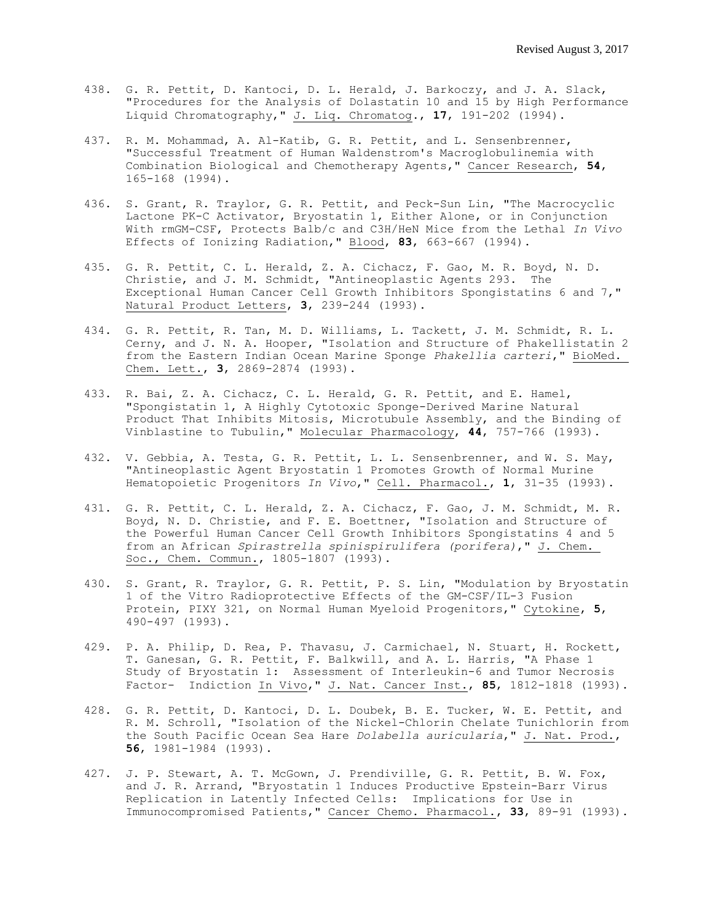438. G. R. Pettit, D. Kantoci, D. L. Herald, J. Barkoczy, and J. A. Slack, "Procedures for the Analysis of Dolastatin 10 and 15 by High Performance Liquid Chromatography," J. Liq. Chromatog., **17**, 191-202 (1994).

437. R. M. Mohammad, A. Al-Katib, G. R. Pettit, and L. Sensenbrenner, "Successful Treatment of Human Waldenstrom's Macroglobulinemia with Combination Biological and Chemotherapy Agents," Cancer Research, **54**, 165-168 (1994).

436. S. Grant, R. Traylor, G. R. Pettit, and Peck-Sun Lin, "The Macrocyclic Lactone PK-C Activator, Bryostatin 1, Either Alone, or in Conjunction With rmGM-CSF, Protects Balb/c and C3H/HeN Mice from the Lethal *In Vivo* Effects of Ionizing Radiation," Blood, **83**, 663-667 (1994).

435. G. R. Pettit, C. L. Herald, Z. A. Cichacz, F. Gao, M. R. Boyd, N. D. Christie, and J. M. Schmidt, "Antineoplastic Agents 293. The Exceptional Human Cancer Cell Growth Inhibitors Spongistatins 6 and 7," Natural Product Letters, **3**, 239-244 (1993).

434. G. R. Pettit, R. Tan, M. D. Williams, L. Tackett, J. M. Schmidt, R. L. Cerny, and J. N. A. Hooper, "Isolation and Structure of Phakellistatin 2 from the Eastern Indian Ocean Marine Sponge *Phakellia carteri*," BioMed. Chem. Lett., **3**, 2869-2874 (1993).

433. R. Bai, Z. A. Cichacz, C. L. Herald, G. R. Pettit, and E. Hamel, "Spongistatin 1, A Highly Cytotoxic Sponge-Derived Marine Natural Product That Inhibits Mitosis, Microtubule Assembly, and the Binding of Vinblastine to Tubulin," Molecular Pharmacology, **44**, 757-766 (1993).

432. V. Gebbia, A. Testa, G. R. Pettit, L. L. Sensenbrenner, and W. S. May, "Antineoplastic Agent Bryostatin 1 Promotes Growth of Normal Murine Hematopoietic Progenitors *In Vivo*," Cell. Pharmacol., **1**, 31-35 (1993).

431. G. R. Pettit, C. L. Herald, Z. A. Cichacz, F. Gao, J. M. Schmidt, M. R. Boyd, N. D. Christie, and F. E. Boettner, "Isolation and Structure of the Powerful Human Cancer Cell Growth Inhibitors Spongistatins 4 and 5 from an African *Spirastrella spinispirulifera (porifera)*," J. Chem. Soc., Chem. Commun., 1805-1807 (1993).

430. S. Grant, R. Traylor, G. R. Pettit, P. S. Lin, "Modulation by Bryostatin 1 of the Vitro Radioprotective Effects of the GM-CSF/IL-3 Fusion Protein, PIXY 321, on Normal Human Myeloid Progenitors," Cytokine, **5**, 490-497 (1993).

429. P. A. Philip, D. Rea, P. Thavasu, J. Carmichael, N. Stuart, H. Rockett, T. Ganesan, G. R. Pettit, F. Balkwill, and A. L. Harris, "A Phase 1 Study of Bryostatin 1: Assessment of Interleukin-6 and Tumor Necrosis Factor- Indiction In Vivo," J. Nat. Cancer Inst., **85**, 1812-1818 (1993).

428. G. R. Pettit, D. Kantoci, D. L. Doubek, B. E. Tucker, W. E. Pettit, and R. M. Schroll, "Isolation of the Nickel-Chlorin Chelate Tunichlorin from the South Pacific Ocean Sea Hare *Dolabella auricularia*," J. Nat. Prod., **56**, 1981-1984 (1993).

427. J. P. Stewart, A. T. McGown, J. Prendiville, G. R. Pettit, B. W. Fox, and J. R. Arrand, "Bryostatin 1 Induces Productive Epstein-Barr Virus Replication in Latently Infected Cells: Implications for Use in Immunocompromised Patients," Cancer Chemo. Pharmacol., **33**, 89-91 (1993).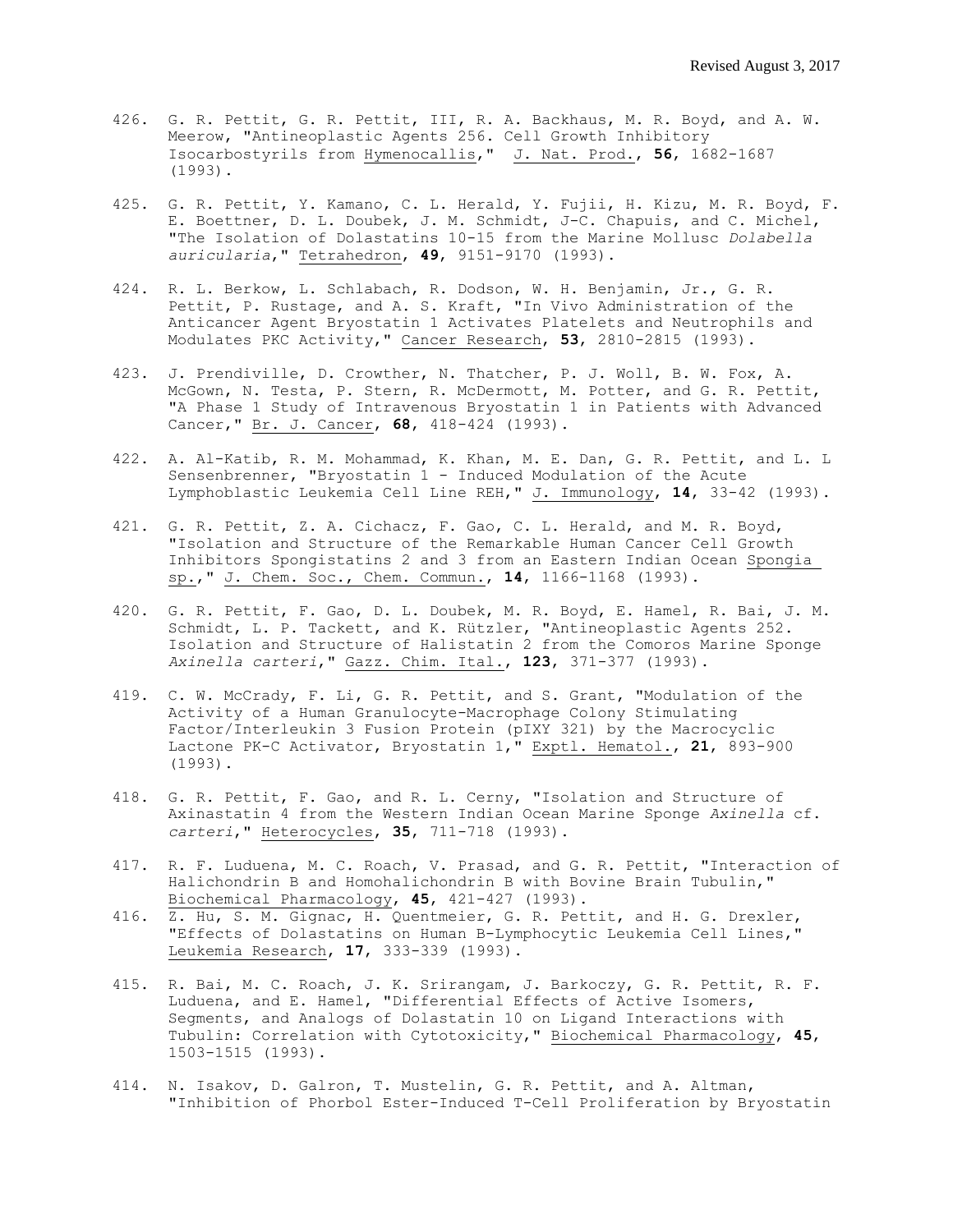426. G. R. Pettit, G. R. Pettit, III, R. A. Backhaus, M. R. Boyd, and A. W. Meerow, "Antineoplastic Agents 256. Cell Growth Inhibitory Isocarbostyrils from Hymenocallis," J. Nat. Prod., **56**, 1682-1687 (1993).

425. G. R. Pettit, Y. Kamano, C. L. Herald, Y. Fujii, H. Kizu, M. R. Boyd, F. E. Boettner, D. L. Doubek, J. M. Schmidt, J-C. Chapuis, and C. Michel, "The Isolation of Dolastatins 10-15 from the Marine Mollusc *Dolabella auricularia*," Tetrahedron, **49**, 9151-9170 (1993).

424. R. L. Berkow, L. Schlabach, R. Dodson, W. H. Benjamin, Jr., G. R. Pettit, P. Rustage, and A. S. Kraft, "In Vivo Administration of the Anticancer Agent Bryostatin 1 Activates Platelets and Neutrophils and Modulates PKC Activity," Cancer Research, **53**, 2810-2815 (1993).

423. J. Prendiville, D. Crowther, N. Thatcher, P. J. Woll, B. W. Fox, A. McGown, N. Testa, P. Stern, R. McDermott, M. Potter, and G. R. Pettit, "A Phase 1 Study of Intravenous Bryostatin 1 in Patients with Advanced Cancer," Br. J. Cancer, **68**, 418-424 (1993).

422. A. Al-Katib, R. M. Mohammad, K. Khan, M. E. Dan, G. R. Pettit, and L. L Sensenbrenner, "Bryostatin 1 - Induced Modulation of the Acute Lymphoblastic Leukemia Cell Line REH," J. Immunology, **14**, 33-42 (1993).

421. G. R. Pettit, Z. A. Cichacz, F. Gao, C. L. Herald, and M. R. Boyd, "Isolation and Structure of the Remarkable Human Cancer Cell Growth Inhibitors Spongistatins 2 and 3 from an Eastern Indian Ocean Spongia sp.," J. Chem. Soc., Chem. Commun., **14**, 1166-1168 (1993).

420. G. R. Pettit, F. Gao, D. L. Doubek, M. R. Boyd, E. Hamel, R. Bai, J. M. Schmidt, L. P. Tackett, and K. Rützler, "Antineoplastic Agents 252. Isolation and Structure of Halistatin 2 from the Comoros Marine Sponge *Axinella carteri*," Gazz. Chim. Ital., **123**, 371-377 (1993).

419. C. W. McCrady, F. Li, G. R. Pettit, and S. Grant, "Modulation of the Activity of a Human Granulocyte-Macrophage Colony Stimulating Factor/Interleukin 3 Fusion Protein (pIXY 321) by the Macrocyclic Lactone PK-C Activator, Bryostatin 1," Exptl. Hematol., **21**, 893-900 (1993).

418. G. R. Pettit, F. Gao, and R. L. Cerny, "Isolation and Structure of Axinastatin 4 from the Western Indian Ocean Marine Sponge *Axinella* cf. *carteri*," Heterocycles, **35**, 711-718 (1993).

417. R. F. Luduena, M. C. Roach, V. Prasad, and G. R. Pettit, "Interaction of Halichondrin B and Homohalichondrin B with Bovine Brain Tubulin," Biochemical Pharmacology, **45**, 421-427 (1993).

416. Z. Hu, S. M. Gignac, H. Quentmeier, G. R. Pettit, and H. G. Drexler, "Effects of Dolastatins on Human B-Lymphocytic Leukemia Cell Lines," Leukemia Research, **17**, 333-339 (1993).

415. R. Bai, M. C. Roach, J. K. Srirangam, J. Barkoczy, G. R. Pettit, R. F. Luduena, and E. Hamel, "Differential Effects of Active Isomers, Segments, and Analogs of Dolastatin 10 on Ligand Interactions with Tubulin: Correlation with Cytotoxicity," Biochemical Pharmacology, **45**, 1503-1515 (1993).

414. N. Isakov, D. Galron, T. Mustelin, G. R. Pettit, and A. Altman, "Inhibition of Phorbol Ester-Induced T-Cell Proliferation by Bryostatin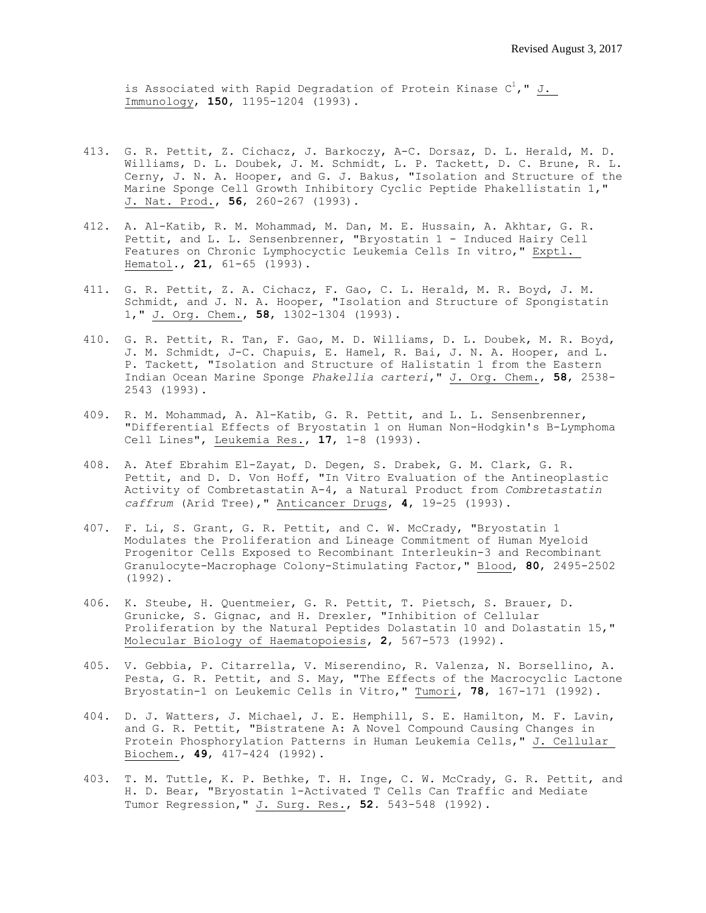is Associated with Rapid Degradation of Protein Kinase C[1]," J. Immunology, **150**, 1195-1204 (1993).

413. G. R. Pettit, Z. Cichacz, J. Barkoczy, A-C. Dorsaz, D. L. Herald, M. D. Williams, D. L. Doubek, J. M. Schmidt, L. P. Tackett, D. C. Brune, R. L. Cerny, J. N. A. Hooper, and G. J. Bakus, "Isolation and Structure of the Marine Sponge Cell Growth Inhibitory Cyclic Peptide Phakellistatin 1," J. Nat. Prod., **56**, 260-267 (1993).

412. A. Al-Katib, R. M. Mohammad, M. Dan, M. E. Hussain, A. Akhtar, G. R. Pettit, and L. L. Sensenbrenner, "Bryostatin 1 - Induced Hairy Cell Features on Chronic Lymphocyctic Leukemia Cells In vitro," Exptl. Hematol., **21**, 61-65 (1993).

411. G. R. Pettit, Z. A. Cichacz, F. Gao, C. L. Herald, M. R. Boyd, J. M. Schmidt, and J. N. A. Hooper, "Isolation and Structure of Spongistatin 1," J. Org. Chem., **58**, 1302-1304 (1993).

410. G. R. Pettit, R. Tan, F. Gao, M. D. Williams, D. L. Doubek, M. R. Boyd, J. M. Schmidt, J-C. Chapuis, E. Hamel, R. Bai, J. N. A. Hooper, and L. P. Tackett, "Isolation and Structure of Halistatin 1 from the Eastern Indian Ocean Marine Sponge *Phakellia carteri*," J. Org. Chem., **58**, 2538-2543 (1993).

409. R. M. Mohammad, A. Al-Katib, G. R. Pettit, and L. L. Sensenbrenner, "Differential Effects of Bryostatin 1 on Human Non-Hodgkin's B-Lymphoma Cell Lines", Leukemia Res., **17**, 1-8 (1993).

408. A. Atef Ebrahim El-Zayat, D. Degen, S. Drabek, G. M. Clark, G. R. Pettit, and D. D. Von Hoff, "In Vitro Evaluation of the Antineoplastic Activity of Combretastatin A-4, a Natural Product from *Combretastatin caffrum* (Arid Tree)," Anticancer Drugs, **4**, 19-25 (1993).

407. F. Li, S. Grant, G. R. Pettit, and C. W. McCrady, "Bryostatin 1 Modulates the Proliferation and Lineage Commitment of Human Myeloid Progenitor Cells Exposed to Recombinant Interleukin-3 and Recombinant Granulocyte-Macrophage Colony-Stimulating Factor," Blood, **80**, 2495-2502 (1992).

406. K. Steube, H. Quentmeier, G. R. Pettit, T. Pietsch, S. Brauer, D. Grunicke, S. Gignac, and H. Drexler, "Inhibition of Cellular Proliferation by the Natural Peptides Dolastatin 10 and Dolastatin 15," Molecular Biology of Haematopoiesis, **2**, 567-573 (1992).

405. V. Gebbia, P. Citarrella, V. Miserendino, R. Valenza, N. Borsellino, A. Pesta, G. R. Pettit, and S. May, "The Effects of the Macrocyclic Lactone Bryostatin-1 on Leukemic Cells in Vitro," Tumori, **78**, 167-171 (1992).

404. D. J. Watters, J. Michael, J. E. Hemphill, S. E. Hamilton, M. F. Lavin, and G. R. Pettit, "Bistratene A: A Novel Compound Causing Changes in Protein Phosphorylation Patterns in Human Leukemia Cells," J. Cellular Biochem., **49**, 417-424 (1992).

403. T. M. Tuttle, K. P. Bethke, T. H. Inge, C. W. McCrady, G. R. Pettit, and H. D. Bear, "Bryostatin 1-Activated T Cells Can Traffic and Mediate Tumor Regression," J. Surg. Res., **52**. 543-548 (1992).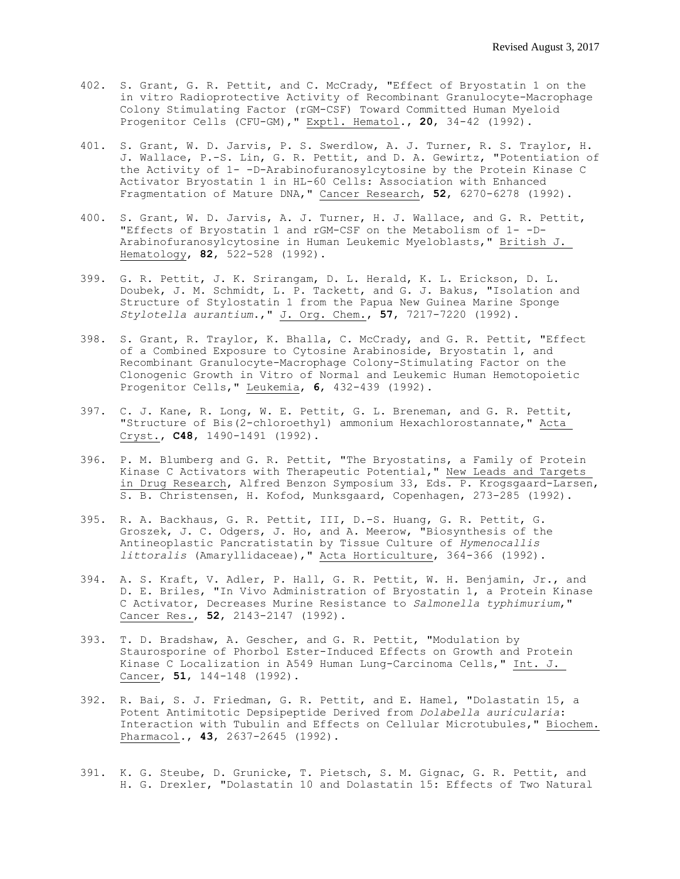402. S. Grant, G. R. Pettit, and C. McCrady, "Effect of Bryostatin 1 on the in vitro Radioprotective Activity of Recombinant Granulocyte-Macrophage Colony Stimulating Factor (rGM-CSF) Toward Committed Human Myeloid Progenitor Cells (CFU-GM)," Exptl. Hematol., **20**, 34-42 (1992).

401. S. Grant, W. D. Jarvis, P. S. Swerdlow, A. J. Turner, R. S. Traylor, H. J. Wallace, P.-S. Lin, G. R. Pettit, and D. A. Gewirtz, "Potentiation of the Activity of 1- -D-Arabinofuranosylcytosine by the Protein Kinase C Activator Bryostatin 1 in HL-60 Cells: Association with Enhanced Fragmentation of Mature DNA," Cancer Research, **52**, 6270-6278 (1992).

400. S. Grant, W. D. Jarvis, A. J. Turner, H. J. Wallace, and G. R. Pettit, "Effects of Bryostatin 1 and rGM-CSF on the Metabolism of 1- -D-Arabinofuranosylcytosine in Human Leukemic Myeloblasts," British J. Hematology, **82**, 522-528 (1992).

399. G. R. Pettit, J. K. Srirangam, D. L. Herald, K. L. Erickson, D. L. Doubek, J. M. Schmidt, L. P. Tackett, and G. J. Bakus, "Isolation and Structure of Stylostatin 1 from the Papua New Guinea Marine Sponge *Stylotella aurantium*.," J. Org. Chem., **57**, 7217-7220 (1992).

398. S. Grant, R. Traylor, K. Bhalla, C. McCrady, and G. R. Pettit, "Effect of a Combined Exposure to Cytosine Arabinoside, Bryostatin 1, and Recombinant Granulocyte-Macrophage Colony-Stimulating Factor on the Clonogenic Growth in Vitro of Normal and Leukemic Human Hemotopoietic Progenitor Cells," Leukemia, **6**, 432-439 (1992).

397. C. J. Kane, R. Long, W. E. Pettit, G. L. Breneman, and G. R. Pettit, "Structure of Bis(2-chloroethyl) ammonium Hexachlorostannate," Acta Cryst., **C48**, 1490-1491 (1992).

396. P. M. Blumberg and G. R. Pettit, "The Bryostatins, a Family of Protein Kinase C Activators with Therapeutic Potential," New Leads and Targets in Drug Research, Alfred Benzon Symposium 33, Eds. P. Krogsgaard-Larsen, S. B. Christensen, H. Kofod, Munksgaard, Copenhagen, 273-285 (1992).

395. R. A. Backhaus, G. R. Pettit, III, D.-S. Huang, G. R. Pettit, G. Groszek, J. C. Odgers, J. Ho, and A. Meerow, "Biosynthesis of the Antineoplastic Pancratistatin by Tissue Culture of *Hymenocallis littoralis* (Amaryllidaceae)," Acta Horticulture, 364-366 (1992).

394. A. S. Kraft, V. Adler, P. Hall, G. R. Pettit, W. H. Benjamin, Jr., and D. E. Briles, "In Vivo Administration of Bryostatin 1, a Protein Kinase C Activator, Decreases Murine Resistance to *Salmonella typhimurium*," Cancer Res., **52**, 2143-2147 (1992).

393. T. D. Bradshaw, A. Gescher, and G. R. Pettit, "Modulation by Staurosporine of Phorbol Ester-Induced Effects on Growth and Protein Kinase C Localization in A549 Human Lung-Carcinoma Cells," Int. J. Cancer, **51**, 144-148 (1992).

392. R. Bai, S. J. Friedman, G. R. Pettit, and E. Hamel, "Dolastatin 15, a Potent Antimitotic Depsipeptide Derived from *Dolabella auricularia*: Interaction with Tubulin and Effects on Cellular Microtubules," Biochem. Pharmacol., **43**, 2637-2645 (1992).

391. K. G. Steube, D. Grunicke, T. Pietsch, S. M. Gignac, G. R. Pettit, and H. G. Drexler, "Dolastatin 10 and Dolastatin 15: Effects of Two Natural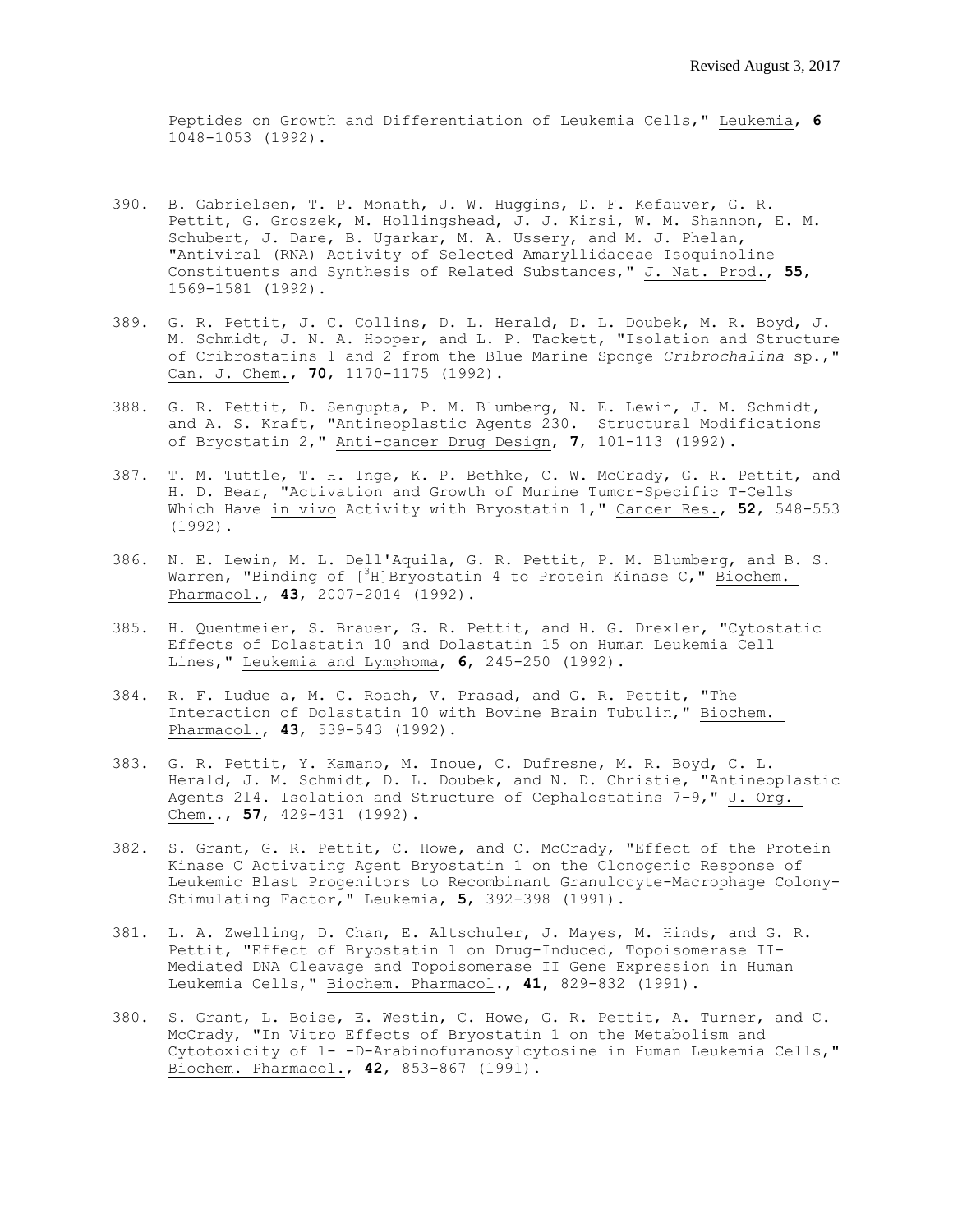Peptides on Growth and Differentiation of Leukemia Cells," Leukemia, **6** 1048-1053 (1992).

390. B. Gabrielsen, T. P. Monath, J. W. Huggins, D. F. Kefauver, G. R. Pettit, G. Groszek, M. Hollingshead, J. J. Kirsi, W. M. Shannon, E. M. Schubert, J. Dare, B. Ugarkar, M. A. Ussery, and M. J. Phelan, "Antiviral (RNA) Activity of Selected Amaryllidaceae Isoquinoline Constituents and Synthesis of Related Substances," J. Nat. Prod., **55**, 1569-1581 (1992).

389. G. R. Pettit, J. C. Collins, D. L. Herald, D. L. Doubek, M. R. Boyd, J. M. Schmidt, J. N. A. Hooper, and L. P. Tackett, "Isolation and Structure of Cribrostatins 1 and 2 from the Blue Marine Sponge *Cribrochalina* sp.," Can. J. Chem., **70**, 1170-1175 (1992).

388. G. R. Pettit, D. Sengupta, P. M. Blumberg, N. E. Lewin, J. M. Schmidt, and A. S. Kraft, "Antineoplastic Agents 230. Structural Modifications of Bryostatin 2," Anti-cancer Drug Design, **7**, 101-113 (1992).

387. T. M. Tuttle, T. H. Inge, K. P. Bethke, C. W. McCrady, G. R. Pettit, and H. D. Bear, "Activation and Growth of Murine Tumor-Specific T-Cells Which Have in vivo Activity with Bryostatin 1," Cancer Res., **52**, 548-553 (1992).

386. N. E. Lewin, M. L. Dell'Aquila, G. R. Pettit, P. M. Blumberg, and B. S. Warren, "Binding of [$^{3}$H]Bryostatin 4 to Protein Kinase C," Biochem. Pharmacol., **43**, 2007-2014 (1992).

385. H. Quentmeier, S. Brauer, G. R. Pettit, and H. G. Drexler, "Cytostatic Effects of Dolastatin 10 and Dolastatin 15 on Human Leukemia Cell Lines," Leukemia and Lymphoma, **6**, 245-250 (1992).

384. R. F. Ludue a, M. C. Roach, V. Prasad, and G. R. Pettit, "The Interaction of Dolastatin 10 with Bovine Brain Tubulin," Biochem. Pharmacol., **43**, 539-543 (1992).

383. G. R. Pettit, Y. Kamano, M. Inoue, C. Dufresne, M. R. Boyd, C. L. Herald, J. M. Schmidt, D. L. Doubek, and N. D. Christie, "Antineoplastic Agents 214. Isolation and Structure of Cephalostatins 7-9," J. Org. Chem.., **57**, 429-431 (1992).

382. S. Grant, G. R. Pettit, C. Howe, and C. McCrady, "Effect of the Protein Kinase C Activating Agent Bryostatin 1 on the Clonogenic Response of Leukemic Blast Progenitors to Recombinant Granulocyte-Macrophage Colony-Stimulating Factor," Leukemia, **5**, 392-398 (1991).

381. L. A. Zwelling, D. Chan, E. Altschuler, J. Mayes, M. Hinds, and G. R. Pettit, "Effect of Bryostatin 1 on Drug-Induced, Topoisomerase II-Mediated DNA Cleavage and Topoisomerase II Gene Expression in Human Leukemia Cells," Biochem. Pharmacol., **41**, 829-832 (1991).

380. S. Grant, L. Boise, E. Westin, C. Howe, G. R. Pettit, A. Turner, and C. McCrady, "In Vitro Effects of Bryostatin 1 on the Metabolism and Cytotoxicity of 1- -D-Arabinofuranosylcytosine in Human Leukemia Cells," Biochem. Pharmacol., **42**, 853-867 (1991).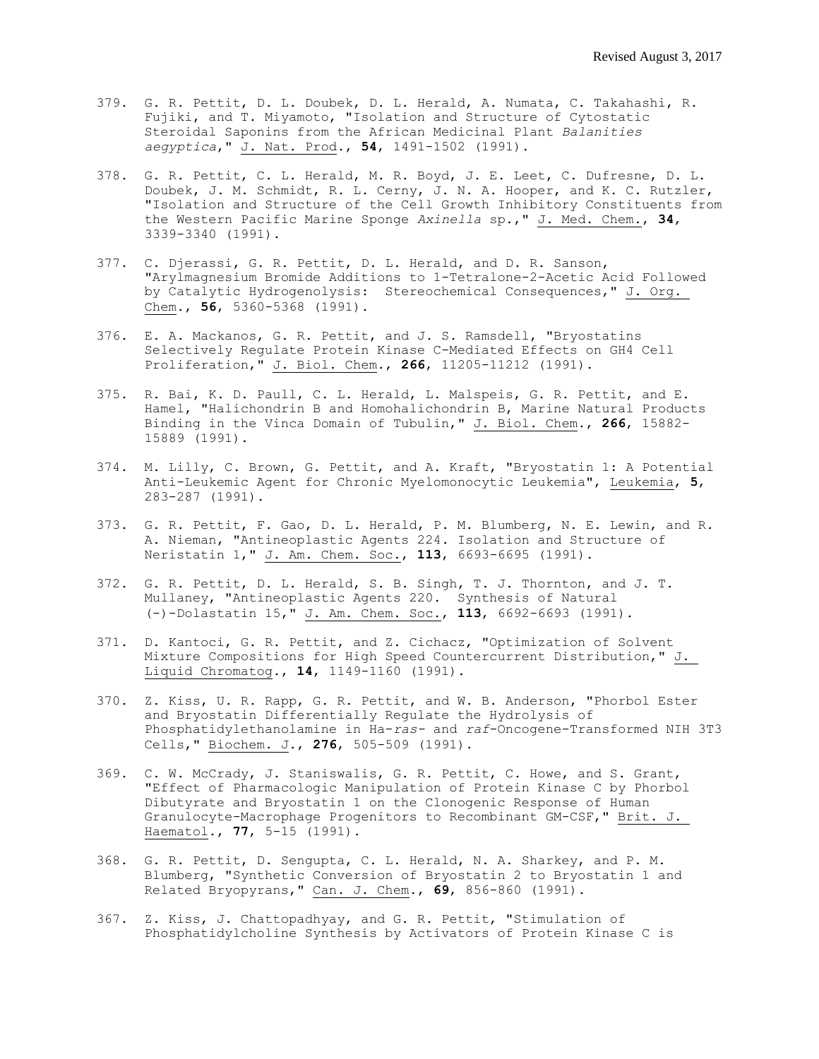379. G. R. Pettit, D. L. Doubek, D. L. Herald, A. Numata, C. Takahashi, R. Fujiki, and T. Miyamoto, "Isolation and Structure of Cytostatic Steroidal Saponins from the African Medicinal Plant *Balanities aegyptica*," J. Nat. Prod., **54**, 1491-1502 (1991).

378. G. R. Pettit, C. L. Herald, M. R. Boyd, J. E. Leet, C. Dufresne, D. L. Doubek, J. M. Schmidt, R. L. Cerny, J. N. A. Hooper, and K. C. Rutzler, "Isolation and Structure of the Cell Growth Inhibitory Constituents from the Western Pacific Marine Sponge *Axinella* sp.," J. Med. Chem., **34**, 3339-3340 (1991).

377. C. Djerassi, G. R. Pettit, D. L. Herald, and D. R. Sanson, "Arylmagnesium Bromide Additions to 1-Tetralone-2-Acetic Acid Followed by Catalytic Hydrogenolysis: Stereochemical Consequences," J. Org. Chem., **56**, 5360-5368 (1991).

376. E. A. Mackanos, G. R. Pettit, and J. S. Ramsdell, "Bryostatins Selectively Regulate Protein Kinase C-Mediated Effects on GH4 Cell Proliferation," J. Biol. Chem., **266**, 11205-11212 (1991).

375. R. Bai, K. D. Paull, C. L. Herald, L. Malspeis, G. R. Pettit, and E. Hamel, "Halichondrin B and Homohalichondrin B, Marine Natural Products Binding in the Vinca Domain of Tubulin," J. Biol. Chem., **266**, 15882-15889 (1991).

374. M. Lilly, C. Brown, G. Pettit, and A. Kraft, "Bryostatin 1: A Potential Anti-Leukemic Agent for Chronic Myelomonocytic Leukemia", Leukemia, **5**, 283-287 (1991).

373. G. R. Pettit, F. Gao, D. L. Herald, P. M. Blumberg, N. E. Lewin, and R. A. Nieman, "Antineoplastic Agents 224. Isolation and Structure of Neristatin 1," J. Am. Chem. Soc., **113**, 6693-6695 (1991).

372. G. R. Pettit, D. L. Herald, S. B. Singh, T. J. Thornton, and J. T. Mullaney, "Antineoplastic Agents 220. Synthesis of Natural (-)-Dolastatin 15," J. Am. Chem. Soc., **113**, 6692-6693 (1991).

371. D. Kantoci, G. R. Pettit, and Z. Cichacz, "Optimization of Solvent Mixture Compositions for High Speed Countercurrent Distribution," J. Liquid Chromatog., **14**, 1149-1160 (1991).

370. Z. Kiss, U. R. Rapp, G. R. Pettit, and W. B. Anderson, "Phorbol Ester and Bryostatin Differentially Regulate the Hydrolysis of Phosphatidylethanolamine in Ha-*ras*- and *raf*-Oncogene-Transformed NIH 3T3 Cells," Biochem. J., **276**, 505-509 (1991).

369. C. W. McCrady, J. Staniswalis, G. R. Pettit, C. Howe, and S. Grant, "Effect of Pharmacologic Manipulation of Protein Kinase C by Phorbol Dibutyrate and Bryostatin 1 on the Clonogenic Response of Human Granulocyte-Macrophage Progenitors to Recombinant GM-CSF," Brit. J. Haematol., **77**, 5-15 (1991).

368. G. R. Pettit, D. Sengupta, C. L. Herald, N. A. Sharkey, and P. M. Blumberg, "Synthetic Conversion of Bryostatin 2 to Bryostatin 1 and Related Bryopyrans," Can. J. Chem., **69**, 856-860 (1991).

367. Z. Kiss, J. Chattopadhyay, and G. R. Pettit, "Stimulation of Phosphatidylcholine Synthesis by Activators of Protein Kinase C is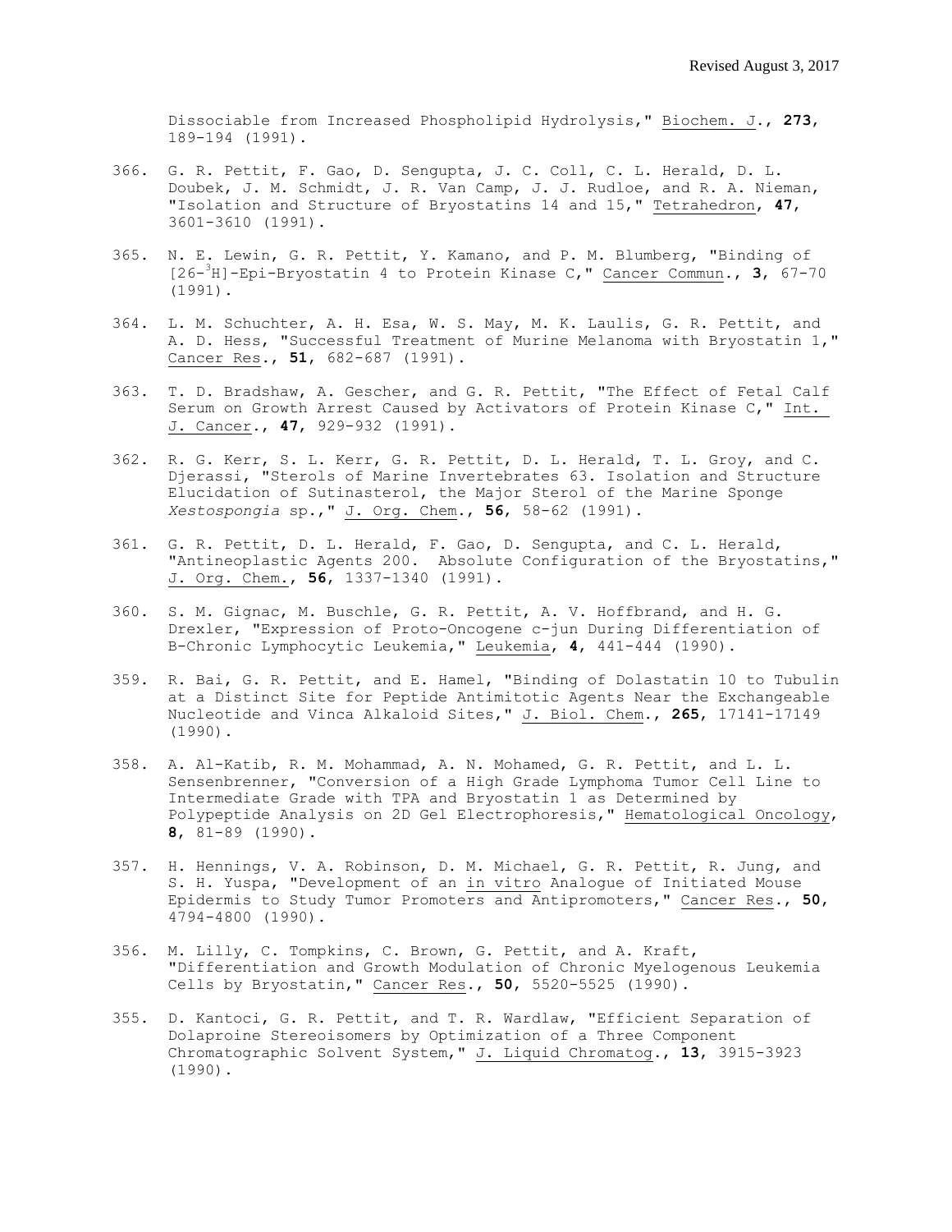Dissociable from Increased Phospholipid Hydrolysis," Biochem. J., **273**, 189-194 (1991).

366. G. R. Pettit, F. Gao, D. Sengupta, J. C. Coll, C. L. Herald, D. L. Doubek, J. M. Schmidt, J. R. Van Camp, J. J. Rudloe, and R. A. Nieman, "Isolation and Structure of Bryostatins 14 and 15," Tetrahedron, **47**, 3601-3610 (1991).

365. N. E. Lewin, G. R. Pettit, Y. Kamano, and P. M. Blumberg, "Binding of [26-$^{3}$H]-Epi-Bryostatin 4 to Protein Kinase C," Cancer Commun., **3**, 67-70 (1991).

364. L. M. Schuchter, A. H. Esa, W. S. May, M. K. Laulis, G. R. Pettit, and A. D. Hess, "Successful Treatment of Murine Melanoma with Bryostatin 1," Cancer Res., **51**, 682-687 (1991).

363. T. D. Bradshaw, A. Gescher, and G. R. Pettit, "The Effect of Fetal Calf Serum on Growth Arrest Caused by Activators of Protein Kinase C," Int. J. Cancer., **47**, 929-932 (1991).

362. R. G. Kerr, S. L. Kerr, G. R. Pettit, D. L. Herald, T. L. Groy, and C. Djerassi, "Sterols of Marine Invertebrates 63. Isolation and Structure Elucidation of Sutinasterol, the Major Sterol of the Marine Sponge *Xestospongia* sp.," J. Org. Chem., **56**, 58-62 (1991).

361. G. R. Pettit, D. L. Herald, F. Gao, D. Sengupta, and C. L. Herald, "Antineoplastic Agents 200. Absolute Configuration of the Bryostatins," J. Org. Chem., **56**, 1337-1340 (1991).

360. S. M. Gignac, M. Buschle, G. R. Pettit, A. V. Hoffbrand, and H. G. Drexler, "Expression of Proto-Oncogene c-jun During Differentiation of B-Chronic Lymphocytic Leukemia," Leukemia, **4**, 441-444 (1990).

359. R. Bai, G. R. Pettit, and E. Hamel, "Binding of Dolastatin 10 to Tubulin at a Distinct Site for Peptide Antimitotic Agents Near the Exchangeable Nucleotide and Vinca Alkaloid Sites," J. Biol. Chem., **265**, 17141-17149 (1990).

358. A. Al-Katib, R. M. Mohammad, A. N. Mohamed, G. R. Pettit, and L. L. Sensenbrenner, "Conversion of a High Grade Lymphoma Tumor Cell Line to Intermediate Grade with TPA and Bryostatin 1 as Determined by Polypeptide Analysis on 2D Gel Electrophoresis," Hematological Oncology, **8**, 81-89 (1990).

357. H. Hennings, V. A. Robinson, D. M. Michael, G. R. Pettit, R. Jung, and S. H. Yuspa, "Development of an in vitro Analogue of Initiated Mouse Epidermis to Study Tumor Promoters and Antipromoters," Cancer Res., **50**, 4794-4800 (1990).

356. M. Lilly, C. Tompkins, C. Brown, G. Pettit, and A. Kraft, "Differentiation and Growth Modulation of Chronic Myelogenous Leukemia Cells by Bryostatin," Cancer Res., **50**, 5520-5525 (1990).

355. D. Kantoci, G. R. Pettit, and T. R. Wardlaw, "Efficient Separation of Dolaproine Stereoisomers by Optimization of a Three Component Chromatographic Solvent System," J. Liquid Chromatog., **13**, 3915-3923 (1990).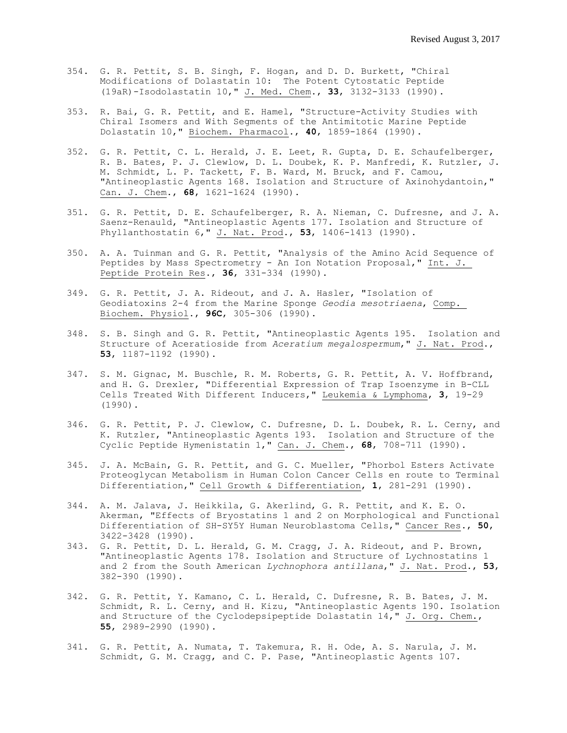354. G. R. Pettit, S. B. Singh, F. Hogan, and D. D. Burkett, "Chiral Modifications of Dolastatin 10: The Potent Cytostatic Peptide (19aR)-Isodolastatin 10," J. Med. Chem., **33**, 3132-3133 (1990).

353. R. Bai, G. R. Pettit, and E. Hamel, "Structure-Activity Studies with Chiral Isomers and With Segments of the Antimitotic Marine Peptide Dolastatin 10," Biochem. Pharmacol., **40**, 1859-1864 (1990).

352. G. R. Pettit, C. L. Herald, J. E. Leet, R. Gupta, D. E. Schaufelberger, R. B. Bates, P. J. Clewlow, D. L. Doubek, K. P. Manfredi, K. Rutzler, J. M. Schmidt, L. P. Tackett, F. B. Ward, M. Bruck, and F. Camou, "Antineoplastic Agents 168. Isolation and Structure of Axinohydantoin," Can. J. Chem., **68**, 1621-1624 (1990).

351. G. R. Pettit, D. E. Schaufelberger, R. A. Nieman, C. Dufresne, and J. A. Saenz-Renauld, "Antineoplastic Agents 177. Isolation and Structure of Phyllanthostatin 6," J. Nat. Prod., **53**, 1406-1413 (1990).

350. A. A. Tuinman and G. R. Pettit, "Analysis of the Amino Acid Sequence of Peptides by Mass Spectrometry - An Ion Notation Proposal," Int. J. Peptide Protein Res., **36**, 331-334 (1990).

349. G. R. Pettit, J. A. Rideout, and J. A. Hasler, "Isolation of Geodiatoxins 2-4 from the Marine Sponge *Geodia mesotriaena*, Comp. Biochem. Physiol., **96C**, 305-306 (1990).

348. S. B. Singh and G. R. Pettit, "Antineoplastic Agents 195. Isolation and Structure of Aceratioside from *Aceratium megalospermum*," J. Nat. Prod., **53**, 1187-1192 (1990).

347. S. M. Gignac, M. Buschle, R. M. Roberts, G. R. Pettit, A. V. Hoffbrand, and H. G. Drexler, "Differential Expression of Trap Isoenzyme in B-CLL Cells Treated With Different Inducers," Leukemia & Lymphoma, **3**, 19-29 (1990).

346. G. R. Pettit, P. J. Clewlow, C. Dufresne, D. L. Doubek, R. L. Cerny, and K. Rutzler, "Antineoplastic Agents 193. Isolation and Structure of the Cyclic Peptide Hymenistatin 1," Can. J. Chem., **68**, 708-711 (1990).

345. J. A. McBain, G. R. Pettit, and G. C. Mueller, "Phorbol Esters Activate Proteoglycan Metabolism in Human Colon Cancer Cells en route to Terminal Differentiation," Cell Growth & Differentiation, **1**, 281-291 (1990).

344. A. M. Jalava, J. Heikkila, G. Akerlind, G. R. Pettit, and K. E. O. Akerman, "Effects of Bryostatins 1 and 2 on Morphological and Functional Differentiation of SH-SY5Y Human Neuroblastoma Cells," Cancer Res., **50**, 3422-3428 (1990).

343. G. R. Pettit, D. L. Herald, G. M. Cragg, J. A. Rideout, and P. Brown, "Antineoplastic Agents 178. Isolation and Structure of Lychnostatins 1 and 2 from the South American *Lychnophora antillana*," J. Nat. Prod., **53**, 382-390 (1990).

342. G. R. Pettit, Y. Kamano, C. L. Herald, C. Dufresne, R. B. Bates, J. M. Schmidt, R. L. Cerny, and H. Kizu, "Antineoplastic Agents 190. Isolation and Structure of the Cyclodepsipeptide Dolastatin 14," J. Org. Chem., **55**, 2989-2990 (1990).

341. G. R. Pettit, A. Numata, T. Takemura, R. H. Ode, A. S. Narula, J. M. Schmidt, G. M. Cragg, and C. P. Pase, "Antineoplastic Agents 107.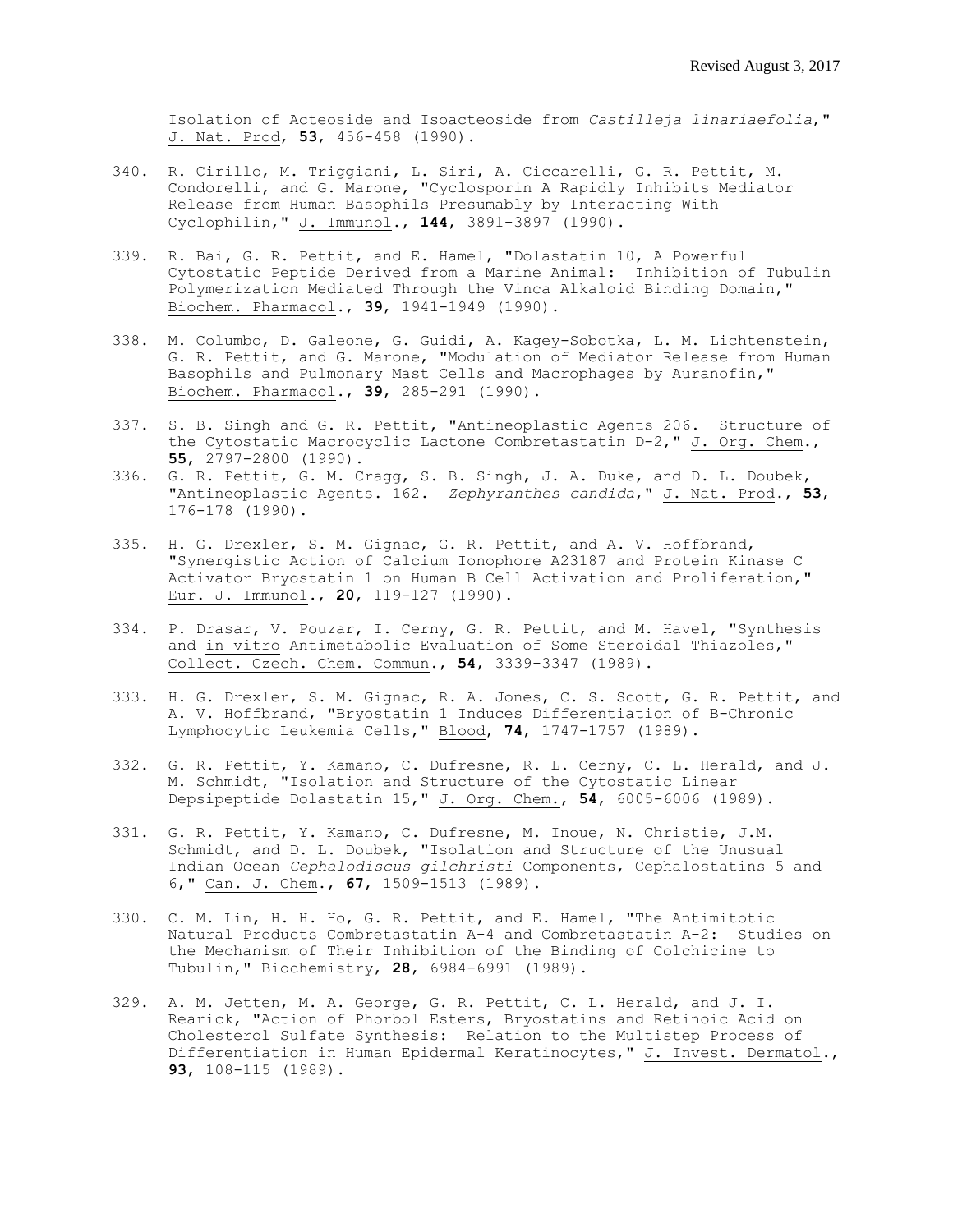Isolation of Acteoside and Isoacteoside from *Castilleja linariaefolia*," J. Nat. Prod, **53**, 456-458 (1990).

340. R. Cirillo, M. Triggiani, L. Siri, A. Ciccarelli, G. R. Pettit, M. Condorelli, and G. Marone, "Cyclosporin A Rapidly Inhibits Mediator Release from Human Basophils Presumably by Interacting With Cyclophilin," J. Immunol., **144**, 3891-3897 (1990).

339. R. Bai, G. R. Pettit, and E. Hamel, "Dolastatin 10, A Powerful Cytostatic Peptide Derived from a Marine Animal: Inhibition of Tubulin Polymerization Mediated Through the Vinca Alkaloid Binding Domain," Biochem. Pharmacol., **39**, 1941-1949 (1990).

338. M. Columbo, D. Galeone, G. Guidi, A. Kagey-Sobotka, L. M. Lichtenstein, G. R. Pettit, and G. Marone, "Modulation of Mediator Release from Human Basophils and Pulmonary Mast Cells and Macrophages by Auranofin," Biochem. Pharmacol., **39**, 285-291 (1990).

337. S. B. Singh and G. R. Pettit, "Antineoplastic Agents 206. Structure of the Cytostatic Macrocyclic Lactone Combretastatin D-2," J. Org. Chem., **55**, 2797-2800 (1990).

336. G. R. Pettit, G. M. Cragg, S. B. Singh, J. A. Duke, and D. L. Doubek, "Antineoplastic Agents. 162. *Zephyranthes candida*," J. Nat. Prod., **53**, 176-178 (1990).

335. H. G. Drexler, S. M. Gignac, G. R. Pettit, and A. V. Hoffbrand, "Synergistic Action of Calcium Ionophore A23187 and Protein Kinase C Activator Bryostatin 1 on Human B Cell Activation and Proliferation," Eur. J. Immunol., **20**, 119-127 (1990).

334. P. Drasar, V. Pouzar, I. Cerny, G. R. Pettit, and M. Havel, "Synthesis and in vitro Antimetabolic Evaluation of Some Steroidal Thiazoles," Collect. Czech. Chem. Commun., **54**, 3339-3347 (1989).

333. H. G. Drexler, S. M. Gignac, R. A. Jones, C. S. Scott, G. R. Pettit, and A. V. Hoffbrand, "Bryostatin 1 Induces Differentiation of B-Chronic Lymphocytic Leukemia Cells," Blood, **74**, 1747-1757 (1989).

332. G. R. Pettit, Y. Kamano, C. Dufresne, R. L. Cerny, C. L. Herald, and J. M. Schmidt, "Isolation and Structure of the Cytostatic Linear Depsipeptide Dolastatin 15," J. Org. Chem., **54**, 6005-6006 (1989).

331. G. R. Pettit, Y. Kamano, C. Dufresne, M. Inoue, N. Christie, J.M. Schmidt, and D. L. Doubek, "Isolation and Structure of the Unusual Indian Ocean *Cephalodiscus gilchristi* Components, Cephalostatins 5 and 6," Can. J. Chem., **67**, 1509-1513 (1989).

330. C. M. Lin, H. H. Ho, G. R. Pettit, and E. Hamel, "The Antimitotic Natural Products Combretastatin A-4 and Combretastatin A-2: Studies on the Mechanism of Their Inhibition of the Binding of Colchicine to Tubulin," Biochemistry, **28**, 6984-6991 (1989).

329. A. M. Jetten, M. A. George, G. R. Pettit, C. L. Herald, and J. I. Rearick, "Action of Phorbol Esters, Bryostatins and Retinoic Acid on Cholesterol Sulfate Synthesis: Relation to the Multistep Process of Differentiation in Human Epidermal Keratinocytes," J. Invest. Dermatol., **93**, 108-115 (1989).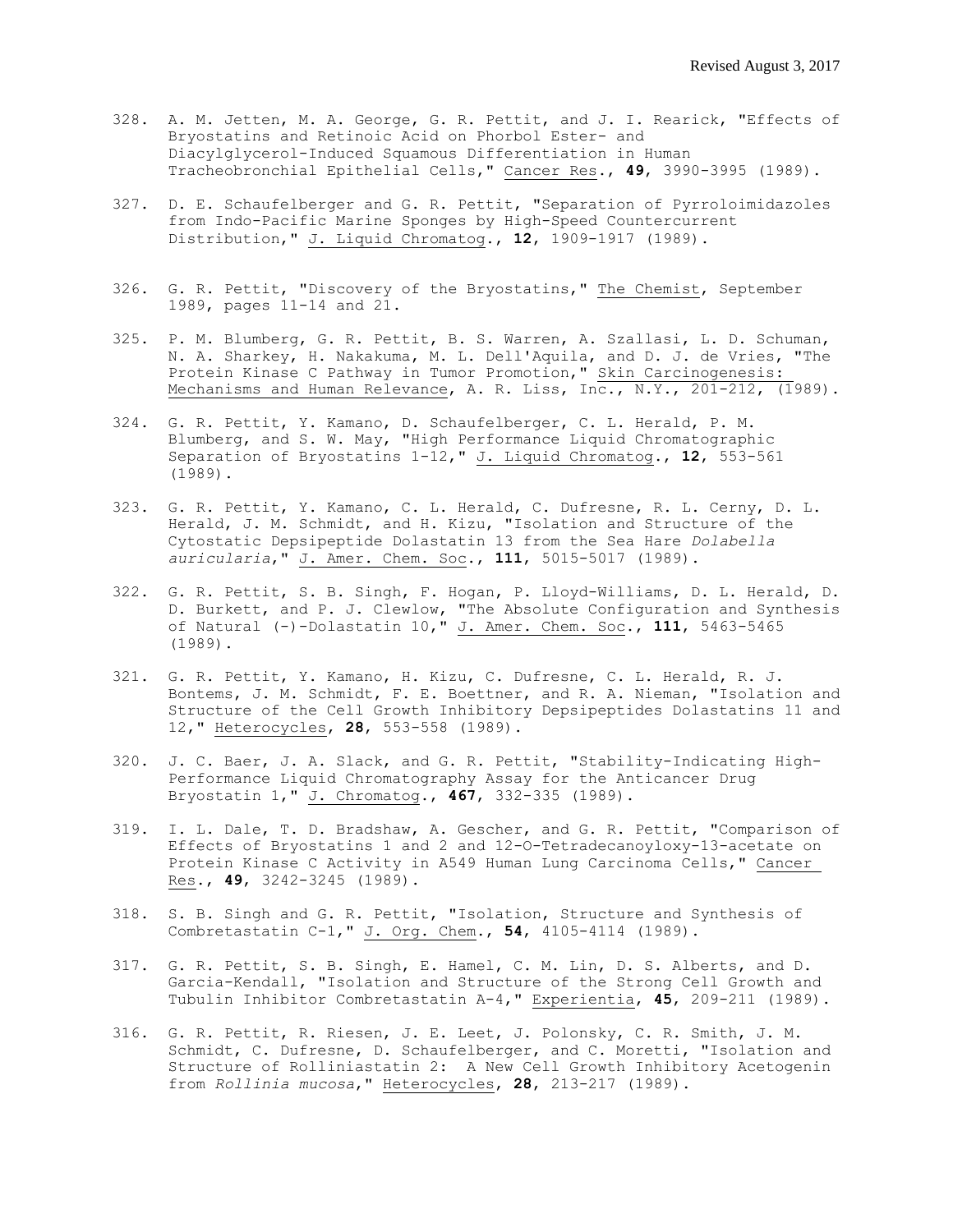328. A. M. Jetten, M. A. George, G. R. Pettit, and J. I. Rearick, "Effects of Bryostatins and Retinoic Acid on Phorbol Ester- and Diacylglycerol-Induced Squamous Differentiation in Human Tracheobronchial Epithelial Cells," Cancer Res., **49**, 3990-3995 (1989).

327. D. E. Schaufelberger and G. R. Pettit, "Separation of Pyrroloimidazoles from Indo-Pacific Marine Sponges by High-Speed Countercurrent Distribution," J. Liquid Chromatog., **12**, 1909-1917 (1989).

326. G. R. Pettit, "Discovery of the Bryostatins," The Chemist, September 1989, pages 11-14 and 21.

325. P. M. Blumberg, G. R. Pettit, B. S. Warren, A. Szallasi, L. D. Schuman, N. A. Sharkey, H. Nakakuma, M. L. Dell'Aquila, and D. J. de Vries, "The Protein Kinase C Pathway in Tumor Promotion," Skin Carcinogenesis: Mechanisms and Human Relevance, A. R. Liss, Inc., N.Y., 201-212, (1989).

324. G. R. Pettit, Y. Kamano, D. Schaufelberger, C. L. Herald, P. M. Blumberg, and S. W. May, "High Performance Liquid Chromatographic Separation of Bryostatins 1-12," J. Liquid Chromatog., **12**, 553-561 (1989).

323. G. R. Pettit, Y. Kamano, C. L. Herald, C. Dufresne, R. L. Cerny, D. L. Herald, J. M. Schmidt, and H. Kizu, "Isolation and Structure of the Cytostatic Depsipeptide Dolastatin 13 from the Sea Hare *Dolabella auricularia*," J. Amer. Chem. Soc., **111**, 5015-5017 (1989).

322. G. R. Pettit, S. B. Singh, F. Hogan, P. Lloyd-Williams, D. L. Herald, D. D. Burkett, and P. J. Clewlow, "The Absolute Configuration and Synthesis of Natural (-)-Dolastatin 10," J. Amer. Chem. Soc., **111**, 5463-5465 (1989).

321. G. R. Pettit, Y. Kamano, H. Kizu, C. Dufresne, C. L. Herald, R. J. Bontems, J. M. Schmidt, F. E. Boettner, and R. A. Nieman, "Isolation and Structure of the Cell Growth Inhibitory Depsipeptides Dolastatins 11 and 12," Heterocycles, **28**, 553-558 (1989).

320. J. C. Baer, J. A. Slack, and G. R. Pettit, "Stability-Indicating High-Performance Liquid Chromatography Assay for the Anticancer Drug Bryostatin 1," J. Chromatog., **467**, 332-335 (1989).

319. I. L. Dale, T. D. Bradshaw, A. Gescher, and G. R. Pettit, "Comparison of Effects of Bryostatins 1 and 2 and 12-O-Tetradecanoyloxy-13-acetate on Protein Kinase C Activity in A549 Human Lung Carcinoma Cells," Cancer Res., **49**, 3242-3245 (1989).

318. S. B. Singh and G. R. Pettit, "Isolation, Structure and Synthesis of Combretastatin C-1," J. Org. Chem., **54**, 4105-4114 (1989).

317. G. R. Pettit, S. B. Singh, E. Hamel, C. M. Lin, D. S. Alberts, and D. Garcia-Kendall, "Isolation and Structure of the Strong Cell Growth and Tubulin Inhibitor Combretastatin A-4," Experientia, **45**, 209-211 (1989).

316. G. R. Pettit, R. Riesen, J. E. Leet, J. Polonsky, C. R. Smith, J. M. Schmidt, C. Dufresne, D. Schaufelberger, and C. Moretti, "Isolation and Structure of Rolliniastatin 2: A New Cell Growth Inhibitory Acetogenin from *Rollinia mucosa*," Heterocycles, **28**, 213-217 (1989).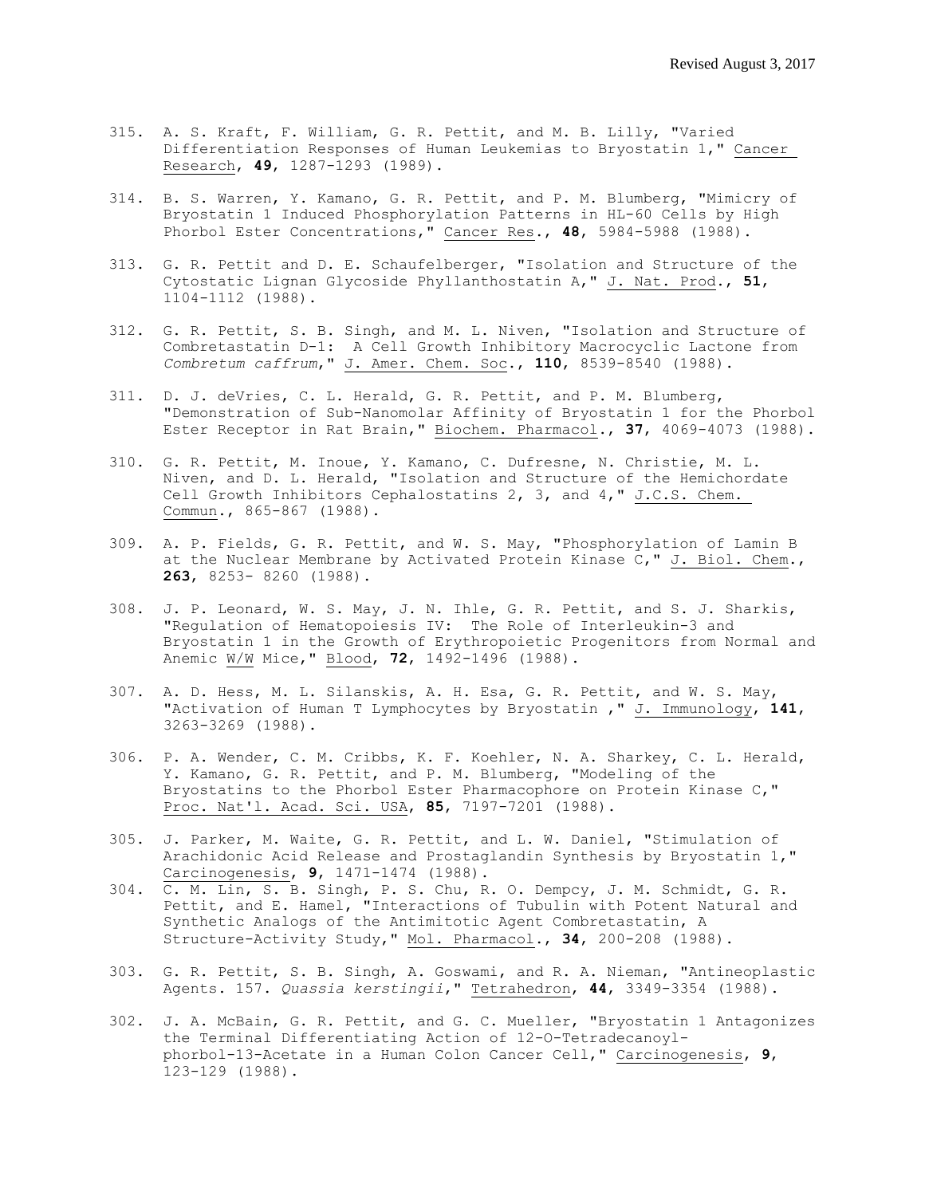315. A. S. Kraft, F. William, G. R. Pettit, and M. B. Lilly, "Varied Differentiation Responses of Human Leukemias to Bryostatin 1," Cancer Research, **49**, 1287-1293 (1989).

314. B. S. Warren, Y. Kamano, G. R. Pettit, and P. M. Blumberg, "Mimicry of Bryostatin 1 Induced Phosphorylation Patterns in HL-60 Cells by High Phorbol Ester Concentrations," Cancer Res., **48**, 5984-5988 (1988).

313. G. R. Pettit and D. E. Schaufelberger, "Isolation and Structure of the Cytostatic Lignan Glycoside Phyllanthostatin A," J. Nat. Prod., **51**, 1104-1112 (1988).

312. G. R. Pettit, S. B. Singh, and M. L. Niven, "Isolation and Structure of Combretastatin D-1: A Cell Growth Inhibitory Macrocyclic Lactone from *Combretum caffrum*," J. Amer. Chem. Soc., **110**, 8539-8540 (1988).

311. D. J. deVries, C. L. Herald, G. R. Pettit, and P. M. Blumberg, "Demonstration of Sub-Nanomolar Affinity of Bryostatin 1 for the Phorbol Ester Receptor in Rat Brain," Biochem. Pharmacol., **37**, 4069-4073 (1988).

310. G. R. Pettit, M. Inoue, Y. Kamano, C. Dufresne, N. Christie, M. L. Niven, and D. L. Herald, "Isolation and Structure of the Hemichordate Cell Growth Inhibitors Cephalostatins 2, 3, and 4," J.C.S. Chem. Commun., 865-867 (1988).

309. A. P. Fields, G. R. Pettit, and W. S. May, "Phosphorylation of Lamin B at the Nuclear Membrane by Activated Protein Kinase C," J. Biol. Chem., **263**, 8253- 8260 (1988).

308. J. P. Leonard, W. S. May, J. N. Ihle, G. R. Pettit, and S. J. Sharkis, "Regulation of Hematopoiesis IV: The Role of Interleukin-3 and Bryostatin 1 in the Growth of Erythropoietic Progenitors from Normal and Anemic W/W Mice," Blood, **72**, 1492-1496 (1988).

307. A. D. Hess, M. L. Silanskis, A. H. Esa, G. R. Pettit, and W. S. May, "Activation of Human T Lymphocytes by Bryostatin ," J. Immunology, **141**, 3263-3269 (1988).

306. P. A. Wender, C. M. Cribbs, K. F. Koehler, N. A. Sharkey, C. L. Herald, Y. Kamano, G. R. Pettit, and P. M. Blumberg, "Modeling of the Bryostatins to the Phorbol Ester Pharmacophore on Protein Kinase C," Proc. Nat'l. Acad. Sci. USA, **85**, 7197-7201 (1988).

305. J. Parker, M. Waite, G. R. Pettit, and L. W. Daniel, "Stimulation of Arachidonic Acid Release and Prostaglandin Synthesis by Bryostatin 1," Carcinogenesis, **9**, 1471-1474 (1988).

304. C. M. Lin, S. B. Singh, P. S. Chu, R. O. Dempcy, J. M. Schmidt, G. R. Pettit, and E. Hamel, "Interactions of Tubulin with Potent Natural and Synthetic Analogs of the Antimitotic Agent Combretastatin, A Structure-Activity Study," Mol. Pharmacol., **34**, 200-208 (1988).

303. G. R. Pettit, S. B. Singh, A. Goswami, and R. A. Nieman, "Antineoplastic Agents. 157. *Quassia kerstingii*," Tetrahedron, **44**, 3349-3354 (1988).

302. J. A. McBain, G. R. Pettit, and G. C. Mueller, "Bryostatin 1 Antagonizes the Terminal Differentiating Action of 12-O-Tetradecanoyl-phorbol-13-Acetate in a Human Colon Cancer Cell," Carcinogenesis, **9**, 123-129 (1988).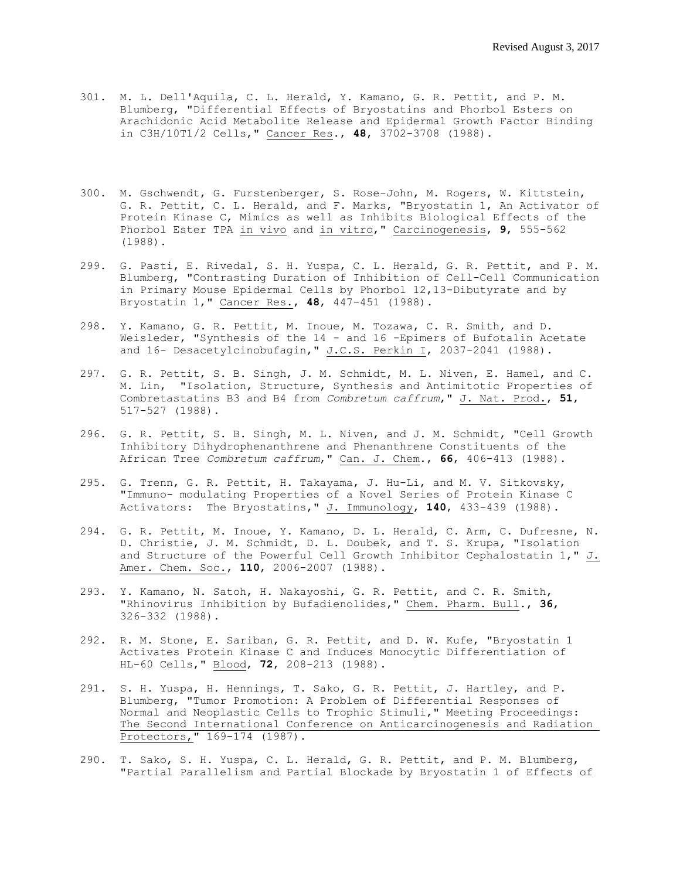301. M. L. Dell'Aquila, C. L. Herald, Y. Kamano, G. R. Pettit, and P. M. Blumberg, "Differential Effects of Bryostatins and Phorbol Esters on Arachidonic Acid Metabolite Release and Epidermal Growth Factor Binding in C3H/10T1/2 Cells," Cancer Res., **48**, 3702-3708 (1988).

300. M. Gschwendt, G. Furstenberger, S. Rose-John, M. Rogers, W. Kittstein, G. R. Pettit, C. L. Herald, and F. Marks, "Bryostatin 1, An Activator of Protein Kinase C, Mimics as well as Inhibits Biological Effects of the Phorbol Ester TPA in vivo and in vitro," Carcinogenesis, **9**, 555-562 (1988).

299. G. Pasti, E. Rivedal, S. H. Yuspa, C. L. Herald, G. R. Pettit, and P. M. Blumberg, "Contrasting Duration of Inhibition of Cell-Cell Communication in Primary Mouse Epidermal Cells by Phorbol 12,13-Dibutyrate and by Bryostatin 1," Cancer Res., **48**, 447-451 (1988).

298. Y. Kamano, G. R. Pettit, M. Inoue, M. Tozawa, C. R. Smith, and D. Weisleder, "Synthesis of the 14 - and 16 -Epimers of Bufotalin Acetate and 16- Desacetylcinobufagin," J.C.S. Perkin I, 2037-2041 (1988).

297. G. R. Pettit, S. B. Singh, J. M. Schmidt, M. L. Niven, E. Hamel, and C. M. Lin, "Isolation, Structure, Synthesis and Antimitotic Properties of Combretastatins B3 and B4 from *Combretum caffrum*," J. Nat. Prod., **51**, 517-527 (1988).

296. G. R. Pettit, S. B. Singh, M. L. Niven, and J. M. Schmidt, "Cell Growth Inhibitory Dihydrophenanthrene and Phenanthrene Constituents of the African Tree *Combretum caffrum*," Can. J. Chem., **66**, 406-413 (1988).

295. G. Trenn, G. R. Pettit, H. Takayama, J. Hu-Li, and M. V. Sitkovsky, "Immuno- modulating Properties of a Novel Series of Protein Kinase C Activators: The Bryostatins," J. Immunology, **140**, 433-439 (1988).

294. G. R. Pettit, M. Inoue, Y. Kamano, D. L. Herald, C. Arm, C. Dufresne, N. D. Christie, J. M. Schmidt, D. L. Doubek, and T. S. Krupa, "Isolation and Structure of the Powerful Cell Growth Inhibitor Cephalostatin 1," J. Amer. Chem. Soc., **110**, 2006-2007 (1988).

293. Y. Kamano, N. Satoh, H. Nakayoshi, G. R. Pettit, and C. R. Smith, "Rhinovirus Inhibition by Bufadienolides," Chem. Pharm. Bull., **36**, 326-332 (1988).

292. R. M. Stone, E. Sariban, G. R. Pettit, and D. W. Kufe, "Bryostatin 1 Activates Protein Kinase C and Induces Monocytic Differentiation of HL-60 Cells," Blood, **72**, 208-213 (1988).

291. S. H. Yuspa, H. Hennings, T. Sako, G. R. Pettit, J. Hartley, and P. Blumberg, "Tumor Promotion: A Problem of Differential Responses of Normal and Neoplastic Cells to Trophic Stimuli," Meeting Proceedings: The Second International Conference on Anticarcinogenesis and Radiation Protectors," 169-174 (1987).

290. T. Sako, S. H. Yuspa, C. L. Herald, G. R. Pettit, and P. M. Blumberg, "Partial Parallelism and Partial Blockade by Bryostatin 1 of Effects of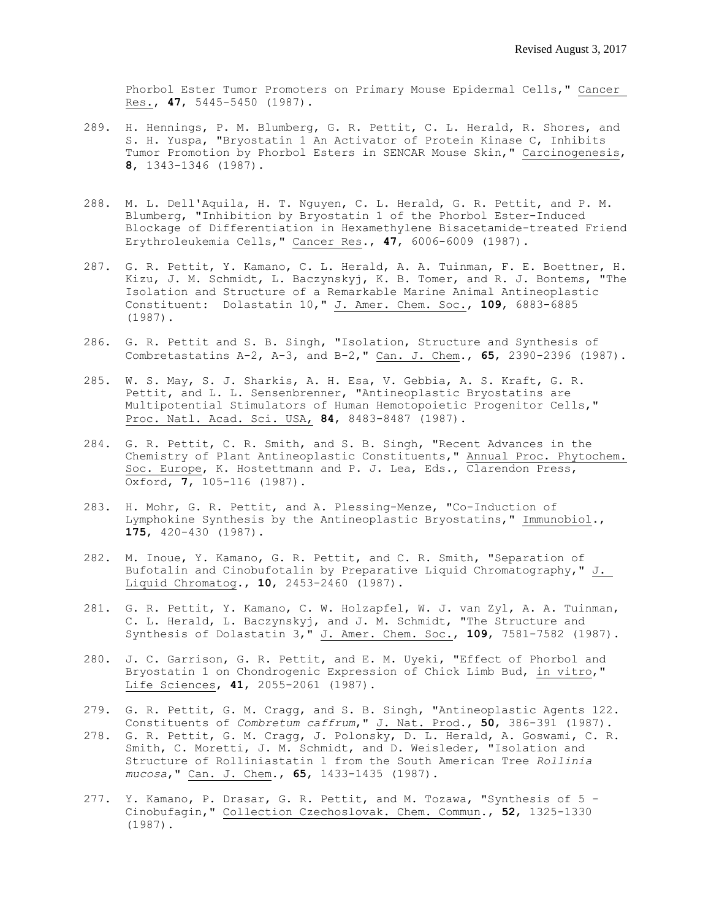Phorbol Ester Tumor Promoters on Primary Mouse Epidermal Cells," Cancer Res., **47**, 5445-5450 (1987).

289. H. Hennings, P. M. Blumberg, G. R. Pettit, C. L. Herald, R. Shores, and S. H. Yuspa, "Bryostatin 1 An Activator of Protein Kinase C, Inhibits Tumor Promotion by Phorbol Esters in SENCAR Mouse Skin," Carcinogenesis, **8**, 1343-1346 (1987).

288. M. L. Dell'Aquila, H. T. Nguyen, C. L. Herald, G. R. Pettit, and P. M. Blumberg, "Inhibition by Bryostatin 1 of the Phorbol Ester-Induced Blockage of Differentiation in Hexamethylene Bisacetamide-treated Friend Erythroleukemia Cells," Cancer Res., **47**, 6006-6009 (1987).

287. G. R. Pettit, Y. Kamano, C. L. Herald, A. A. Tuinman, F. E. Boettner, H. Kizu, J. M. Schmidt, L. Baczynskyj, K. B. Tomer, and R. J. Bontems, "The Isolation and Structure of a Remarkable Marine Animal Antineoplastic Constituent: Dolastatin 10," J. Amer. Chem. Soc., **109**, 6883-6885 (1987).

286. G. R. Pettit and S. B. Singh, "Isolation, Structure and Synthesis of Combretastatins A-2, A-3, and B-2," Can. J. Chem., **65**, 2390-2396 (1987).

285. W. S. May, S. J. Sharkis, A. H. Esa, V. Gebbia, A. S. Kraft, G. R. Pettit, and L. L. Sensenbrenner, "Antineoplastic Bryostatins are Multipotential Stimulators of Human Hemotopoietic Progenitor Cells," Proc. Natl. Acad. Sci. USA, **84**, 8483-8487 (1987).

284. G. R. Pettit, C. R. Smith, and S. B. Singh, "Recent Advances in the Chemistry of Plant Antineoplastic Constituents," Annual Proc. Phytochem. Soc. Europe, K. Hostettmann and P. J. Lea, Eds., Clarendon Press, Oxford, **7**, 105-116 (1987).

283. H. Mohr, G. R. Pettit, and A. Plessing-Menze, "Co-Induction of Lymphokine Synthesis by the Antineoplastic Bryostatins," Immunobiol., **175**, 420-430 (1987).

282. M. Inoue, Y. Kamano, G. R. Pettit, and C. R. Smith, "Separation of Bufotalin and Cinobufotalin by Preparative Liquid Chromatography," J. Liquid Chromatog., **10**, 2453-2460 (1987).

281. G. R. Pettit, Y. Kamano, C. W. Holzapfel, W. J. van Zyl, A. A. Tuinman, C. L. Herald, L. Baczynskyj, and J. M. Schmidt, "The Structure and Synthesis of Dolastatin 3," J. Amer. Chem. Soc., **109**, 7581-7582 (1987).

280. J. C. Garrison, G. R. Pettit, and E. M. Uyeki, "Effect of Phorbol and Bryostatin 1 on Chondrogenic Expression of Chick Limb Bud, in vitro," Life Sciences, **41**, 2055-2061 (1987).

279. G. R. Pettit, G. M. Cragg, and S. B. Singh, "Antineoplastic Agents 122. Constituents of *Combretum caffrum*," J. Nat. Prod., **50**, 386-391 (1987).

278. G. R. Pettit, G. M. Cragg, J. Polonsky, D. L. Herald, A. Goswami, C. R. Smith, C. Moretti, J. M. Schmidt, and D. Weisleder, "Isolation and Structure of Rolliniastatin 1 from the South American Tree *Rollinia mucosa*," Can. J. Chem., **65**, 1433-1435 (1987).

277. Y. Kamano, P. Drasar, G. R. Pettit, and M. Tozawa, "Synthesis of 5 - Cinobufagin," Collection Czechoslovak. Chem. Commun., **52**, 1325-1330 (1987).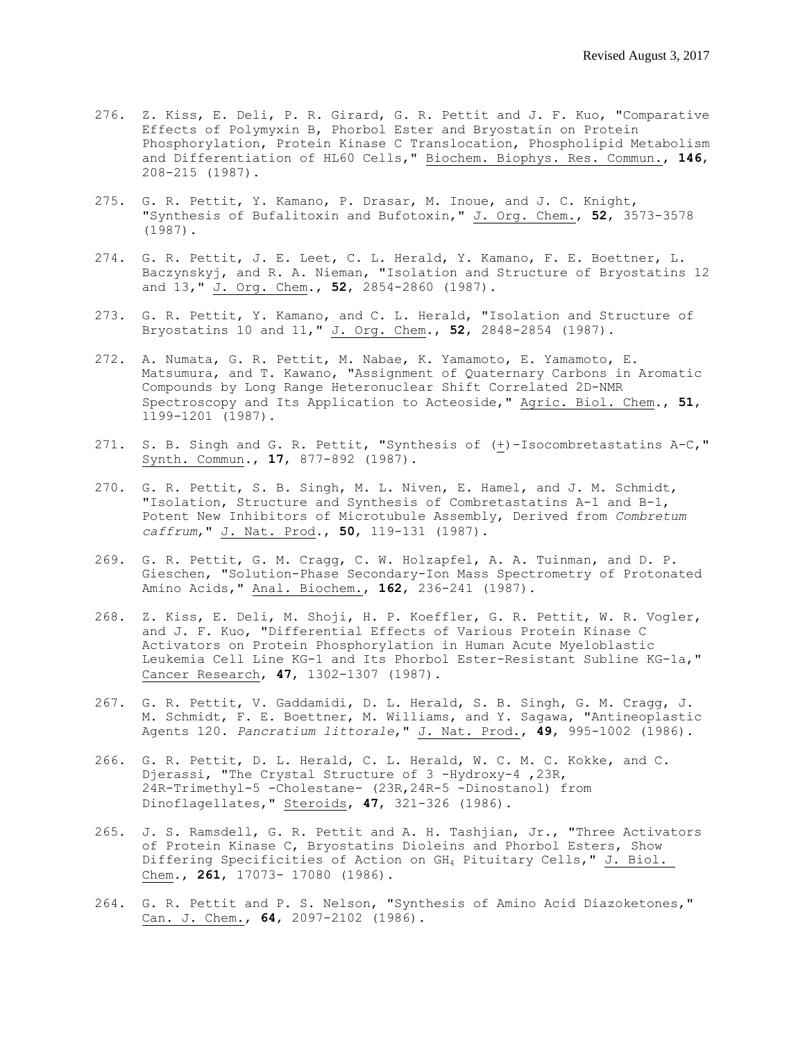276. Z. Kiss, E. Deli, P. R. Girard, G. R. Pettit and J. F. Kuo, "Comparative Effects of Polymyxin B, Phorbol Ester and Bryostatin on Protein Phosphorylation, Protein Kinase C Translocation, Phospholipid Metabolism and Differentiation of HL60 Cells," Biochem. Biophys. Res. Commun., **146**, 208-215 (1987).

275. G. R. Pettit, Y. Kamano, P. Drasar, M. Inoue, and J. C. Knight, "Synthesis of Bufalitoxin and Bufotoxin," J. Org. Chem., **52**, 3573-3578 (1987).

274. G. R. Pettit, J. E. Leet, C. L. Herald, Y. Kamano, F. E. Boettner, L. Baczynskyj, and R. A. Nieman, "Isolation and Structure of Bryostatins 12 and 13," J. Org. Chem., **52**, 2854-2860 (1987).

273. G. R. Pettit, Y. Kamano, and C. L. Herald, "Isolation and Structure of Bryostatins 10 and 11," J. Org. Chem., **52**, 2848-2854 (1987).

272. A. Numata, G. R. Pettit, M. Nabae, K. Yamamoto, E. Yamamoto, E. Matsumura, and T. Kawano, "Assignment of Quaternary Carbons in Aromatic Compounds by Long Range Heteronuclear Shift Correlated 2D-NMR Spectroscopy and Its Application to Acteoside," Agric. Biol. Chem., **51**, 1199-1201 (1987).

271. S. B. Singh and G. R. Pettit, "Synthesis of (±)-Isocombretastatins A-C," Synth. Commun., **17**, 877-892 (1987).

270. G. R. Pettit, S. B. Singh, M. L. Niven, E. Hamel, and J. M. Schmidt, "Isolation, Structure and Synthesis of Combretastatins A-1 and B-1, Potent New Inhibitors of Microtubule Assembly, Derived from *Combretum caffrum*," J. Nat. Prod., **50**, 119-131 (1987).

269. G. R. Pettit, G. M. Cragg, C. W. Holzapfel, A. A. Tuinman, and D. P. Gieschen, "Solution-Phase Secondary-Ion Mass Spectrometry of Protonated Amino Acids," Anal. Biochem., **162**, 236-241 (1987).

268. Z. Kiss, E. Deli, M. Shoji, H. P. Koeffler, G. R. Pettit, W. R. Vogler, and J. F. Kuo, "Differential Effects of Various Protein Kinase C Activators on Protein Phosphorylation in Human Acute Myeloblastic Leukemia Cell Line KG-1 and Its Phorbol Ester-Resistant Subline KG-1a," Cancer Research, **47**, 1302-1307 (1987).

267. G. R. Pettit, V. Gaddamidi, D. L. Herald, S. B. Singh, G. M. Cragg, J. M. Schmidt, F. E. Boettner, M. Williams, and Y. Sagawa, "Antineoplastic Agents 120. *Pancratium littorale*," J. Nat. Prod., **49**, 995-1002 (1986).

266. G. R. Pettit, D. L. Herald, C. L. Herald, W. C. M. C. Kokke, and C. Djerassi, "The Crystal Structure of 3 -Hydroxy-4 ,23R, 24R-Trimethyl-5 -Cholestane- (23R,24R-5 -Dinostanol) from Dinoflagellates," Steroids, **47**, 321-326 (1986).

265. J. S. Ramsdell, G. R. Pettit and A. H. Tashjian, Jr., "Three Activators of Protein Kinase C, Bryostatins Dioleins and Phorbol Esters, Show Differing Specificities of Action on $GH_4$ Pituitary Cells," J. Biol. Chem., **261**, 17073- 17080 (1986).

264. G. R. Pettit and P. S. Nelson, "Synthesis of Amino Acid Diazoketones," Can. J. Chem., **64**, 2097-2102 (1986).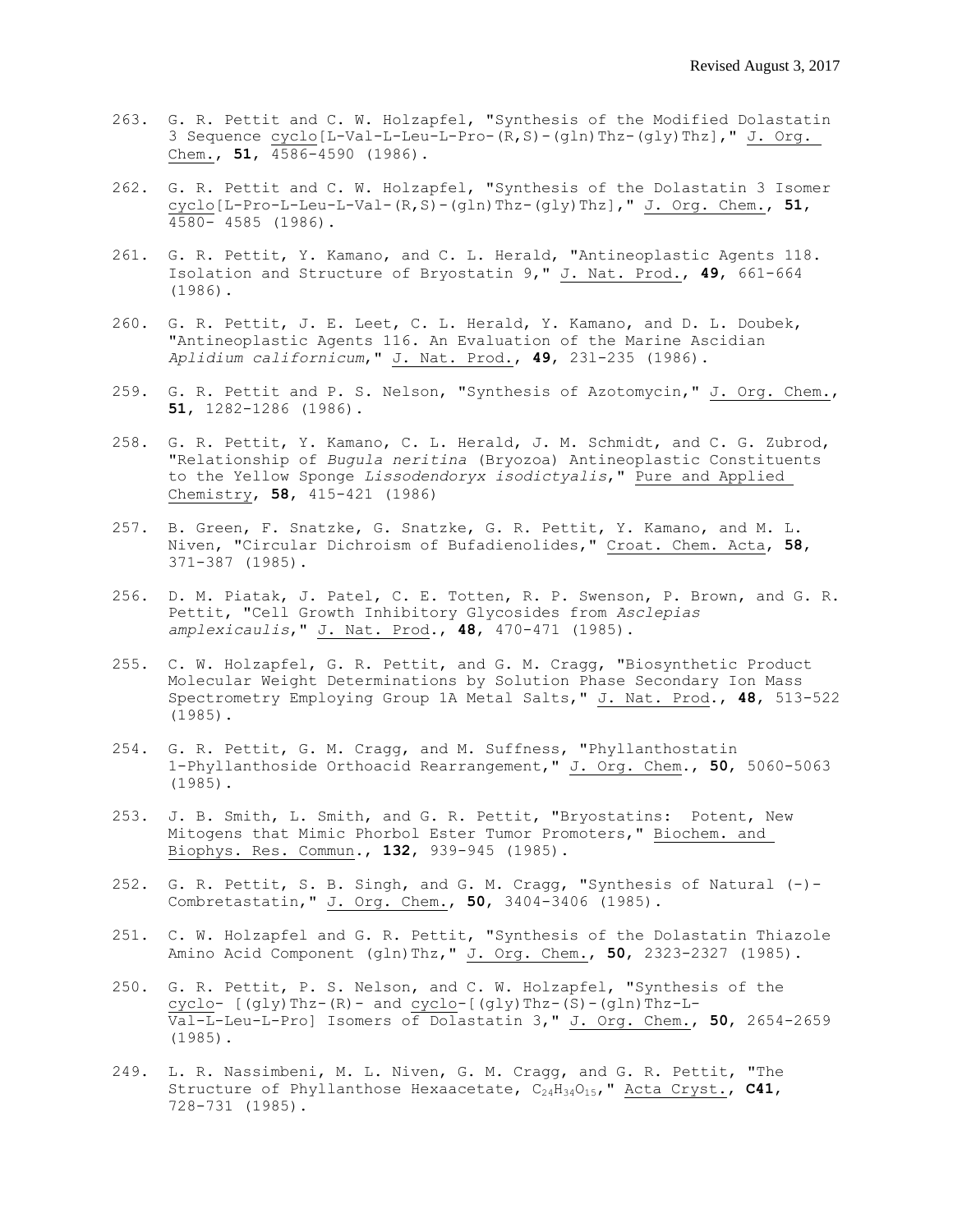263. G. R. Pettit and C. W. Holzapfel, "Synthesis of the Modified Dolastatin 3 Sequence cyclo[L-Val-L-Leu-L-Pro-(R,S)-(gln)Thz-(gly)Thz]," J. Org. Chem., **51**, 4586-4590 (1986).

262. G. R. Pettit and C. W. Holzapfel, "Synthesis of the Dolastatin 3 Isomer cyclo[L-Pro-L-Leu-L-Val-(R,S)-(gln)Thz-(gly)Thz]," J. Org. Chem., **51**, 4580- 4585 (1986).

261. G. R. Pettit, Y. Kamano, and C. L. Herald, "Antineoplastic Agents 118. Isolation and Structure of Bryostatin 9," J. Nat. Prod., **49**, 661-664 (1986).

260. G. R. Pettit, J. E. Leet, C. L. Herald, Y. Kamano, and D. L. Doubek, "Antineoplastic Agents 116. An Evaluation of the Marine Ascidian *Aplidium californicum*," J. Nat. Prod., **49**, 231-235 (1986).

259. G. R. Pettit and P. S. Nelson, "Synthesis of Azotomycin," J. Org. Chem., **51**, 1282-1286 (1986).

258. G. R. Pettit, Y. Kamano, C. L. Herald, J. M. Schmidt, and C. G. Zubrod, "Relationship of *Bugula neritina* (Bryozoa) Antineoplastic Constituents to the Yellow Sponge *Lissodendoryx isodictyalis*," Pure and Applied Chemistry, **58**, 415-421 (1986)

257. B. Green, F. Snatzke, G. Snatzke, G. R. Pettit, Y. Kamano, and M. L. Niven, "Circular Dichroism of Bufadienolides," Croat. Chem. Acta, **58**, 371-387 (1985).

256. D. M. Piatak, J. Patel, C. E. Totten, R. P. Swenson, P. Brown, and G. R. Pettit, "Cell Growth Inhibitory Glycosides from *Asclepias amplexicaulis*," J. Nat. Prod., **48**, 470-471 (1985).

255. C. W. Holzapfel, G. R. Pettit, and G. M. Cragg, "Biosynthetic Product Molecular Weight Determinations by Solution Phase Secondary Ion Mass Spectrometry Employing Group 1A Metal Salts," J. Nat. Prod., **48**, 513-522 (1985).

254. G. R. Pettit, G. M. Cragg, and M. Suffness, "Phyllanthostatin 1-Phyllanthoside Orthoacid Rearrangement," J. Org. Chem., **50**, 5060-5063 (1985).

253. J. B. Smith, L. Smith, and G. R. Pettit, "Bryostatins: Potent, New Mitogens that Mimic Phorbol Ester Tumor Promoters," Biochem. and Biophys. Res. Commun., **132**, 939-945 (1985).

252. G. R. Pettit, S. B. Singh, and G. M. Cragg, "Synthesis of Natural (-)-Combretastatin," J. Org. Chem., **50**, 3404-3406 (1985).

251. C. W. Holzapfel and G. R. Pettit, "Synthesis of the Dolastatin Thiazole Amino Acid Component (gln)Thz," J. Org. Chem., **50**, 2323-2327 (1985).

250. G. R. Pettit, P. S. Nelson, and C. W. Holzapfel, "Synthesis of the cyclo- [(gly)Thz-(R)- and cyclo-[(gly)Thz-(S)-(gln)Thz-L-Val-L-Leu-L-Pro] Isomers of Dolastatin 3," J. Org. Chem., **50**, 2654-2659 (1985).

249. L. R. Nassimbeni, M. L. Niven, G. M. Cragg, and G. R. Pettit, "The Structure of Phyllanthose Hexaacetate, $C_{24}H_{34}O_{15}$," Acta Cryst., **C41**, 728-731 (1985).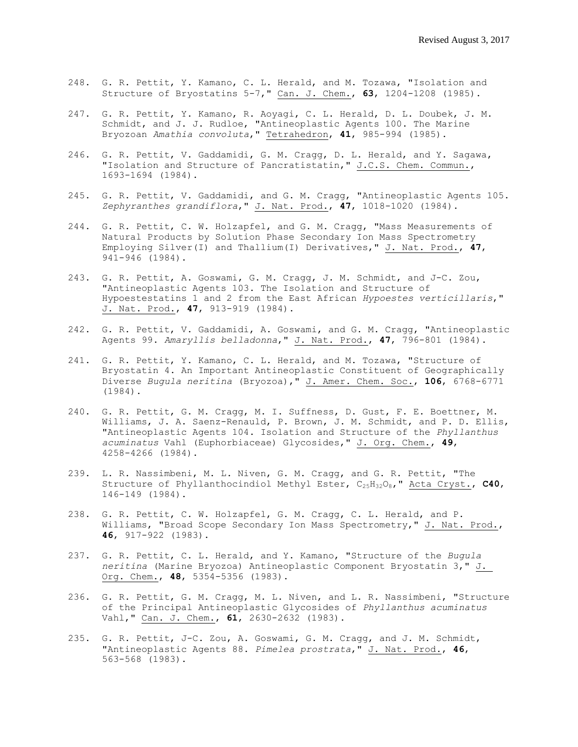248. G. R. Pettit, Y. Kamano, C. L. Herald, and M. Tozawa, "Isolation and Structure of Bryostatins 5-7," Can. J. Chem., **63**, 1204-1208 (1985).

247. G. R. Pettit, Y. Kamano, R. Aoyagi, C. L. Herald, D. L. Doubek, J. M. Schmidt, and J. J. Rudloe, "Antineoplastic Agents 100. The Marine Bryozoan *Amathia convoluta*," Tetrahedron, **41**, 985-994 (1985).

246. G. R. Pettit, V. Gaddamidi, G. M. Cragg, D. L. Herald, and Y. Sagawa, "Isolation and Structure of Pancratistatin," J.C.S. Chem. Commun., 1693-1694 (1984).

245. G. R. Pettit, V. Gaddamidi, and G. M. Cragg, "Antineoplastic Agents 105. *Zephyranthes grandiflora*," J. Nat. Prod., **47**, 1018-1020 (1984).

244. G. R. Pettit, C. W. Holzapfel, and G. M. Cragg, "Mass Measurements of Natural Products by Solution Phase Secondary Ion Mass Spectrometry Employing Silver(I) and Thallium(I) Derivatives," J. Nat. Prod., **47**, 941-946 (1984).

243. G. R. Pettit, A. Goswami, G. M. Cragg, J. M. Schmidt, and J-C. Zou, "Antineoplastic Agents 103. The Isolation and Structure of Hypoestestatins 1 and 2 from the East African *Hypoestes verticillaris*," J. Nat. Prod., **47**, 913-919 (1984).

242. G. R. Pettit, V. Gaddamidi, A. Goswami, and G. M. Cragg, "Antineoplastic Agents 99. *Amaryllis belladonna*," J. Nat. Prod., **47**, 796-801 (1984).

241. G. R. Pettit, Y. Kamano, C. L. Herald, and M. Tozawa, "Structure of Bryostatin 4. An Important Antineoplastic Constituent of Geographically Diverse *Bugula neritina* (Bryozoa)," J. Amer. Chem. Soc., **106**, 6768-6771 (1984).

240. G. R. Pettit, G. M. Cragg, M. I. Suffness, D. Gust, F. E. Boettner, M. Williams, J. A. Saenz-Renauld, P. Brown, J. M. Schmidt, and P. D. Ellis, "Antineoplastic Agents 104. Isolation and Structure of the *Phyllanthus acuminatus* Vahl (Euphorbiaceae) Glycosides," J. Org. Chem., **49**, 4258-4266 (1984).

239. L. R. Nassimbeni, M. L. Niven, G. M. Cragg, and G. R. Pettit, "The Structure of Phyllanthocindiol Methyl Ester, $C_{25}H_{32}O_8$," Acta Cryst., **C40**, 146-149 (1984).

238. G. R. Pettit, C. W. Holzapfel, G. M. Cragg, C. L. Herald, and P. Williams, "Broad Scope Secondary Ion Mass Spectrometry," J. Nat. Prod., **46**, 917-922 (1983).

237. G. R. Pettit, C. L. Herald, and Y. Kamano, "Structure of the *Bugula neritina* (Marine Bryozoa) Antineoplastic Component Bryostatin 3," J. Org. Chem., **48**, 5354-5356 (1983).

236. G. R. Pettit, G. M. Cragg, M. L. Niven, and L. R. Nassimbeni, "Structure of the Principal Antineoplastic Glycosides of *Phyllanthus acuminatus* Vahl," Can. J. Chem., **61**, 2630-2632 (1983).

235. G. R. Pettit, J-C. Zou, A. Goswami, G. M. Cragg, and J. M. Schmidt, "Antineoplastic Agents 88. *Pimelea prostrata*," J. Nat. Prod., **46**, 563-568 (1983).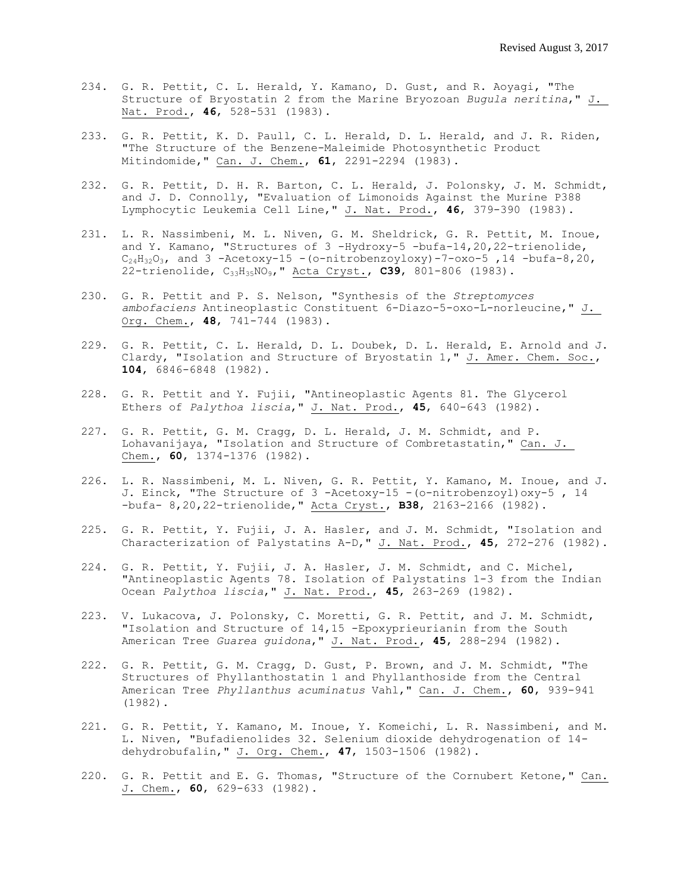234. G. R. Pettit, C. L. Herald, Y. Kamano, D. Gust, and R. Aoyagi, "The Structure of Bryostatin 2 from the Marine Bryozoan *Bugula neritina*," J. Nat. Prod., **46**, 528-531 (1983).

233. G. R. Pettit, K. D. Paull, C. L. Herald, D. L. Herald, and J. R. Riden, "The Structure of the Benzene-Maleimide Photosynthetic Product Mitindomide," Can. J. Chem., **61**, 2291-2294 (1983).

232. G. R. Pettit, D. H. R. Barton, C. L. Herald, J. Polonsky, J. M. Schmidt, and J. D. Connolly, "Evaluation of Limonoids Against the Murine P388 Lymphocytic Leukemia Cell Line," J. Nat. Prod., **46**, 379-390 (1983).

231. L. R. Nassimbeni, M. L. Niven, G. M. Sheldrick, G. R. Pettit, M. Inoue, and Y. Kamano, "Structures of 3 -Hydroxy-5 -bufa-14,20,22-trienolide, $C_{24}H_{32}O_3$, and 3 -Acetoxy-15 -(o-nitrobenzoyloxy)-7-oxo-5 ,14 -bufa-8,20, 22-trienolide, $C_{33}H_{35}NO_9$," Acta Cryst., **C39**, 801-806 (1983).

230. G. R. Pettit and P. S. Nelson, "Synthesis of the *Streptomyces ambofaciens* Antineoplastic Constituent 6-Diazo-5-oxo-L-norleucine," J. Org. Chem., **48**, 741-744 (1983).

229. G. R. Pettit, C. L. Herald, D. L. Doubek, D. L. Herald, E. Arnold and J. Clardy, "Isolation and Structure of Bryostatin 1," J. Amer. Chem. Soc., **104**, 6846-6848 (1982).

228. G. R. Pettit and Y. Fujii, "Antineoplastic Agents 81. The Glycerol Ethers of *Palythoa liscia*," J. Nat. Prod., **45**, 640-643 (1982).

227. G. R. Pettit, G. M. Cragg, D. L. Herald, J. M. Schmidt, and P. Lohavanijaya, "Isolation and Structure of Combretastatin," Can. J. Chem., **60**, 1374-1376 (1982).

226. L. R. Nassimbeni, M. L. Niven, G. R. Pettit, Y. Kamano, M. Inoue, and J. J. Einck, "The Structure of 3 -Acetoxy-15 -(o-nitrobenzoyl)oxy-5 , 14 -bufa- 8,20,22-trienolide," Acta Cryst., **B38**, 2163-2166 (1982).

225. G. R. Pettit, Y. Fujii, J. A. Hasler, and J. M. Schmidt, "Isolation and Characterization of Palystatins A-D," J. Nat. Prod., **45**, 272-276 (1982).

224. G. R. Pettit, Y. Fujii, J. A. Hasler, J. M. Schmidt, and C. Michel, "Antineoplastic Agents 78. Isolation of Palystatins 1-3 from the Indian Ocean *Palythoa liscia*," J. Nat. Prod., **45**, 263-269 (1982).

223. V. Lukacova, J. Polonsky, C. Moretti, G. R. Pettit, and J. M. Schmidt, "Isolation and Structure of 14,15 -Epoxyprieurianin from the South American Tree *Guarea guidona*," J. Nat. Prod., **45**, 288-294 (1982).

222. G. R. Pettit, G. M. Cragg, D. Gust, P. Brown, and J. M. Schmidt, "The Structures of Phyllanthostatin 1 and Phyllanthoside from the Central American Tree *Phyllanthus acuminatus* Vahl," Can. J. Chem., **60**, 939-941 (1982).

221. G. R. Pettit, Y. Kamano, M. Inoue, Y. Komeichi, L. R. Nassimbeni, and M. L. Niven, "Bufadienolides 32. Selenium dioxide dehydrogenation of 14-dehydrobufalin," J. Org. Chem., **47**, 1503-1506 (1982).

220. G. R. Pettit and E. G. Thomas, "Structure of the Cornubert Ketone," Can. J. Chem., **60**, 629-633 (1982).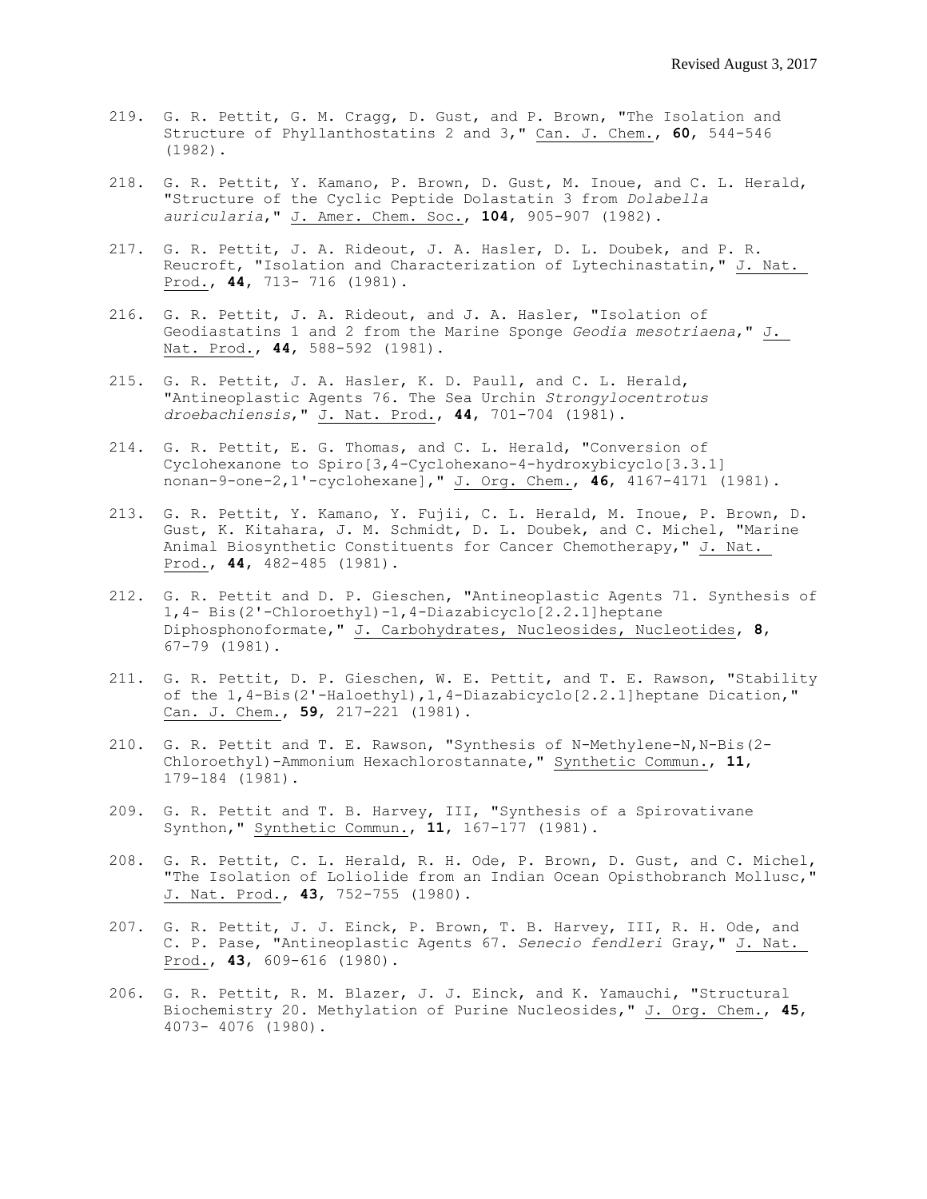219. G. R. Pettit, G. M. Cragg, D. Gust, and P. Brown, "The Isolation and Structure of Phyllanthostatins 2 and 3," Can. J. Chem., **60**, 544-546 (1982).

218. G. R. Pettit, Y. Kamano, P. Brown, D. Gust, M. Inoue, and C. L. Herald, "Structure of the Cyclic Peptide Dolastatin 3 from *Dolabella auricularia*," J. Amer. Chem. Soc., **104**, 905-907 (1982).

217. G. R. Pettit, J. A. Rideout, J. A. Hasler, D. L. Doubek, and P. R. Reucroft, "Isolation and Characterization of Lytechinastatin," J. Nat. Prod., **44**, 713- 716 (1981).

216. G. R. Pettit, J. A. Rideout, and J. A. Hasler, "Isolation of Geodiastatins 1 and 2 from the Marine Sponge *Geodia mesotriaena*," J. Nat. Prod., **44**, 588-592 (1981).

215. G. R. Pettit, J. A. Hasler, K. D. Paull, and C. L. Herald, "Antineoplastic Agents 76. The Sea Urchin *Strongylocentrotus droebachiensis*," J. Nat. Prod., **44**, 701-704 (1981).

214. G. R. Pettit, E. G. Thomas, and C. L. Herald, "Conversion of Cyclohexanone to Spiro[3,4-Cyclohexano-4-hydroxybicyclo[3.3.1] nonan-9-one-2,1'-cyclohexane]," J. Org. Chem., **46**, 4167-4171 (1981).

213. G. R. Pettit, Y. Kamano, Y. Fujii, C. L. Herald, M. Inoue, P. Brown, D. Gust, K. Kitahara, J. M. Schmidt, D. L. Doubek, and C. Michel, "Marine Animal Biosynthetic Constituents for Cancer Chemotherapy," J. Nat. Prod., **44**, 482-485 (1981).

212. G. R. Pettit and D. P. Gieschen, "Antineoplastic Agents 71. Synthesis of 1,4- Bis(2'-Chloroethyl)-1,4-Diazabicyclo[2.2.1]heptane Diphosphonoformate," J. Carbohydrates, Nucleosides, Nucleotides, **8**, 67-79 (1981).

211. G. R. Pettit, D. P. Gieschen, W. E. Pettit, and T. E. Rawson, "Stability of the 1,4-Bis(2'-Haloethyl),1,4-Diazabicyclo[2.2.1]heptane Dication," Can. J. Chem., **59**, 217-221 (1981).

210. G. R. Pettit and T. E. Rawson, "Synthesis of N-Methylene-N,N-Bis(2-Chloroethyl)-Ammonium Hexachlorostannate," Synthetic Commun., **11**, 179-184 (1981).

209. G. R. Pettit and T. B. Harvey, III, "Synthesis of a Spirovativane Synthon," Synthetic Commun., **11**, 167-177 (1981).

208. G. R. Pettit, C. L. Herald, R. H. Ode, P. Brown, D. Gust, and C. Michel, "The Isolation of Loliolide from an Indian Ocean Opisthobranch Mollusc," J. Nat. Prod., **43**, 752-755 (1980).

207. G. R. Pettit, J. J. Einck, P. Brown, T. B. Harvey, III, R. H. Ode, and C. P. Pase, "Antineoplastic Agents 67. *Senecio fendleri* Gray," J. Nat. Prod., **43**, 609-616 (1980).

206. G. R. Pettit, R. M. Blazer, J. J. Einck, and K. Yamauchi, "Structural Biochemistry 20. Methylation of Purine Nucleosides," J. Org. Chem., **45**, 4073- 4076 (1980).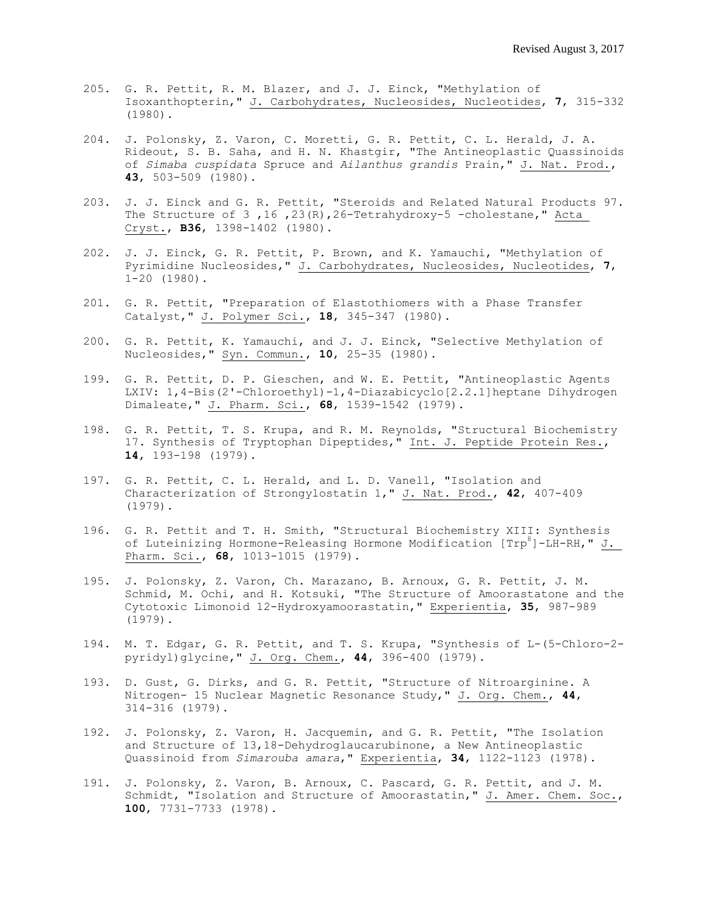205. G. R. Pettit, R. M. Blazer, and J. J. Einck, "Methylation of Isoxanthopterin," J. Carbohydrates, Nucleosides, Nucleotides, **7**, 315-332 (1980).

204. J. Polonsky, Z. Varon, C. Moretti, G. R. Pettit, C. L. Herald, J. A. Rideout, S. B. Saha, and H. N. Khastgir, "The Antineoplastic Quassinoids of *Simaba cuspidata* Spruce and *Ailanthus grandis* Prain," J. Nat. Prod., **43**, 503-509 (1980).

203. J. J. Einck and G. R. Pettit, "Steroids and Related Natural Products 97. The Structure of 3 ,16 ,23(R),26-Tetrahydroxy-5 -cholestane," Acta Cryst., **B36**, 1398-1402 (1980).

202. J. J. Einck, G. R. Pettit, P. Brown, and K. Yamauchi, "Methylation of Pyrimidine Nucleosides," J. Carbohydrates, Nucleosides, Nucleotides, **7**, 1-20 (1980).

201. G. R. Pettit, "Preparation of Elastothiomers with a Phase Transfer Catalyst," J. Polymer Sci., **18**, 345-347 (1980).

200. G. R. Pettit, K. Yamauchi, and J. J. Einck, "Selective Methylation of Nucleosides," Syn. Commun., **10**, 25-35 (1980).

199. G. R. Pettit, D. P. Gieschen, and W. E. Pettit, "Antineoplastic Agents LXIV: 1,4-Bis(2'-Chloroethyl)-1,4-Diazabicyclo[2.2.1]heptane Dihydrogen Dimaleate," J. Pharm. Sci., **68**, 1539-1542 (1979).

198. G. R. Pettit, T. S. Krupa, and R. M. Reynolds, "Structural Biochemistry 17. Synthesis of Tryptophan Dipeptides," Int. J. Peptide Protein Res., **14**, 193-198 (1979).

197. G. R. Pettit, C. L. Herald, and L. D. Vanell, "Isolation and Characterization of Strongylostatin 1," J. Nat. Prod., **42**, 407-409 (1979).

196. G. R. Pettit and T. H. Smith, "Structural Biochemistry XIII: Synthesis of Luteinizing Hormone-Releasing Hormone Modification [$Trp^{8}$]-LH-RH," J. Pharm. Sci., **68**, 1013-1015 (1979).

195. J. Polonsky, Z. Varon, Ch. Marazano, B. Arnoux, G. R. Pettit, J. M. Schmid, M. Ochi, and H. Kotsuki, "The Structure of Amoorastatone and the Cytotoxic Limonoid 12-Hydroxyamoorastatin," Experientia, **35**, 987-989 (1979).

194. M. T. Edgar, G. R. Pettit, and T. S. Krupa, "Synthesis of L-(5-Chloro-2-pyridyl)glycine," J. Org. Chem., **44**, 396-400 (1979).

193. D. Gust, G. Dirks, and G. R. Pettit, "Structure of Nitroarginine. A Nitrogen- 15 Nuclear Magnetic Resonance Study," J. Org. Chem., **44**, 314-316 (1979).

192. J. Polonsky, Z. Varon, H. Jacquemin, and G. R. Pettit, "The Isolation and Structure of 13,18-Dehydroglaucarubinone, a New Antineoplastic Quassinoid from *Simarouba amara*," Experientia, **34**, 1122-1123 (1978).

191. J. Polonsky, Z. Varon, B. Arnoux, C. Pascard, G. R. Pettit, and J. M. Schmidt, "Isolation and Structure of Amoorastatin," J. Amer. Chem. Soc., **100**, 7731-7733 (1978).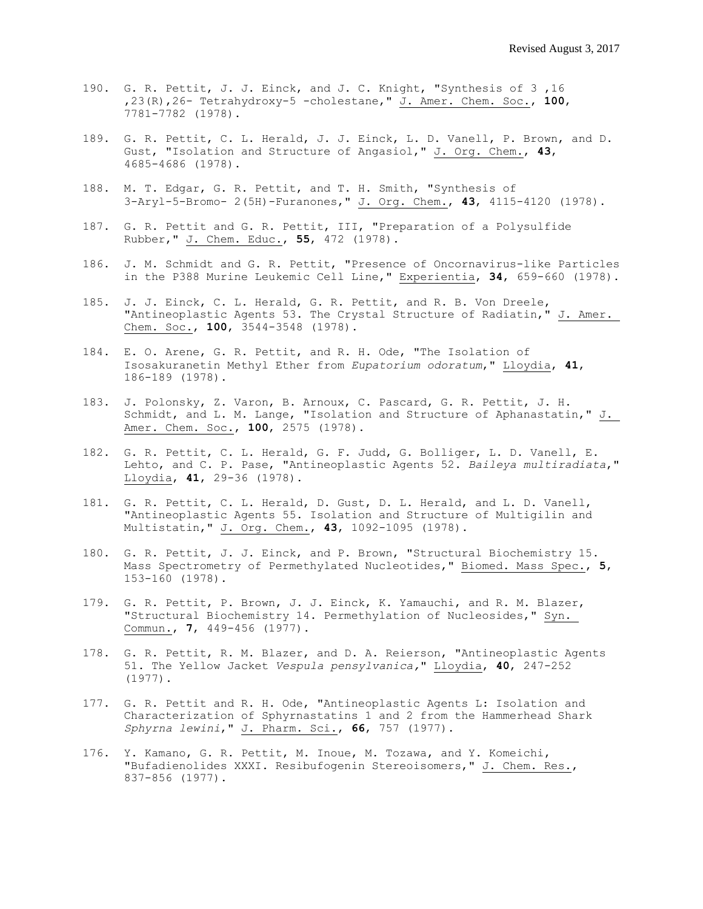190. G. R. Pettit, J. J. Einck, and J. C. Knight, "Synthesis of 3 ,16 ,23(R),26- Tetrahydroxy-5 -cholestane," J. Amer. Chem. Soc., **100**, 7781-7782 (1978).

189. G. R. Pettit, C. L. Herald, J. J. Einck, L. D. Vanell, P. Brown, and D. Gust, "Isolation and Structure of Angasiol," J. Org. Chem., **43**, 4685-4686 (1978).

188. M. T. Edgar, G. R. Pettit, and T. H. Smith, "Synthesis of 3-Aryl-5-Bromo- 2(5H)-Furanones," J. Org. Chem., **43**, 4115-4120 (1978).

187. G. R. Pettit and G. R. Pettit, III, "Preparation of a Polysulfide Rubber," J. Chem. Educ., **55**, 472 (1978).

186. J. M. Schmidt and G. R. Pettit, "Presence of Oncornavirus-like Particles in the P388 Murine Leukemic Cell Line," Experientia, **34**, 659-660 (1978).

185. J. J. Einck, C. L. Herald, G. R. Pettit, and R. B. Von Dreele, "Antineoplastic Agents 53. The Crystal Structure of Radiatin," J. Amer. Chem. Soc., **100**, 3544-3548 (1978).

184. E. O. Arene, G. R. Pettit, and R. H. Ode, "The Isolation of Isosakuranetin Methyl Ether from *Eupatorium odoratum*," Lloydia, **41**, 186-189 (1978).

183. J. Polonsky, Z. Varon, B. Arnoux, C. Pascard, G. R. Pettit, J. H. Schmidt, and L. M. Lange, "Isolation and Structure of Aphanastatin," J. Amer. Chem. Soc., **100**, 2575 (1978).

182. G. R. Pettit, C. L. Herald, G. F. Judd, G. Bolliger, L. D. Vanell, E. Lehto, and C. P. Pase, "Antineoplastic Agents 52. *Baileya multiradiata*," Lloydia, **41**, 29-36 (1978).

181. G. R. Pettit, C. L. Herald, D. Gust, D. L. Herald, and L. D. Vanell, "Antineoplastic Agents 55. Isolation and Structure of Multigilin and Multistatin," J. Org. Chem., **43**, 1092-1095 (1978).

180. G. R. Pettit, J. J. Einck, and P. Brown, "Structural Biochemistry 15. Mass Spectrometry of Permethylated Nucleotides," Biomed. Mass Spec., **5**, 153-160 (1978).

179. G. R. Pettit, P. Brown, J. J. Einck, K. Yamauchi, and R. M. Blazer, "Structural Biochemistry 14. Permethylation of Nucleosides," Syn. Commun., **7**, 449-456 (1977).

178. G. R. Pettit, R. M. Blazer, and D. A. Reierson, "Antineoplastic Agents 51. The Yellow Jacket *Vespula pensylvanica*," Lloydia, **40**, 247-252 (1977).

177. G. R. Pettit and R. H. Ode, "Antineoplastic Agents L: Isolation and Characterization of Sphyrnastatins 1 and 2 from the Hammerhead Shark *Sphyrna lewini*," J. Pharm. Sci., **66**, 757 (1977).

176. Y. Kamano, G. R. Pettit, M. Inoue, M. Tozawa, and Y. Komeichi, "Bufadienolides XXXI. Resibufogenin Stereoisomers," J. Chem. Res., 837-856 (1977).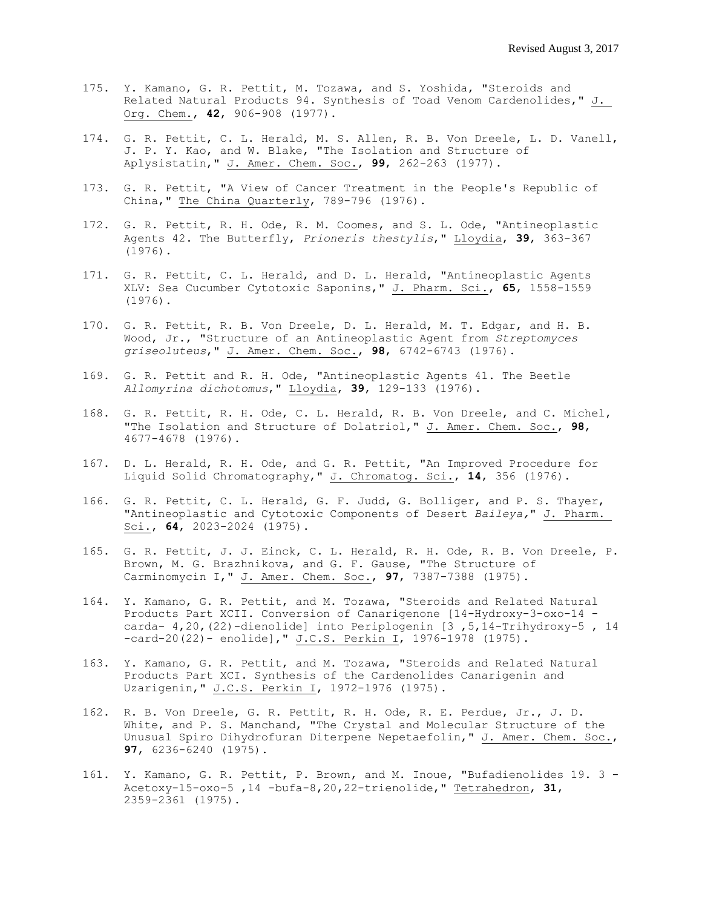175. Y. Kamano, G. R. Pettit, M. Tozawa, and S. Yoshida, "Steroids and Related Natural Products 94. Synthesis of Toad Venom Cardenolides," J. Org. Chem., **42**, 906-908 (1977).

174. G. R. Pettit, C. L. Herald, M. S. Allen, R. B. Von Dreele, L. D. Vanell, J. P. Y. Kao, and W. Blake, "The Isolation and Structure of Aplysistatin," J. Amer. Chem. Soc., **99**, 262-263 (1977).

173. G. R. Pettit, "A View of Cancer Treatment in the People's Republic of China," The China Quarterly, 789-796 (1976).

172. G. R. Pettit, R. H. Ode, R. M. Coomes, and S. L. Ode, "Antineoplastic Agents 42. The Butterfly, *Prioneris thestylis*," Lloydia, **39**, 363-367 (1976).

171. G. R. Pettit, C. L. Herald, and D. L. Herald, "Antineoplastic Agents XLV: Sea Cucumber Cytotoxic Saponins," J. Pharm. Sci., **65**, 1558-1559 (1976).

170. G. R. Pettit, R. B. Von Dreele, D. L. Herald, M. T. Edgar, and H. B. Wood, Jr., "Structure of an Antineoplastic Agent from *Streptomyces griseoluteus*," J. Amer. Chem. Soc., **98**, 6742-6743 (1976).

169. G. R. Pettit and R. H. Ode, "Antineoplastic Agents 41. The Beetle *Allomyrina dichotomus*," Lloydia, **39**, 129-133 (1976).

168. G. R. Pettit, R. H. Ode, C. L. Herald, R. B. Von Dreele, and C. Michel, "The Isolation and Structure of Dolatriol," J. Amer. Chem. Soc., **98**, 4677-4678 (1976).

167. D. L. Herald, R. H. Ode, and G. R. Pettit, "An Improved Procedure for Liquid Solid Chromatography," J. Chromatog. Sci., **14**, 356 (1976).

166. G. R. Pettit, C. L. Herald, G. F. Judd, G. Bolliger, and P. S. Thayer, "Antineoplastic and Cytotoxic Components of Desert *Baileya*," J. Pharm. Sci., **64**, 2023-2024 (1975).

165. G. R. Pettit, J. J. Einck, C. L. Herald, R. H. Ode, R. B. Von Dreele, P. Brown, M. G. Brazhnikova, and G. F. Gause, "The Structure of Carminomycin I," J. Amer. Chem. Soc., **97**, 7387-7388 (1975).

164. Y. Kamano, G. R. Pettit, and M. Tozawa, "Steroids and Related Natural Products Part XCII. Conversion of Canarigenone [14-Hydroxy-3-oxo-14 -carda- 4,20,(22)-dienolide] into Periplogenin [3 ,5,14-Trihydroxy-5 , 14 -card-20(22)- enolide]," J.C.S. Perkin I, 1976-1978 (1975).

163. Y. Kamano, G. R. Pettit, and M. Tozawa, "Steroids and Related Natural Products Part XCI. Synthesis of the Cardenolides Canarigenin and Uzarigenin," J.C.S. Perkin I, 1972-1976 (1975).

162. R. B. Von Dreele, G. R. Pettit, R. H. Ode, R. E. Perdue, Jr., J. D. White, and P. S. Manchand, "The Crystal and Molecular Structure of the Unusual Spiro Dihydrofuran Diterpene Nepetaefolin," J. Amer. Chem. Soc., **97**, 6236-6240 (1975).

161. Y. Kamano, G. R. Pettit, P. Brown, and M. Inoue, "Bufadienolides 19. 3 -Acetoxy-15-oxo-5 ,14 -bufa-8,20,22-trienolide," Tetrahedron, **31**, 2359-2361 (1975).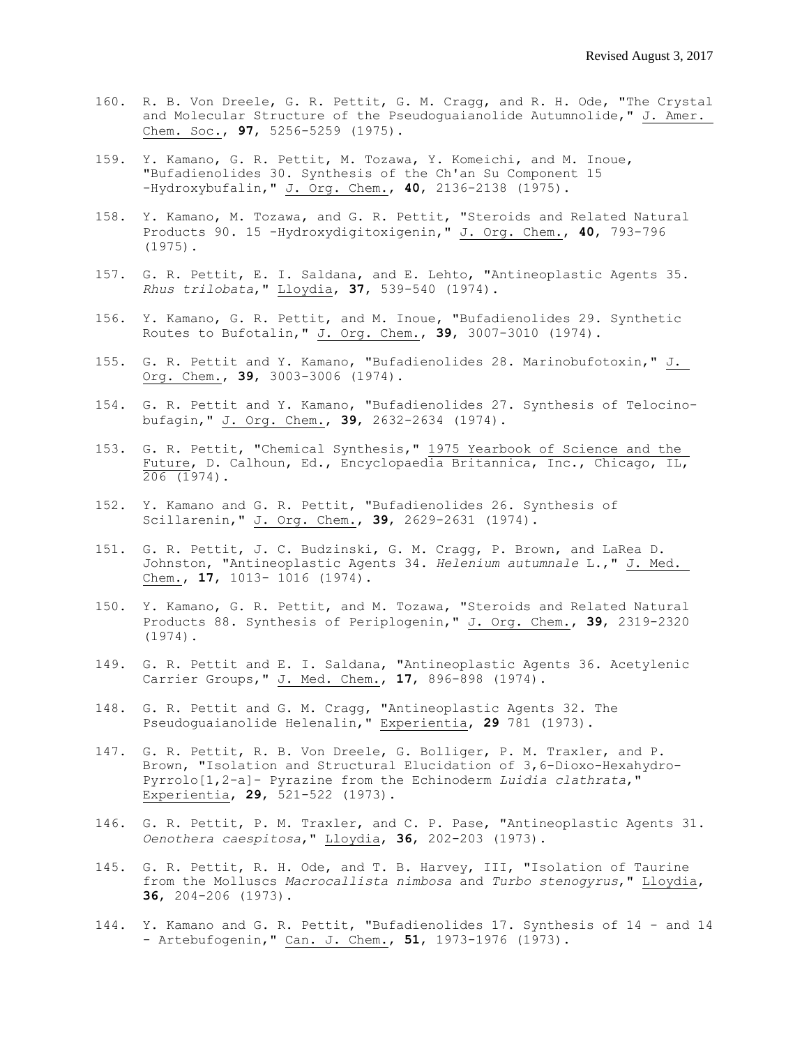160. R. B. Von Dreele, G. R. Pettit, G. M. Cragg, and R. H. Ode, "The Crystal and Molecular Structure of the Pseudoguaianolide Autumnolide," J. Amer. Chem. Soc., **97**, 5256-5259 (1975).

159. Y. Kamano, G. R. Pettit, M. Tozawa, Y. Komeichi, and M. Inoue, "Bufadienolides 30. Synthesis of the Ch'an Su Component 15 -Hydroxybufalin," J. Org. Chem., **40**, 2136-2138 (1975).

158. Y. Kamano, M. Tozawa, and G. R. Pettit, "Steroids and Related Natural Products 90. 15 -Hydroxydigitoxigenin," J. Org. Chem., **40**, 793-796 (1975).

157. G. R. Pettit, E. I. Saldana, and E. Lehto, "Antineoplastic Agents 35. *Rhus trilobata*," Lloydia, **37**, 539-540 (1974).

156. Y. Kamano, G. R. Pettit, and M. Inoue, "Bufadienolides 29. Synthetic Routes to Bufotalin," J. Org. Chem., **39**, 3007-3010 (1974).

155. G. R. Pettit and Y. Kamano, "Bufadienolides 28. Marinobufotoxin," J. Org. Chem., **39**, 3003-3006 (1974).

154. G. R. Pettit and Y. Kamano, "Bufadienolides 27. Synthesis of Telocino-bufagin," J. Org. Chem., **39**, 2632-2634 (1974).

153. G. R. Pettit, "Chemical Synthesis," 1975 Yearbook of Science and the Future, D. Calhoun, Ed., Encyclopaedia Britannica, Inc., Chicago, IL, 206 (1974).

152. Y. Kamano and G. R. Pettit, "Bufadienolides 26. Synthesis of Scillarenin," J. Org. Chem., **39**, 2629-2631 (1974).

151. G. R. Pettit, J. C. Budzinski, G. M. Cragg, P. Brown, and LaRea D. Johnston, "Antineoplastic Agents 34. *Helenium autumnale* L.," J. Med. Chem., **17**, 1013- 1016 (1974).

150. Y. Kamano, G. R. Pettit, and M. Tozawa, "Steroids and Related Natural Products 88. Synthesis of Periplogenin," J. Org. Chem., **39**, 2319-2320 (1974).

149. G. R. Pettit and E. I. Saldana, "Antineoplastic Agents 36. Acetylenic Carrier Groups," J. Med. Chem., **17**, 896-898 (1974).

148. G. R. Pettit and G. M. Cragg, "Antineoplastic Agents 32. The Pseudoguaianolide Helenalin," Experientia, **29** 781 (1973).

147. G. R. Pettit, R. B. Von Dreele, G. Bolliger, P. M. Traxler, and P. Brown, "Isolation and Structural Elucidation of 3,6-Dioxo-Hexahydro-Pyrrolo[1,2-a]- Pyrazine from the Echinoderm *Luidia clathrata*," Experientia, **29**, 521-522 (1973).

146. G. R. Pettit, P. M. Traxler, and C. P. Pase, "Antineoplastic Agents 31. *Oenothera caespitosa*," Lloydia, **36**, 202-203 (1973).

145. G. R. Pettit, R. H. Ode, and T. B. Harvey, III, "Isolation of Taurine from the Molluscs *Macrocallista nimbosa* and *Turbo stenogyrus*," Lloydia, **36**, 204-206 (1973).

144. Y. Kamano and G. R. Pettit, "Bufadienolides 17. Synthesis of 14 - and 14 - Artebufogenin," Can. J. Chem., **51**, 1973-1976 (1973).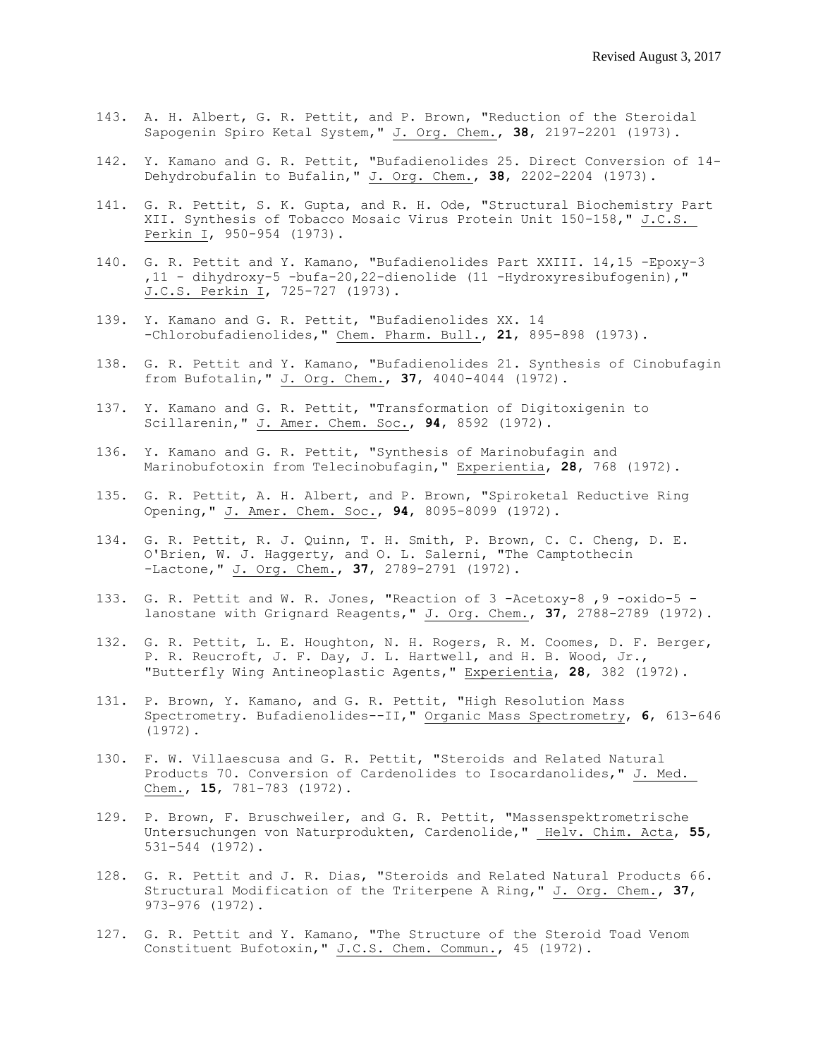Revised August 3, 2017

143. A. H. Albert, G. R. Pettit, and P. Brown, "Reduction of the Steroidal Sapogenin Spiro Ketal System," J. Org. Chem., **38**, 2197-2201 (1973).

142. Y. Kamano and G. R. Pettit, "Bufadienolides 25. Direct Conversion of 14-Dehydrobufalin to Bufalin," J. Org. Chem., **38**, 2202-2204 (1973).

141. G. R. Pettit, S. K. Gupta, and R. H. Ode, "Structural Biochemistry Part XII. Synthesis of Tobacco Mosaic Virus Protein Unit 150-158," J.C.S. Perkin I, 950-954 (1973).

140. G. R. Pettit and Y. Kamano, "Bufadienolides Part XXIII. 14,15 -Epoxy-3 ,11 - dihydroxy-5 -bufa-20,22-dienolide (11 -Hydroxyresibufogenin)," J.C.S. Perkin I, 725-727 (1973).

139. Y. Kamano and G. R. Pettit, "Bufadienolides XX. 14 -Chlorobufadienolides," Chem. Pharm. Bull., **21**, 895-898 (1973).

138. G. R. Pettit and Y. Kamano, "Bufadienolides 21. Synthesis of Cinobufagin from Bufotalin," J. Org. Chem., **37**, 4040-4044 (1972).

137. Y. Kamano and G. R. Pettit, "Transformation of Digitoxigenin to Scillarenin," J. Amer. Chem. Soc., **94**, 8592 (1972).

136. Y. Kamano and G. R. Pettit, "Synthesis of Marinobufagin and Marinobufotoxin from Telecinobufagin," Experientia, **28**, 768 (1972).

135. G. R. Pettit, A. H. Albert, and P. Brown, "Spiroketal Reductive Ring Opening," J. Amer. Chem. Soc., **94**, 8095-8099 (1972).

134. G. R. Pettit, R. J. Quinn, T. H. Smith, P. Brown, C. C. Cheng, D. E. O'Brien, W. J. Haggerty, and O. L. Salerni, "The Camptothecin -Lactone," J. Org. Chem., **37**, 2789-2791 (1972).

133. G. R. Pettit and W. R. Jones, "Reaction of 3 -Acetoxy-8 ,9 -oxido-5 -lanostane with Grignard Reagents," J. Org. Chem., **37**, 2788-2789 (1972).

132. G. R. Pettit, L. E. Houghton, N. H. Rogers, R. M. Coomes, D. F. Berger, P. R. Reucroft, J. F. Day, J. L. Hartwell, and H. B. Wood, Jr., "Butterfly Wing Antineoplastic Agents," Experientia, **28**, 382 (1972).

131. P. Brown, Y. Kamano, and G. R. Pettit, "High Resolution Mass Spectrometry. Bufadienolides--II," Organic Mass Spectrometry, **6**, 613-646 (1972).

130. F. W. Villaescusa and G. R. Pettit, "Steroids and Related Natural Products 70. Conversion of Cardenolides to Isocardanolides," J. Med. Chem., **15**, 781-783 (1972).

129. P. Brown, F. Bruschweiler, and G. R. Pettit, "Massenspektrometrische Untersuchungen von Naturprodukten, Cardenolide," Helv. Chim. Acta, **55**, 531-544 (1972).

128. G. R. Pettit and J. R. Dias, "Steroids and Related Natural Products 66. Structural Modification of the Triterpene A Ring," J. Org. Chem., **37**, 973-976 (1972).

127. G. R. Pettit and Y. Kamano, "The Structure of the Steroid Toad Venom Constituent Bufotoxin," J.C.S. Chem. Commun., 45 (1972).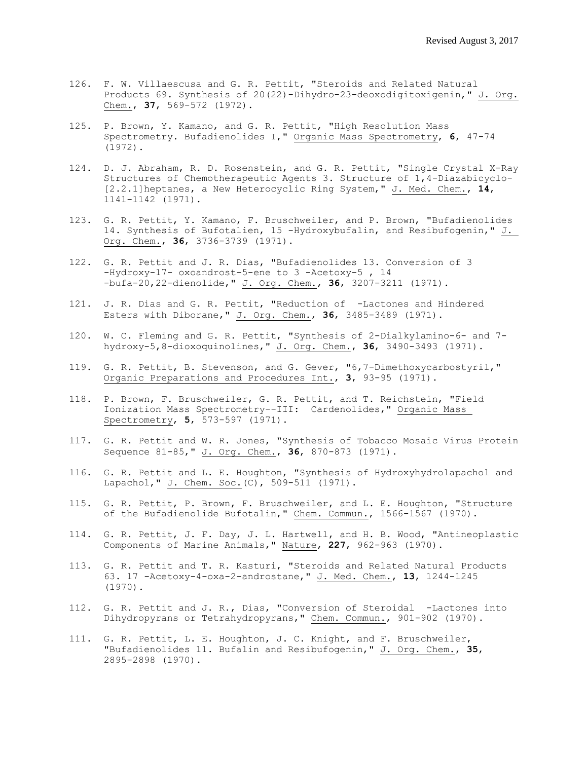126. F. W. Villaescusa and G. R. Pettit, "Steroids and Related Natural Products 69. Synthesis of 20(22)-Dihydro-23-deoxodigitoxigenin," J. Org. Chem., **37**, 569-572 (1972).

125. P. Brown, Y. Kamano, and G. R. Pettit, "High Resolution Mass Spectrometry. Bufadienolides I," Organic Mass Spectrometry, **6**, 47-74 (1972).

124. D. J. Abraham, R. D. Rosenstein, and G. R. Pettit, "Single Crystal X-Ray Structures of Chemotherapeutic Agents 3. Structure of 1,4-Diazabicyclo-[2.2.1]heptanes, a New Heterocyclic Ring System," J. Med. Chem., **14**, 1141-1142 (1971).

123. G. R. Pettit, Y. Kamano, F. Bruschweiler, and P. Brown, "Bufadienolides 14. Synthesis of Bufotalien, 15 -Hydroxybufalin, and Resibufogenin," J. Org. Chem., **36**, 3736-3739 (1971).

122. G. R. Pettit and J. R. Dias, "Bufadienolides 13. Conversion of 3 -Hydroxy-17- oxoandrost-5-ene to 3 -Acetoxy-5 , 14 -bufa-20,22-dienolide," J. Org. Chem., **36**, 3207-3211 (1971).

121. J. R. Dias and G. R. Pettit, "Reduction of -Lactones and Hindered Esters with Diborane," J. Org. Chem., **36**, 3485-3489 (1971).

120. W. C. Fleming and G. R. Pettit, "Synthesis of 2-Dialkylamino-6- and 7-hydroxy-5,8-dioxoquinolines," J. Org. Chem., **36**, 3490-3493 (1971).

119. G. R. Pettit, B. Stevenson, and G. Gever, "6,7-Dimethoxycarbostyril," Organic Preparations and Procedures Int., **3**, 93-95 (1971).

118. P. Brown, F. Bruschweiler, G. R. Pettit, and T. Reichstein, "Field Ionization Mass Spectrometry--III: Cardenolides," Organic Mass Spectrometry, **5**, 573-597 (1971).

117. G. R. Pettit and W. R. Jones, "Synthesis of Tobacco Mosaic Virus Protein Sequence 81-85," J. Org. Chem., **36**, 870-873 (1971).

116. G. R. Pettit and L. E. Houghton, "Synthesis of Hydroxyhydrolapachol and Lapachol," J. Chem. Soc.(C), 509-511 (1971).

115. G. R. Pettit, P. Brown, F. Bruschweiler, and L. E. Houghton, "Structure of the Bufadienolide Bufotalin," Chem. Commun., 1566-1567 (1970).

114. G. R. Pettit, J. F. Day, J. L. Hartwell, and H. B. Wood, "Antineoplastic Components of Marine Animals," Nature, **227**, 962-963 (1970).

113. G. R. Pettit and T. R. Kasturi, "Steroids and Related Natural Products 63. 17 -Acetoxy-4-oxa-2-androstane," J. Med. Chem., **13**, 1244-1245 (1970).

112. G. R. Pettit and J. R., Dias, "Conversion of Steroidal -Lactones into Dihydropyrans or Tetrahydropyrans," Chem. Commun., 901-902 (1970).

111. G. R. Pettit, L. E. Houghton, J. C. Knight, and F. Bruschweiler, "Bufadienolides 11. Bufalin and Resibufogenin," J. Org. Chem., **35**, 2895-2898 (1970).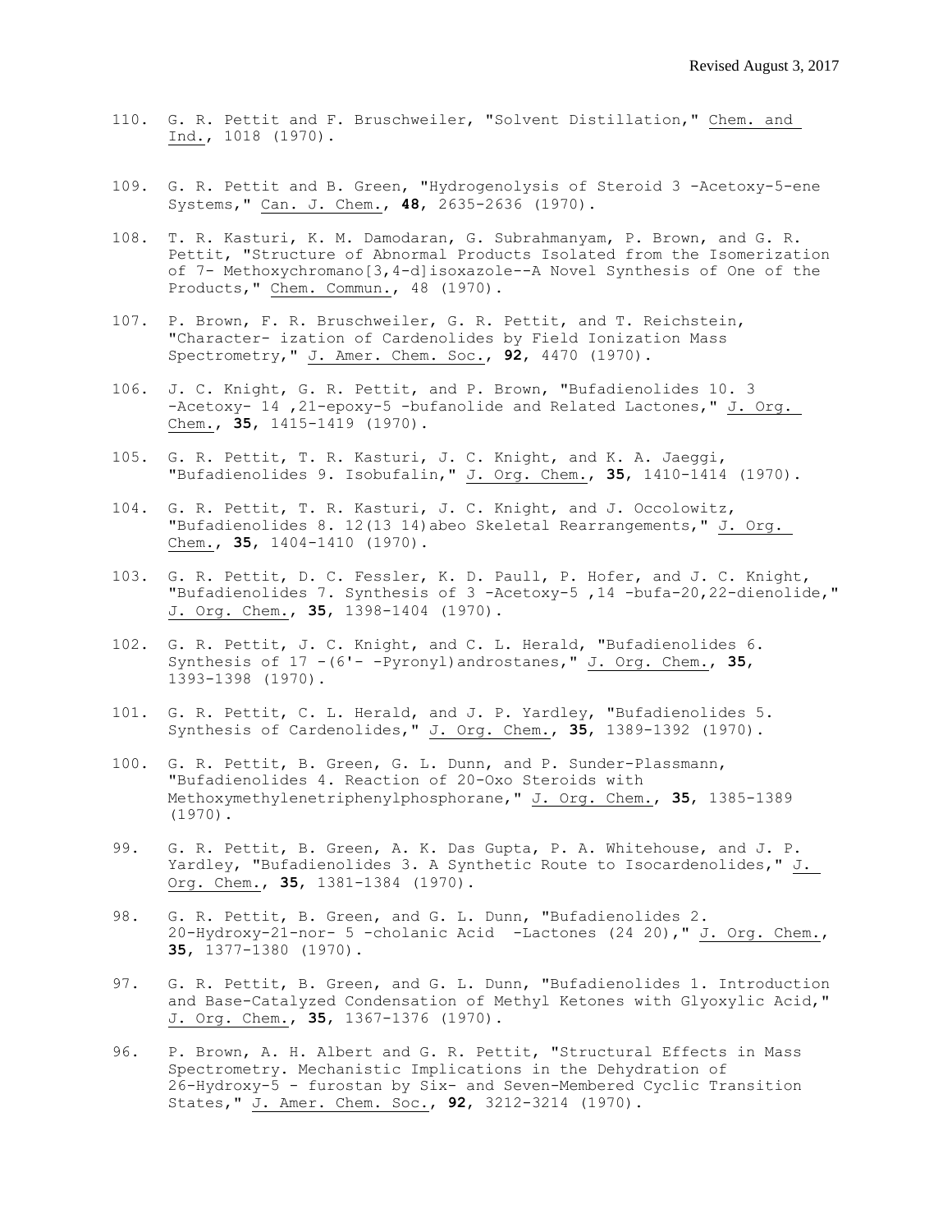110. G. R. Pettit and F. Bruschweiler, "Solvent Distillation," Chem. and Ind., 1018 (1970).

109. G. R. Pettit and B. Green, "Hydrogenolysis of Steroid 3 -Acetoxy-5-ene Systems," Can. J. Chem., **48**, 2635-2636 (1970).

108. T. R. Kasturi, K. M. Damodaran, G. Subrahmanyam, P. Brown, and G. R. Pettit, "Structure of Abnormal Products Isolated from the Isomerization of 7- Methoxychromano[3,4-d]isoxazole--A Novel Synthesis of One of the Products," Chem. Commun., 48 (1970).

107. P. Brown, F. R. Bruschweiler, G. R. Pettit, and T. Reichstein, "Character- ization of Cardenolides by Field Ionization Mass Spectrometry," J. Amer. Chem. Soc., **92**, 4470 (1970).

106. J. C. Knight, G. R. Pettit, and P. Brown, "Bufadienolides 10. 3 -Acetoxy- 14 ,21-epoxy-5 -bufanolide and Related Lactones," J. Org. Chem., **35**, 1415-1419 (1970).

105. G. R. Pettit, T. R. Kasturi, J. C. Knight, and K. A. Jaeggi, "Bufadienolides 9. Isobufalin," J. Org. Chem., **35**, 1410-1414 (1970).

104. G. R. Pettit, T. R. Kasturi, J. C. Knight, and J. Occolowitz, "Bufadienolides 8. 12(13 14)abeo Skeletal Rearrangements," J. Org. Chem., **35**, 1404-1410 (1970).

103. G. R. Pettit, D. C. Fessler, K. D. Paull, P. Hofer, and J. C. Knight, "Bufadienolides 7. Synthesis of 3 -Acetoxy-5 ,14 -bufa-20,22-dienolide," J. Org. Chem., **35**, 1398-1404 (1970).

102. G. R. Pettit, J. C. Knight, and C. L. Herald, "Bufadienolides 6. Synthesis of 17 -(6'- -Pyronyl)androstanes," J. Org. Chem., **35**, 1393-1398 (1970).

101. G. R. Pettit, C. L. Herald, and J. P. Yardley, "Bufadienolides 5. Synthesis of Cardenolides," J. Org. Chem., **35**, 1389-1392 (1970).

100. G. R. Pettit, B. Green, G. L. Dunn, and P. Sunder-Plassmann, "Bufadienolides 4. Reaction of 20-Oxo Steroids with Methoxymethylenetriphenylphosphorane," J. Org. Chem., **35**, 1385-1389 (1970).

99. G. R. Pettit, B. Green, A. K. Das Gupta, P. A. Whitehouse, and J. P. Yardley, "Bufadienolides 3. A Synthetic Route to Isocardenolides," J. Org. Chem., **35**, 1381-1384 (1970).

98. G. R. Pettit, B. Green, and G. L. Dunn, "Bufadienolides 2. 20-Hydroxy-21-nor- 5 -cholanic Acid -Lactones (24 20)," J. Org. Chem., **35**, 1377-1380 (1970).

97. G. R. Pettit, B. Green, and G. L. Dunn, "Bufadienolides 1. Introduction and Base-Catalyzed Condensation of Methyl Ketones with Glyoxylic Acid," J. Org. Chem., **35**, 1367-1376 (1970).

96. P. Brown, A. H. Albert and G. R. Pettit, "Structural Effects in Mass Spectrometry. Mechanistic Implications in the Dehydration of 26-Hydroxy-5 - furostan by Six- and Seven-Membered Cyclic Transition States," J. Amer. Chem. Soc., **92**, 3212-3214 (1970).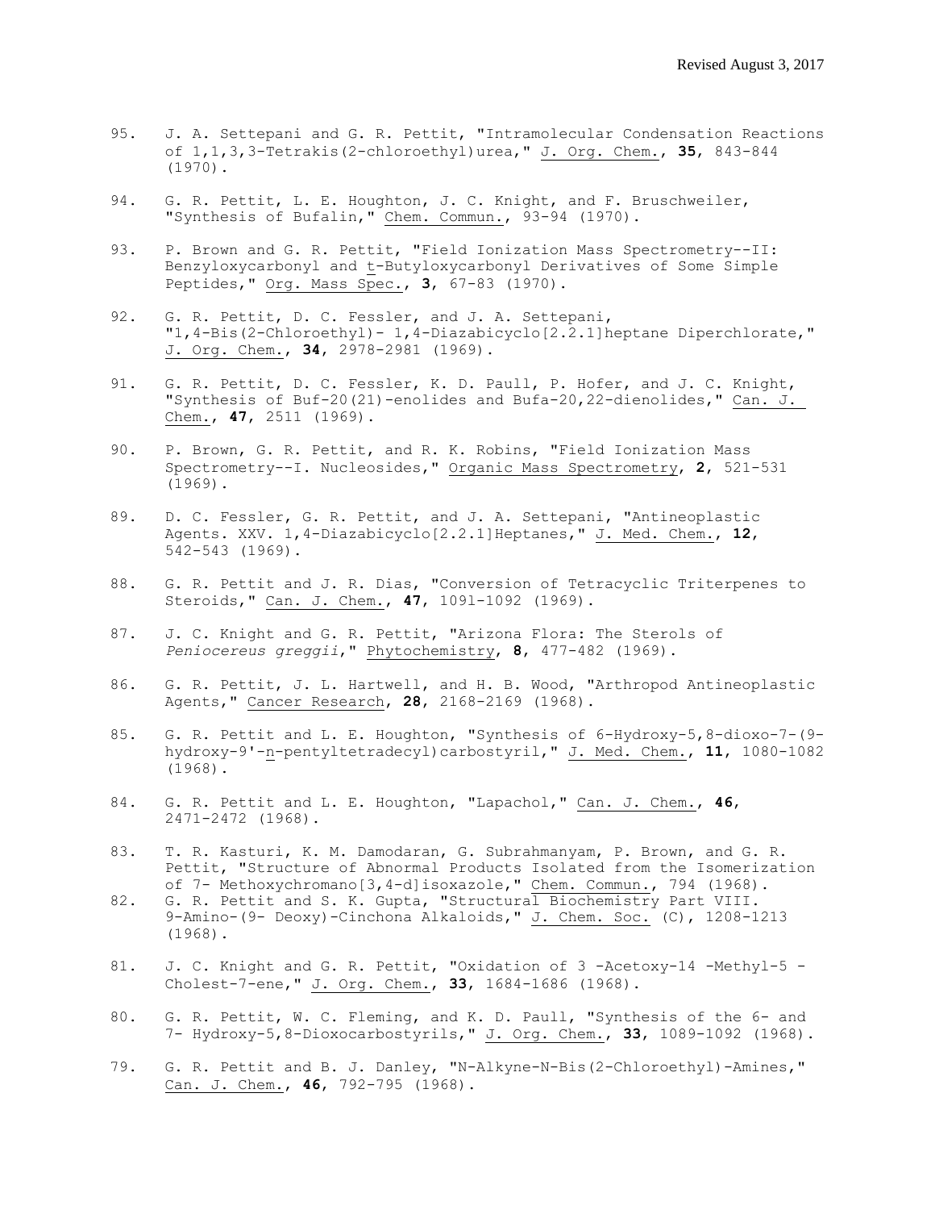95. J. A. Settepani and G. R. Pettit, "Intramolecular Condensation Reactions of 1,1,3,3-Tetrakis(2-chloroethyl)urea," J. Org. Chem., **35**, 843-844 (1970).

94. G. R. Pettit, L. E. Houghton, J. C. Knight, and F. Bruschweiler, "Synthesis of Bufalin," Chem. Commun., 93-94 (1970).

93. P. Brown and G. R. Pettit, "Field Ionization Mass Spectrometry--II: Benzyloxycarbonyl and t-Butyloxycarbonyl Derivatives of Some Simple Peptides," Org. Mass Spec., **3**, 67-83 (1970).

92. G. R. Pettit, D. C. Fessler, and J. A. Settepani, "1,4-Bis(2-Chloroethyl)- 1,4-Diazabicyclo[2.2.1]heptane Diperchlorate," J. Org. Chem., **34**, 2978-2981 (1969).

91. G. R. Pettit, D. C. Fessler, K. D. Paull, P. Hofer, and J. C. Knight, "Synthesis of Buf-20(21)-enolides and Bufa-20,22-dienolides," Can. J. Chem., **47**, 2511 (1969).

90. P. Brown, G. R. Pettit, and R. K. Robins, "Field Ionization Mass Spectrometry--I. Nucleosides," Organic Mass Spectrometry, **2**, 521-531 (1969).

89. D. C. Fessler, G. R. Pettit, and J. A. Settepani, "Antineoplastic Agents. XXV. 1,4-Diazabicyclo[2.2.1]Heptanes," J. Med. Chem., **12**, 542-543 (1969).

88. G. R. Pettit and J. R. Dias, "Conversion of Tetracyclic Triterpenes to Steroids," Can. J. Chem., **47**, 1091-1092 (1969).

87. J. C. Knight and G. R. Pettit, "Arizona Flora: The Sterols of *Peniocereus greggii*," Phytochemistry, **8**, 477-482 (1969).

86. G. R. Pettit, J. L. Hartwell, and H. B. Wood, "Arthropod Antineoplastic Agents," Cancer Research, **28**, 2168-2169 (1968).

85. G. R. Pettit and L. E. Houghton, "Synthesis of 6-Hydroxy-5,8-dioxo-7-(9-hydroxy-9'-n-pentyltetradecyl)carbostyril," J. Med. Chem., **11**, 1080-1082 (1968).

84. G. R. Pettit and L. E. Houghton, "Lapachol," Can. J. Chem., **46**, 2471-2472 (1968).

83. T. R. Kasturi, K. M. Damodaran, G. Subrahmanyam, P. Brown, and G. R. Pettit, "Structure of Abnormal Products Isolated from the Isomerization of 7- Methoxychromano[3,4-d]isoxazole," Chem. Commun., 794 (1968).

82. G. R. Pettit and S. K. Gupta, "Structural Biochemistry Part VIII. 9-Amino-(9- Deoxy)-Cinchona Alkaloids," J. Chem. Soc. (C), 1208-1213 (1968).

81. J. C. Knight and G. R. Pettit, "Oxidation of 3 -Acetoxy-14 -Methyl-5 - Cholest-7-ene," J. Org. Chem., **33**, 1684-1686 (1968).

80. G. R. Pettit, W. C. Fleming, and K. D. Paull, "Synthesis of the 6- and 7- Hydroxy-5,8-Dioxocarbostyrils," J. Org. Chem., **33**, 1089-1092 (1968).

79. G. R. Pettit and B. J. Danley, "N-Alkyne-N-Bis(2-Chloroethyl)-Amines," Can. J. Chem., **46**, 792-795 (1968).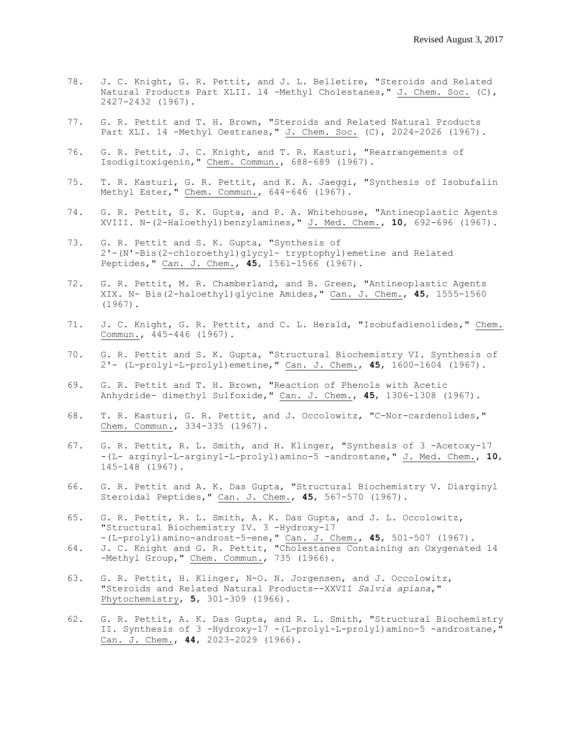78. J. C. Knight, G. R. Pettit, and J. L. Belletire, "Steroids and Related Natural Products Part XLII. 14 -Methyl Cholestanes," <u>J. Chem. Soc.</u> (C), 2427-2432 (1967).

77. G. R. Pettit and T. H. Brown, "Steroids and Related Natural Products Part XLI. 14 -Methyl Oestranes," <u>J. Chem. Soc.</u> (C), 2024-2026 (1967).

76. G. R. Pettit, J. C. Knight, and T. R. Kasturi, "Rearrangements of Isodigitoxigenin," <u>Chem. Commun.</u>, 688-689 (1967).

75. T. R. Kasturi, G. R. Pettit, and K. A. Jaeggi, "Synthesis of Isobufalin Methyl Ester," <u>Chem. Commun.</u>, 644-646 (1967).

74. G. R. Pettit, S. K. Gupta, and P. A. Whitehouse, "Antineoplastic Agents XVIII. N-(2-Haloethyl)benzylamines," <u>J. Med. Chem.</u>, **10**, 692-696 (1967).

73. G. R. Pettit and S. K. Gupta, "Synthesis of 2'-(N'-Bis(2-chloroethyl)glycyl- tryptophyl)emetine and Related Peptides," <u>Can. J. Chem.</u>, **45**, 1561-1566 (1967).

72. G. R. Pettit, M. R. Chamberland, and B. Green, "Antineoplastic Agents XIX. N- Bis(2-haloethyl)glycine Amides," <u>Can. J. Chem.</u>, **45**, 1555-1560 (1967).

71. J. C. Knight, G. R. Pettit, and C. L. Herald, "Isobufadienolides," <u>Chem. Commun.</u>, 445-446 (1967).

70. G. R. Pettit and S. K. Gupta, "Structural Biochemistry VI. Synthesis of 2'- (L-prolyl-L-prolyl)emetine," <u>Can. J. Chem.</u>, **45**, 1600-1604 (1967).

69. G. R. Pettit and T. H. Brown, "Reaction of Phenols with Acetic Anhydride- dimethyl Sulfoxide," <u>Can. J. Chem.</u>, **45**, 1306-1308 (1967).

68. T. R. Kasturi, G. R. Pettit, and J. Occolowitz, "C-Nor-cardenolides," <u>Chem. Commun.</u>, 334-335 (1967).

67. G. R. Pettit, R. L. Smith, and H. Klinger, "Synthesis of 3 -Acetoxy-17 -(L- arginyl-L-arginyl-L-prolyl)amino-5 -androstane," <u>J. Med. Chem.</u>, **10**, 145-148 (1967).

66. G. R. Pettit and A. K. Das Gupta, "Structural Biochemistry V. Diarginyl Steroidal Peptides," <u>Can. J. Chem.</u>, **45**, 567-570 (1967).

65. G. R. Pettit, R. L. Smith, A. K. Das Gupta, and J. L. Occolowitz, "Structural Biochemistry IV. 3 -Hydroxy-17 -(L-prolyl)amino-androst-5-ene," <u>Can. J. Chem.</u>, **45**, 501-507 (1967).

64. J. C. Knight and G. R. Pettit, "Cholestanes Containing an Oxygenated 14 -Methyl Group," <u>Chem. Commun.</u>, 735 (1966).

63. G. R. Pettit, H. Klinger, N-O. N. Jorgensen, and J. Occolowitz, "Steroids and Related Natural Products--XXVII *Salvia apiana*," <u>Phytochemistry</u>, **5**, 301-309 (1966).

62. G. R. Pettit, A. K. Das Gupta, and R. L. Smith, "Structural Biochemistry II. Synthesis of 3 -Hydroxy-17 -(L-prolyl-L-prolyl)amino-5 -androstane," <u>Can. J. Chem.</u>, **44**, 2023-2029 (1966).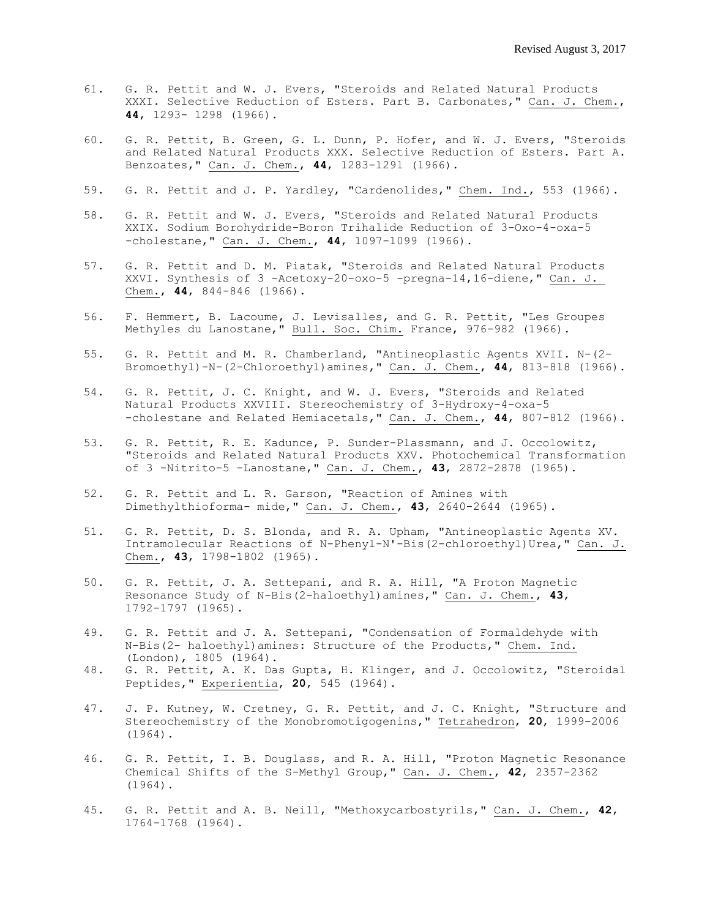61. G. R. Pettit and W. J. Evers, "Steroids and Related Natural Products XXXI. Selective Reduction of Esters. Part B. Carbonates," Can. J. Chem., **44**, 1293- 1298 (1966).

60. G. R. Pettit, B. Green, G. L. Dunn, P. Hofer, and W. J. Evers, "Steroids and Related Natural Products XXX. Selective Reduction of Esters. Part A. Benzoates," Can. J. Chem., **44**, 1283-1291 (1966).

59. G. R. Pettit and J. P. Yardley, "Cardenolides," Chem. Ind., 553 (1966).

58. G. R. Pettit and W. J. Evers, "Steroids and Related Natural Products XXIX. Sodium Borohydride-Boron Trihalide Reduction of 3-Oxo-4-oxa-5 -cholestane," Can. J. Chem., **44**, 1097-1099 (1966).

57. G. R. Pettit and D. M. Piatak, "Steroids and Related Natural Products XXVI. Synthesis of 3 -Acetoxy-20-oxo-5 -pregna-14,16-diene," Can. J. Chem., **44**, 844-846 (1966).

56. F. Hemmert, B. Lacoume, J. Levisalles, and G. R. Pettit, "Les Groupes Methyles du Lanostane," Bull. Soc. Chim. France, 976-982 (1966).

55. G. R. Pettit and M. R. Chamberland, "Antineoplastic Agents XVII. N-(2-Bromoethyl)-N-(2-Chloroethyl)amines," Can. J. Chem., **44**, 813-818 (1966).

54. G. R. Pettit, J. C. Knight, and W. J. Evers, "Steroids and Related Natural Products XXVIII. Stereochemistry of 3-Hydroxy-4-oxa-5 -cholestane and Related Hemiacetals," Can. J. Chem., **44**, 807-812 (1966).

53. G. R. Pettit, R. E. Kadunce, P. Sunder-Plassmann, and J. Occolowitz, "Steroids and Related Natural Products XXV. Photochemical Transformation of 3 -Nitrito-5 -Lanostane," Can. J. Chem., **43**, 2872-2878 (1965).

52. G. R. Pettit and L. R. Garson, "Reaction of Amines with Dimethylthioforma- mide," Can. J. Chem., **43**, 2640-2644 (1965).

51. G. R. Pettit, D. S. Blonda, and R. A. Upham, "Antineoplastic Agents XV. Intramolecular Reactions of N-Phenyl-N'-Bis(2-chloroethyl)Urea," Can. J. Chem., **43**, 1798-1802 (1965).

50. G. R. Pettit, J. A. Settepani, and R. A. Hill, "A Proton Magnetic Resonance Study of N-Bis(2-haloethyl)amines," Can. J. Chem., **43**, 1792-1797 (1965).

49. G. R. Pettit and J. A. Settepani, "Condensation of Formaldehyde with N-Bis(2- haloethyl)amines: Structure of the Products," Chem. Ind. (London), 1805 (1964).

48. G. R. Pettit, A. K. Das Gupta, H. Klinger, and J. Occolowitz, "Steroidal Peptides," Experientia, **20**, 545 (1964).

47. J. P. Kutney, W. Cretney, G. R. Pettit, and J. C. Knight, "Structure and Stereochemistry of the Monobromotigogenins," Tetrahedron, **20**, 1999-2006 (1964).

46. G. R. Pettit, I. B. Douglass, and R. A. Hill, "Proton Magnetic Resonance Chemical Shifts of the S-Methyl Group," Can. J. Chem., **42**, 2357-2362 (1964).

45. G. R. Pettit and A. B. Neill, "Methoxycarbostyrils," Can. J. Chem., **42**, 1764-1768 (1964).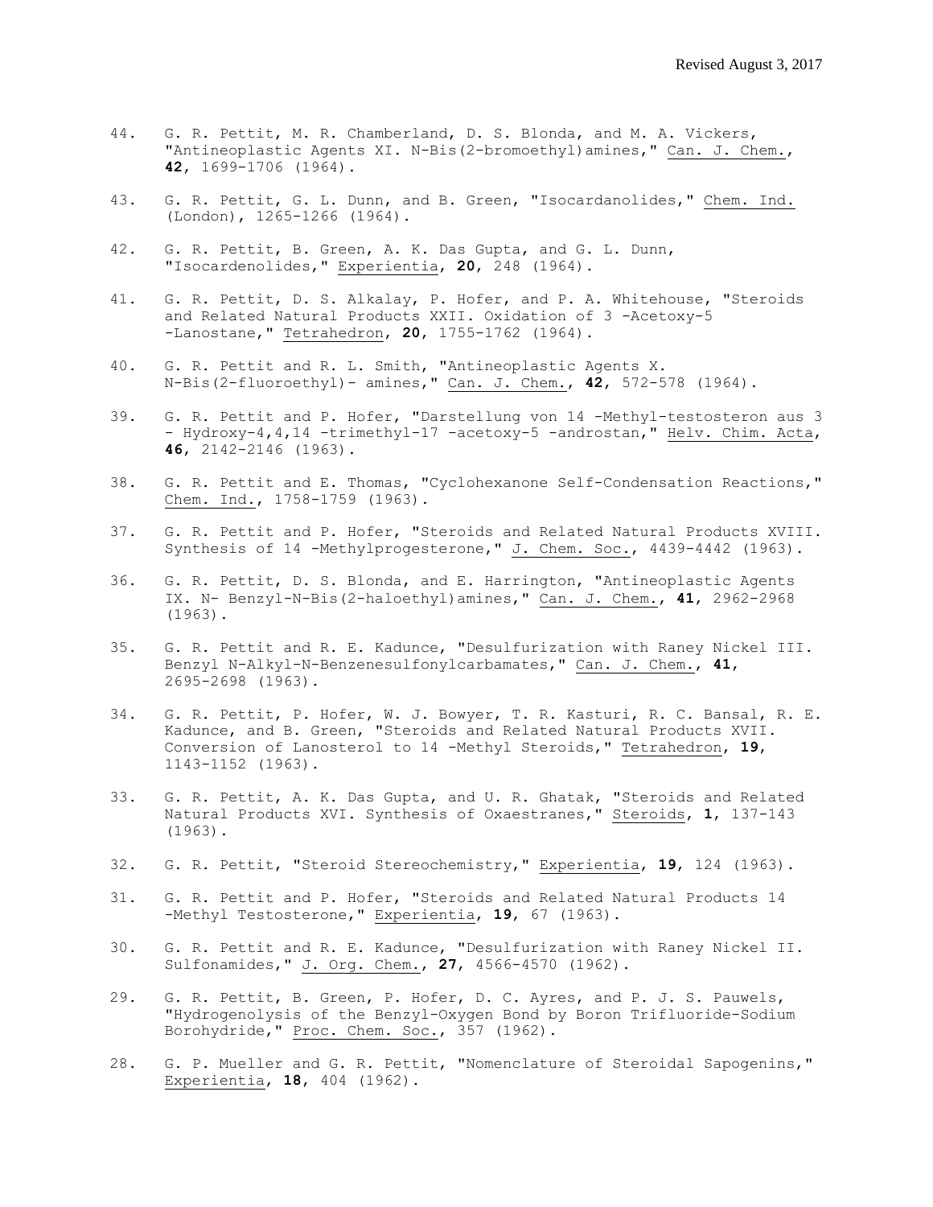44. G. R. Pettit, M. R. Chamberland, D. S. Blonda, and M. A. Vickers, "Antineoplastic Agents XI. N-Bis(2-bromoethyl)amines," Can. J. Chem., **42**, 1699-1706 (1964).

43. G. R. Pettit, G. L. Dunn, and B. Green, "Isocardanolides," Chem. Ind. (London), 1265-1266 (1964).

42. G. R. Pettit, B. Green, A. K. Das Gupta, and G. L. Dunn, "Isocardenolides," Experientia, **20**, 248 (1964).

41. G. R. Pettit, D. S. Alkalay, P. Hofer, and P. A. Whitehouse, "Steroids and Related Natural Products XXII. Oxidation of 3 -Acetoxy-5 -Lanostane," Tetrahedron, **20**, 1755-1762 (1964).

40. G. R. Pettit and R. L. Smith, "Antineoplastic Agents X. N-Bis(2-fluoroethyl)- amines," Can. J. Chem., **42**, 572-578 (1964).

39. G. R. Pettit and P. Hofer, "Darstellung von 14 -Methyl-testosteron aus 3 - Hydroxy-4,4,14 -trimethyl-17 -acetoxy-5 -androstan," Helv. Chim. Acta, **46**, 2142-2146 (1963).

38. G. R. Pettit and E. Thomas, "Cyclohexanone Self-Condensation Reactions," Chem. Ind., 1758-1759 (1963).

37. G. R. Pettit and P. Hofer, "Steroids and Related Natural Products XVIII. Synthesis of 14 -Methylprogesterone," J. Chem. Soc., 4439-4442 (1963).

36. G. R. Pettit, D. S. Blonda, and E. Harrington, "Antineoplastic Agents IX. N- Benzyl-N-Bis(2-haloethyl)amines," Can. J. Chem., **41**, 2962-2968 (1963).

35. G. R. Pettit and R. E. Kadunce, "Desulfurization with Raney Nickel III. Benzyl N-Alkyl-N-Benzenesulfonylcarbamates," Can. J. Chem., **41**, 2695-2698 (1963).

34. G. R. Pettit, P. Hofer, W. J. Bowyer, T. R. Kasturi, R. C. Bansal, R. E. Kadunce, and B. Green, "Steroids and Related Natural Products XVII. Conversion of Lanosterol to 14 -Methyl Steroids," Tetrahedron, **19**, 1143-1152 (1963).

33. G. R. Pettit, A. K. Das Gupta, and U. R. Ghatak, "Steroids and Related Natural Products XVI. Synthesis of Oxaestranes," Steroids, **1**, 137-143 (1963).

32. G. R. Pettit, "Steroid Stereochemistry," Experientia, **19**, 124 (1963).

31. G. R. Pettit and P. Hofer, "Steroids and Related Natural Products 14 -Methyl Testosterone," Experientia, **19**, 67 (1963).

30. G. R. Pettit and R. E. Kadunce, "Desulfurization with Raney Nickel II. Sulfonamides," J. Org. Chem., **27**, 4566-4570 (1962).

29. G. R. Pettit, B. Green, P. Hofer, D. C. Ayres, and P. J. S. Pauwels, "Hydrogenolysis of the Benzyl-Oxygen Bond by Boron Trifluoride-Sodium Borohydride," Proc. Chem. Soc., 357 (1962).

28. G. P. Mueller and G. R. Pettit, "Nomenclature of Steroidal Sapogenins," Experientia, **18**, 404 (1962).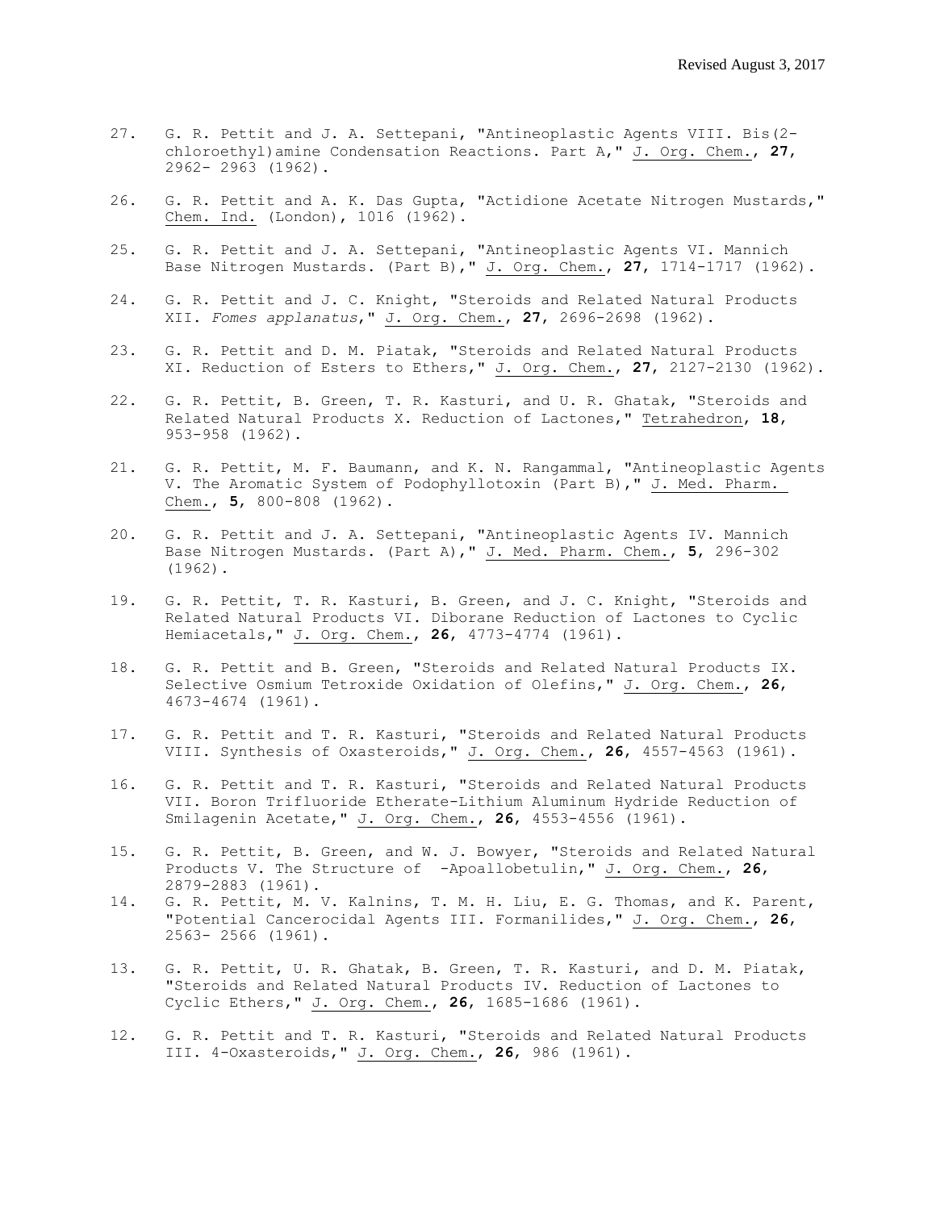27. G. R. Pettit and J. A. Settepani, "Antineoplastic Agents VIII. Bis(2-chloroethyl)amine Condensation Reactions. Part A," J. Org. Chem., **27**, 2962- 2963 (1962).

26. G. R. Pettit and A. K. Das Gupta, "Actidione Acetate Nitrogen Mustards," Chem. Ind. (London), 1016 (1962).

25. G. R. Pettit and J. A. Settepani, "Antineoplastic Agents VI. Mannich Base Nitrogen Mustards. (Part B)," J. Org. Chem., **27**, 1714-1717 (1962).

24. G. R. Pettit and J. C. Knight, "Steroids and Related Natural Products XII. *Fomes applanatus*," J. Org. Chem., **27**, 2696-2698 (1962).

23. G. R. Pettit and D. M. Piatak, "Steroids and Related Natural Products XI. Reduction of Esters to Ethers," J. Org. Chem., **27**, 2127-2130 (1962).

22. G. R. Pettit, B. Green, T. R. Kasturi, and U. R. Ghatak, "Steroids and Related Natural Products X. Reduction of Lactones," Tetrahedron, **18**, 953-958 (1962).

21. G. R. Pettit, M. F. Baumann, and K. N. Rangammal, "Antineoplastic Agents V. The Aromatic System of Podophyllotoxin (Part B)," J. Med. Pharm. Chem., **5**, 800-808 (1962).

20. G. R. Pettit and J. A. Settepani, "Antineoplastic Agents IV. Mannich Base Nitrogen Mustards. (Part A)," J. Med. Pharm. Chem., **5**, 296-302 (1962).

19. G. R. Pettit, T. R. Kasturi, B. Green, and J. C. Knight, "Steroids and Related Natural Products VI. Diborane Reduction of Lactones to Cyclic Hemiacetals," J. Org. Chem., **26**, 4773-4774 (1961).

18. G. R. Pettit and B. Green, "Steroids and Related Natural Products IX. Selective Osmium Tetroxide Oxidation of Olefins," J. Org. Chem., **26**, 4673-4674 (1961).

17. G. R. Pettit and T. R. Kasturi, "Steroids and Related Natural Products VIII. Synthesis of Oxasteroids," J. Org. Chem., **26**, 4557-4563 (1961).

16. G. R. Pettit and T. R. Kasturi, "Steroids and Related Natural Products VII. Boron Trifluoride Etherate-Lithium Aluminum Hydride Reduction of Smilagenin Acetate," J. Org. Chem., **26**, 4553-4556 (1961).

15. G. R. Pettit, B. Green, and W. J. Bowyer, "Steroids and Related Natural Products V. The Structure of -Apoallobetulin," J. Org. Chem., **26**, 2879-2883 (1961).

14. G. R. Pettit, M. V. Kalnins, T. M. H. Liu, E. G. Thomas, and K. Parent, "Potential Cancerocidal Agents III. Formanilides," J. Org. Chem., **26**, 2563- 2566 (1961).

13. G. R. Pettit, U. R. Ghatak, B. Green, T. R. Kasturi, and D. M. Piatak, "Steroids and Related Natural Products IV. Reduction of Lactones to Cyclic Ethers," J. Org. Chem., **26**, 1685-1686 (1961).

12. G. R. Pettit and T. R. Kasturi, "Steroids and Related Natural Products III. 4-Oxasteroids," J. Org. Chem., **26**, 986 (1961).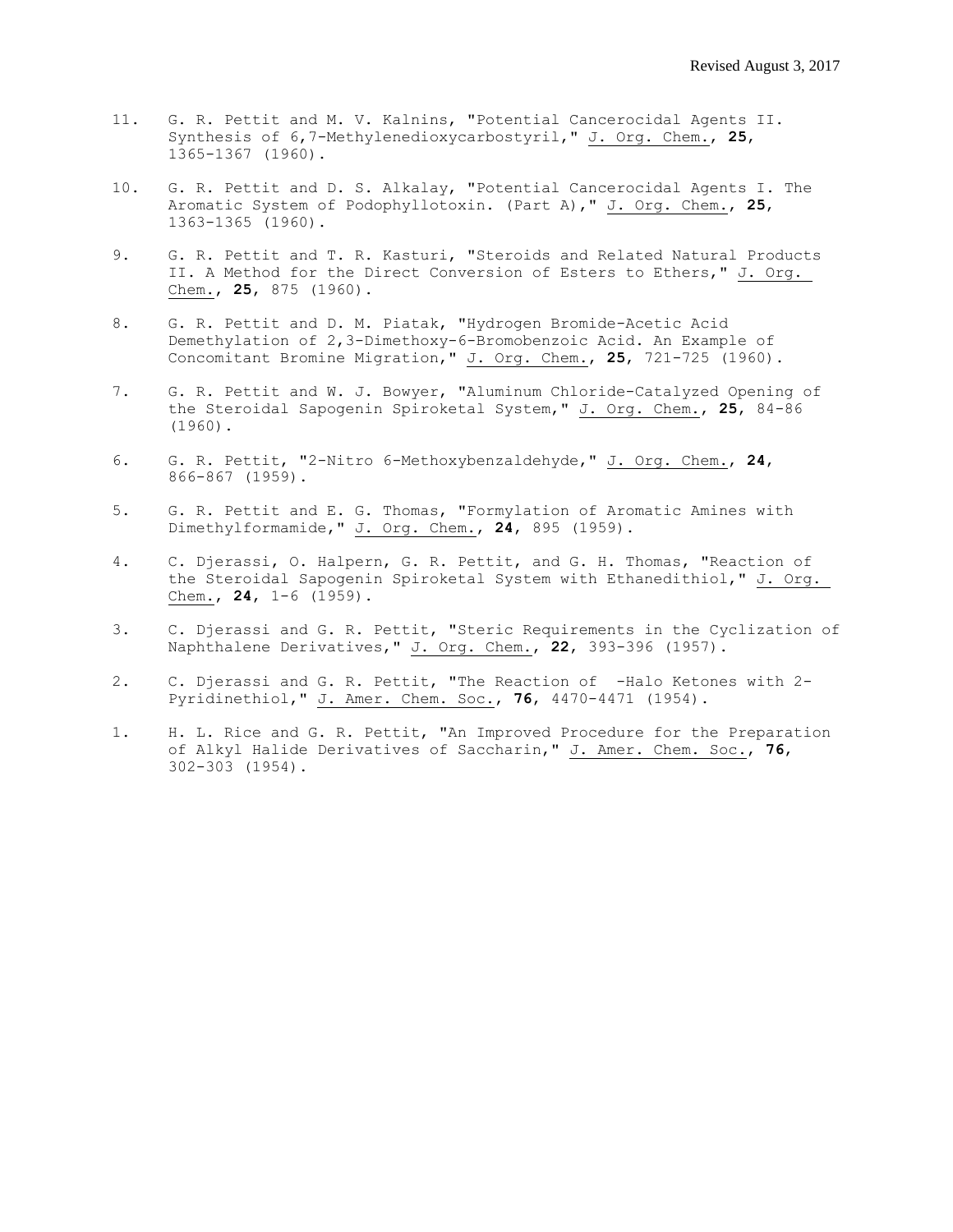11. G. R. Pettit and M. V. Kalnins, "Potential Cancerocidal Agents II. Synthesis of 6,7-Methylenedioxycarbostyril," J. Org. Chem., **25**, 1365-1367 (1960).

10. G. R. Pettit and D. S. Alkalay, "Potential Cancerocidal Agents I. The Aromatic System of Podophyllotoxin. (Part A)," J. Org. Chem., **25**, 1363-1365 (1960).

9. G. R. Pettit and T. R. Kasturi, "Steroids and Related Natural Products II. A Method for the Direct Conversion of Esters to Ethers," J. Org. Chem., **25**, 875 (1960).

8. G. R. Pettit and D. M. Piatak, "Hydrogen Bromide-Acetic Acid Demethylation of 2,3-Dimethoxy-6-Bromobenzoic Acid. An Example of Concomitant Bromine Migration," J. Org. Chem., **25**, 721-725 (1960).

7. G. R. Pettit and W. J. Bowyer, "Aluminum Chloride-Catalyzed Opening of the Steroidal Sapogenin Spiroketal System," J. Org. Chem., **25**, 84-86 (1960).

6. G. R. Pettit, "2-Nitro 6-Methoxybenzaldehyde," J. Org. Chem., **24**, 866-867 (1959).

5. G. R. Pettit and E. G. Thomas, "Formylation of Aromatic Amines with Dimethylformamide," J. Org. Chem., **24**, 895 (1959).

4. C. Djerassi, O. Halpern, G. R. Pettit, and G. H. Thomas, "Reaction of the Steroidal Sapogenin Spiroketal System with Ethanedithiol," J. Org. Chem., **24**, 1-6 (1959).

3. C. Djerassi and G. R. Pettit, "Steric Requirements in the Cyclization of Naphthalene Derivatives," J. Org. Chem., **22**, 393-396 (1957).

2. C. Djerassi and G. R. Pettit, "The Reaction of -Halo Ketones with 2-Pyridinethiol," J. Amer. Chem. Soc., **76**, 4470-4471 (1954).

1. H. L. Rice and G. R. Pettit, "An Improved Procedure for the Preparation of Alkyl Halide Derivatives of Saccharin," J. Amer. Chem. Soc., **76**, 302-303 (1954).